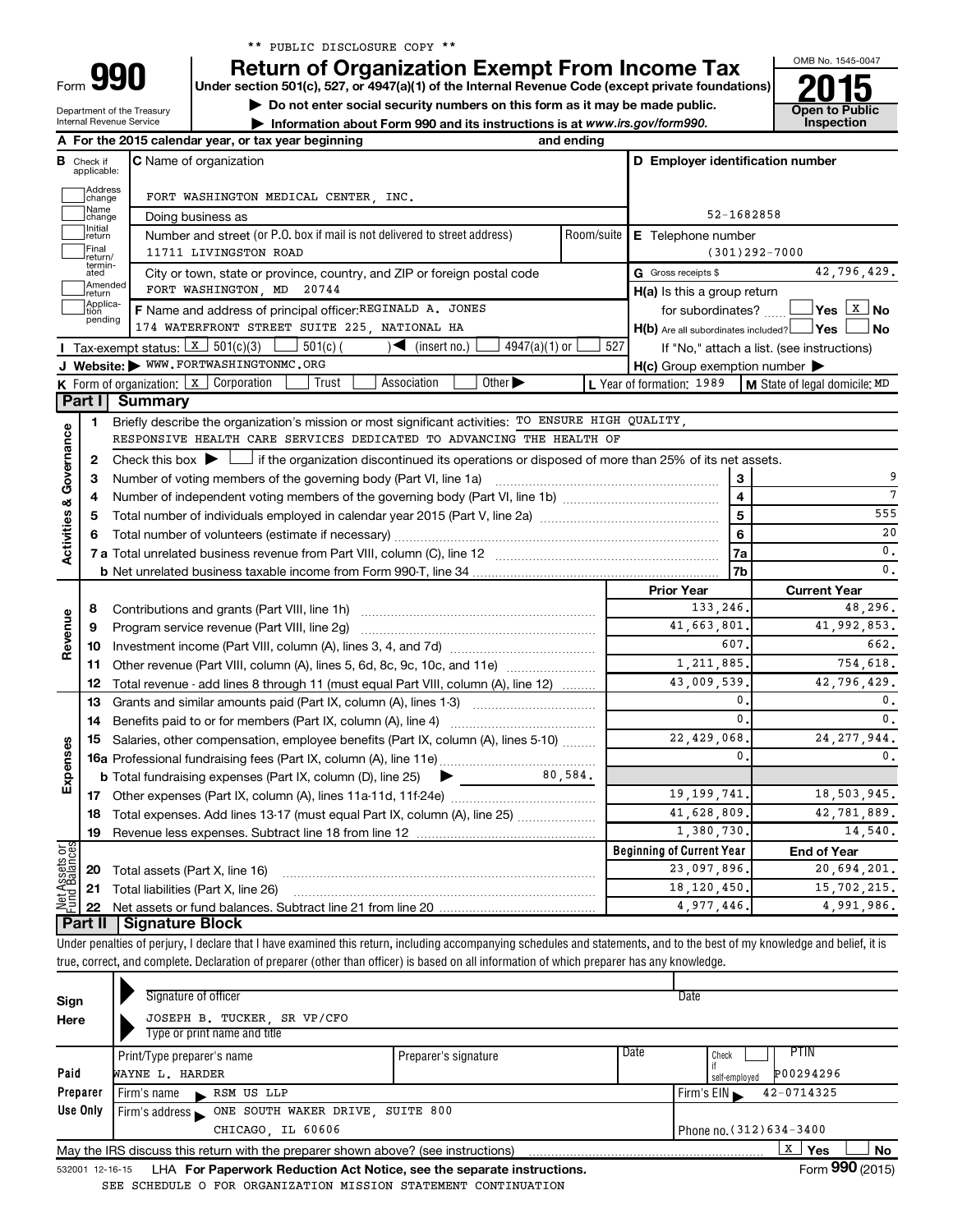** PUBLIC DISCLOSURE COPY **

# Form 990 — Return of Organization Exempt From Income Tax

**2015**

Under section 501(c), 527, or 4947(a)(1) of the Internal Revenue Code (except private foundations)

▶ Do not enter social security numbers on this form as it may be made public.

▶ Information about Form 990 and its instructions is at www.irs.gov/form990.

Department of the Treasury
Internal Revenue Service

OMB No. 1545-0047

Open to Public Inspection

**A** For the 2015 calendar year, or tax year beginning and ending

**B** Check if applicable: Address change, Name change, Initial return, Final return/terminated, Amended return, Application pending

**C** Name of organization: FORT WASHINGTON MEDICAL CENTER, INC.

Doing business as

Number and street (or P.O. box if mail is not delivered to street address): 11711 LIVINGSTON ROAD — Room/suite

City or town, state or province, country, and ZIP or foreign postal code: FORT WASHINGTON, MD 20744

**D** Employer identification number: 52-1682858

**E** Telephone number: (301)292-7000

**G** Gross receipts $ 42,796,429.

**F** Name and address of principal officer: REGINALD A. JONES, 174 WATERFRONT STREET SUITE 225, NATIONAL HA

**H(a)** Is this a group return for subordinates? ☐ Yes ☒ No

**H(b)** Are all subordinates included? ☐ Yes ☐ No — If "No," attach a list. (see instructions)

**I** Tax-exempt status: ☒ 501(c)(3) ☐ 501(c) ( ) ◀ (insert no.) ☐ 4947(a)(1) or ☐ 527

**J** Website: ▶ WWW.FORTWASHINGTONMC.ORG

**H(c)** Group exemption number ▶

**K** Form of organization: ☒ Corporation ☐ Trust ☐ Association ☐ Other ▶

**L** Year of formation: 1989

**M** State of legal domicile: MD

## Part I Summary

### Activities & Governance

1. Briefly describe the organization's mission or most significant activities: TO ENSURE HIGH QUALITY, RESPONSIVE HEALTH CARE SERVICES DEDICATED TO ADVANCING THE HEALTH OF
2. Check this box ▶ ☐ if the organization discontinued its operations or disposed of more than 25% of its net assets.

| | | | |
|---|---|---|---|
| 3 | Number of voting members of the governing body (Part VI, line 1a) | 3 | 9 |
| 4 | Number of independent voting members of the governing body (Part VI, line 1b) | 4 | 7 |
| 5 | Total number of individuals employed in calendar year 2015 (Part V, line 2a) | 5 | 555 |
| 6 | Total number of volunteers (estimate if necessary) | 6 | 20 |
| 7a | Total unrelated business revenue from Part VIII, column (C), line 12 | 7a | 0. |
| b | Net unrelated business taxable income from Form 990-T, line 34 | 7b | 0. |

### Revenue / Expenses

| | | Prior Year | Current Year |
|---|---|---|---|
| 8 | Contributions and grants (Part VIII, line 1h) | 133,246. | 48,296. |
| 9 | Program service revenue (Part VIII, line 2g) | 41,663,801. | 41,992,853. |
| 10 | Investment income (Part VIII, column (A), lines 3, 4, and 7d) | 607. | 662. |
| 11 | Other revenue (Part VIII, column (A), lines 5, 6d, 8c, 9c, 10c, and 11e) | 1,211,885. | 754,618. |
| 12 | Total revenue - add lines 8 through 11 (must equal Part VIII, column (A), line 12) | 43,009,539. | 42,796,429. |
| 13 | Grants and similar amounts paid (Part IX, column (A), lines 1-3) | 0. | 0. |
| 14 | Benefits paid to or for members (Part IX, column (A), line 4) | 0. | 0. |
| 15 | Salaries, other compensation, employee benefits (Part IX, column (A), lines 5-10) | 22,429,068. | 24,277,944. |
| 16a | Professional fundraising fees (Part IX, column (A), line 11e) | 0. | 0. |
| b | Total fundraising expenses (Part IX, column (D), line 25) ▶ 80,584. | | |
| 17 | Other expenses (Part IX, column (A), lines 11a-11d, 11f-24e) | 19,199,741. | 18,503,945. |
| 18 | Total expenses. Add lines 13-17 (must equal Part IX, column (A), line 25) | 41,628,809. | 42,781,889. |
| 19 | Revenue less expenses. Subtract line 18 from line 12 | 1,380,730. | 14,540. |

### Net Assets or Fund Balances

| | | Beginning of Current Year | End of Year |
|---|---|---|---|
| 20 | Total assets (Part X, line 16) | 23,097,896. | 20,694,201. |
| 21 | Total liabilities (Part X, line 26) | 18,120,450. | 15,702,215. |
| 22 | Net assets or fund balances. Subtract line 21 from line 20 | 4,977,446. | 4,991,986. |

## Part II Signature Block

Under penalties of perjury, I declare that I have examined this return, including accompanying schedules and statements, and to the best of my knowledge and belief, it is true, correct, and complete. Declaration of preparer (other than officer) is based on all information of which preparer has any knowledge.

**Sign Here**

Signature of officer — Date

JOSEPH B. TUCKER, SR VP/CFO
Type or print name and title

**Paid Preparer Use Only**

| Print/Type preparer's name | Preparer's signature | Date | Check if self-employed | PTIN |
|---|---|---|---|---|
| WAYNE L. HARDER | | | | P00294296 |

Firm's name ▶ RSM US LLP — Firm's EIN ▶ 42-0714325

Firm's address ▶ ONE SOUTH WAKER DRIVE, SUITE 800, CHICAGO, IL 60606 — Phone no. (312)634-3400

May the IRS discuss this return with the preparer shown above? (see instructions) ☒ Yes ☐ No

532001 12-16-15 LHA For Paperwork Reduction Act Notice, see the separate instructions. Form 990 (2015)

SEE SCHEDULE O FOR ORGANIZATION MISSION STATEMENT CONTINUATION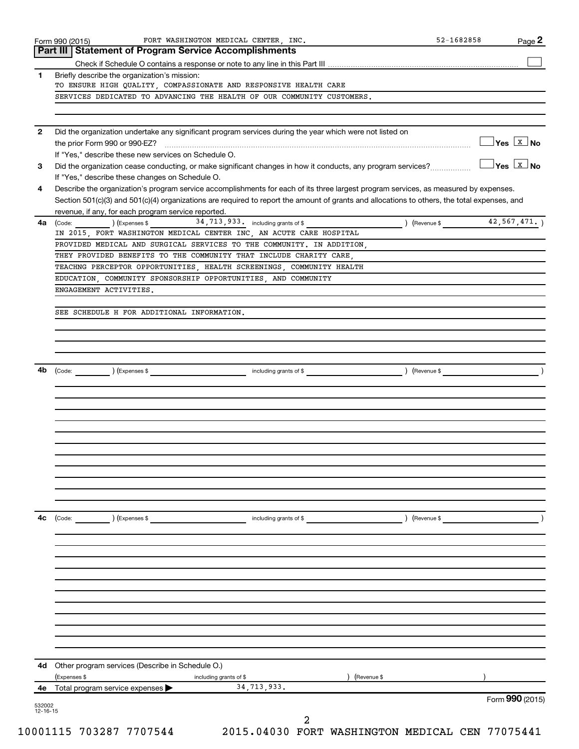Form 990 (2015) FORT WASHINGTON MEDICAL CENTER, INC. 52-1682858 Page 2

## Part III | Statement of Program Service Accomplishments

Check if Schedule O contains a response or note to any line in this Part III ☐

**1** Briefly describe the organization's mission:

TO ENSURE HIGH QUALITY, COMPASSIONATE AND RESPONSIVE HEALTH CARE SERVICES DEDICATED TO ADVANCING THE HEALTH OF OUR COMMUNITY CUSTOMERS.

**2** Did the organization undertake any significant program services during the year which were not listed on the prior Form 990 or 990-EZ? ☐ Yes ☒ No

If "Yes," describe these new services on Schedule O.

**3** Did the organization cease conducting, or make significant changes in how it conducts, any program services? ☐ Yes ☒ No

If "Yes," describe these changes on Schedule O.

**4** Describe the organization's program service accomplishments for each of its three largest program services, as measured by expenses. Section 501(c)(3) and 501(c)(4) organizations are required to report the amount of grants and allocations to others, the total expenses, and revenue, if any, for each program service reported.

**4a** (Code: ) (Expenses $ 34,713,933. including grants of $ ) (Revenue $ 42,567,471. )

IN 2015, FORT WASHINGTON MEDICAL CENTER INC, AN ACUTE CARE HOSPITAL PROVIDED MEDICAL AND SURGICAL SERVICES TO THE COMMUNITY. IN ADDITION, THEY PROVIDED BENEFITS TO THE COMMUNITY THAT INCLUDE CHARITY CARE, TEACHNG PERCEPTOR OPPORTUNITIES, HEALTH SCREENINGS, COMMUNITY HEALTH EDUCATION, COMMUNITY SPONSORSHIP OPPORTUNITIES, AND COMMUNITY ENGAGEMENT ACTIVITIES.

SEE SCHEDULE H FOR ADDITIONAL INFORMATION.

**4b** (Code: ) (Expenses $ including grants of $ ) (Revenue $ )

**4c** (Code: ) (Expenses $ including grants of $ ) (Revenue $ )

**4d** Other program services (Describe in Schedule O.)

(Expenses $ including grants of $ ) (Revenue $ )

**4e** Total program service expenses ▶ 34,713,933.

Form **990** (2015)

532002 12-16-15

10001115 703287 7707544 2015.04030 FORT WASHINGTON MEDICAL CEN 77075441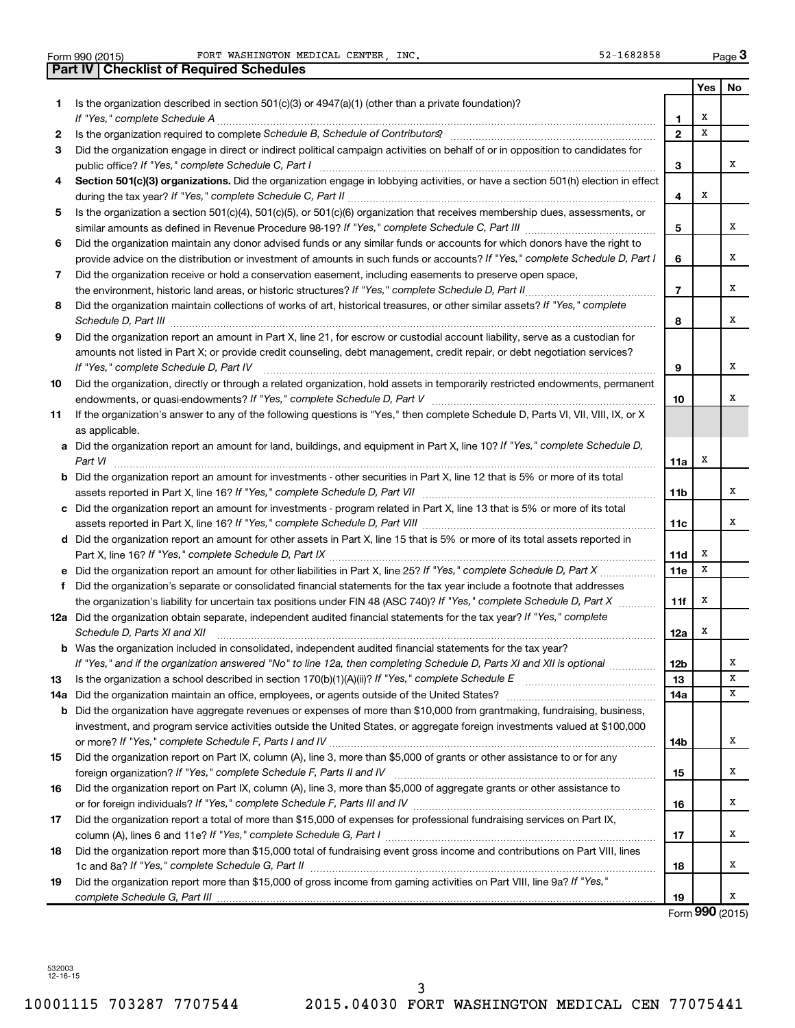Form 990 (2015) FORT WASHINGTON MEDICAL CENTER, INC. 52-1682858

## Part IV | Checklist of Required Schedules

| | | | Yes | No |
|---|---|---|---|---|
| 1 | Is the organization described in section 501(c)(3) or 4947(a)(1) (other than a private foundation)? *If "Yes," complete Schedule A* | 1 | X | |
| 2 | Is the organization required to complete *Schedule B, Schedule of Contributors*? | 2 | X | |
| 3 | Did the organization engage in direct or indirect political campaign activities on behalf of or in opposition to candidates for public office? *If "Yes," complete Schedule C, Part I* | 3 | | X |
| 4 | **Section 501(c)(3) organizations.** Did the organization engage in lobbying activities, or have a section 501(h) election in effect during the tax year? *If "Yes," complete Schedule C, Part II* | 4 | X | |
| 5 | Is the organization a section 501(c)(4), 501(c)(5), or 501(c)(6) organization that receives membership dues, assessments, or similar amounts as defined in Revenue Procedure 98-19? *If "Yes," complete Schedule C, Part III* | 5 | | X |
| 6 | Did the organization maintain any donor advised funds or any similar funds or accounts for which donors have the right to provide advice on the distribution or investment of amounts in such funds or accounts? *If "Yes," complete Schedule D, Part I* | 6 | | X |
| 7 | Did the organization receive or hold a conservation easement, including easements to preserve open space, the environment, historic land areas, or historic structures? *If "Yes," complete Schedule D, Part II* | 7 | | X |
| 8 | Did the organization maintain collections of works of art, historical treasures, or other similar assets? *If "Yes," complete Schedule D, Part III* | 8 | | X |
| 9 | Did the organization report an amount in Part X, line 21, for escrow or custodial account liability, serve as a custodian for amounts not listed in Part X; or provide credit counseling, debt management, credit repair, or debt negotiation services? *If "Yes," complete Schedule D, Part IV* | 9 | | X |
| 10 | Did the organization, directly or through a related organization, hold assets in temporarily restricted endowments, permanent endowments, or quasi-endowments? *If "Yes," complete Schedule D, Part V* | 10 | | X |
| 11 | If the organization's answer to any of the following questions is "Yes," then complete Schedule D, Parts VI, VII, VIII, IX, or X as applicable. | | | |
| a | Did the organization report an amount for land, buildings, and equipment in Part X, line 10? *If "Yes," complete Schedule D, Part VI* | 11a | X | |
| b | Did the organization report an amount for investments - other securities in Part X, line 12 that is 5% or more of its total assets reported in Part X, line 16? *If "Yes," complete Schedule D, Part VII* | 11b | | X |
| c | Did the organization report an amount for investments - program related in Part X, line 13 that is 5% or more of its total assets reported in Part X, line 16? *If "Yes," complete Schedule D, Part VIII* | 11c | | X |
| d | Did the organization report an amount for other assets in Part X, line 15 that is 5% or more of its total assets reported in Part X, line 16? *If "Yes," complete Schedule D, Part IX* | 11d | X | |
| e | Did the organization report an amount for other liabilities in Part X, line 25? *If "Yes," complete Schedule D, Part X* | 11e | X | |
| f | Did the organization's separate or consolidated financial statements for the tax year include a footnote that addresses the organization's liability for uncertain tax positions under FIN 48 (ASC 740)? *If "Yes," complete Schedule D, Part X* | 11f | X | |
| 12a | Did the organization obtain separate, independent audited financial statements for the tax year? *If "Yes," complete Schedule D, Parts XI and XII* | 12a | X | |
| b | Was the organization included in consolidated, independent audited financial statements for the tax year? *If "Yes," and if the organization answered "No" to line 12a, then completing Schedule D, Parts XI and XII is optional* | 12b | | X |
| 13 | Is the organization a school described in section 170(b)(1)(A)(ii)? *If "Yes," complete Schedule E* | 13 | | X |
| 14a | Did the organization maintain an office, employees, or agents outside of the United States? | 14a | | X |
| b | Did the organization have aggregate revenues or expenses of more than $10,000 from grantmaking, fundraising, business, investment, and program service activities outside the United States, or aggregate foreign investments valued at $100,000 or more? *If "Yes," complete Schedule F, Parts I and IV* | 14b | | X |
| 15 | Did the organization report on Part IX, column (A), line 3, more than $5,000 of grants or other assistance to or for any foreign organization? *If "Yes," complete Schedule F, Parts II and IV* | 15 | | X |
| 16 | Did the organization report on Part IX, column (A), line 3, more than $5,000 of aggregate grants or other assistance to or for foreign individuals? *If "Yes," complete Schedule F, Parts III and IV* | 16 | | X |
| 17 | Did the organization report a total of more than $15,000 of expenses for professional fundraising services on Part IX, column (A), lines 6 and 11e? *If "Yes," complete Schedule G, Part I* | 17 | | X |
| 18 | Did the organization report more than $15,000 total of fundraising event gross income and contributions on Part VIII, lines 1c and 8a? *If "Yes," complete Schedule G, Part II* | 18 | | X |
| 19 | Did the organization report more than $15,000 of gross income from gaming activities on Part VIII, line 9a? *If "Yes," complete Schedule G, Part III* | 19 | | X |

Form **990** (2015)

532003 12-16-15

10001115 703287 7707544 2015.04030 FORT WASHINGTON MEDICAL CEN 77075441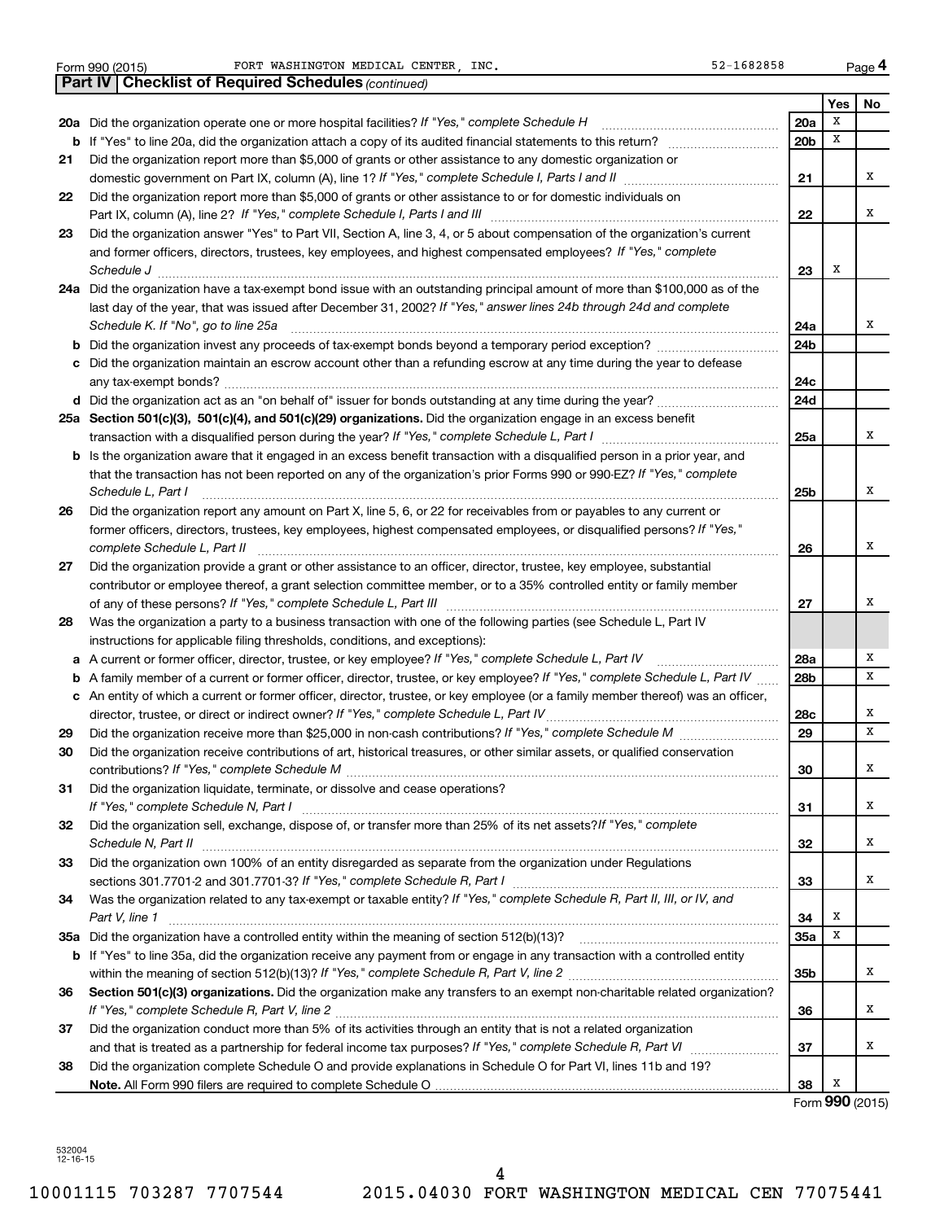Form 990 (2015) FORT WASHINGTON MEDICAL CENTER, INC. 52-1682858 Page **4**

**Part IV | Checklist of Required Schedules** *(continued)*

| | | | Yes | No |
|---|---|---|---|---|
| **20a** | Did the organization operate one or more hospital facilities? *If "Yes," complete Schedule H* | **20a** | X | |
| **b** | If "Yes" to line 20a, did the organization attach a copy of its audited financial statements to this return? | **20b** | X | |
| **21** | Did the organization report more than $5,000 of grants or other assistance to any domestic organization or domestic government on Part IX, column (A), line 1? *If "Yes," complete Schedule I, Parts I and II* | **21** | | X |
| **22** | Did the organization report more than $5,000 of grants or other assistance to or for domestic individuals on Part IX, column (A), line 2? *If "Yes," complete Schedule I, Parts I and III* | **22** | | X |
| **23** | Did the organization answer "Yes" to Part VII, Section A, line 3, 4, or 5 about compensation of the organization's current and former officers, directors, trustees, key employees, and highest compensated employees? *If "Yes," complete Schedule J* | **23** | X | |
| **24a** | Did the organization have a tax-exempt bond issue with an outstanding principal amount of more than $100,000 as of the last day of the year, that was issued after December 31, 2002? *If "Yes," answer lines 24b through 24d and complete Schedule K. If "No", go to line 25a* | **24a** | | X |
| **b** | Did the organization invest any proceeds of tax-exempt bonds beyond a temporary period exception? | **24b** | | |
| **c** | Did the organization maintain an escrow account other than a refunding escrow at any time during the year to defease any tax-exempt bonds? | **24c** | | |
| **d** | Did the organization act as an "on behalf of" issuer for bonds outstanding at any time during the year? | **24d** | | |
| **25a** | **Section 501(c)(3), 501(c)(4), and 501(c)(29) organizations.** Did the organization engage in an excess benefit transaction with a disqualified person during the year? *If "Yes," complete Schedule L, Part I* | **25a** | | X |
| **b** | Is the organization aware that it engaged in an excess benefit transaction with a disqualified person in a prior year, and that the transaction has not been reported on any of the organization's prior Forms 990 or 990-EZ? *If "Yes," complete Schedule L, Part I* | **25b** | | X |
| **26** | Did the organization report any amount on Part X, line 5, 6, or 22 for receivables from or payables to any current or former officers, directors, trustees, key employees, highest compensated employees, or disqualified persons? *If "Yes," complete Schedule L, Part II* | **26** | | X |
| **27** | Did the organization provide a grant or other assistance to an officer, director, trustee, key employee, substantial contributor or employee thereof, a grant selection committee member, or to a 35% controlled entity or family member of any of these persons? *If "Yes," complete Schedule L, Part III* | **27** | | X |
| **28** | Was the organization a party to a business transaction with one of the following parties (see Schedule L, Part IV instructions for applicable filing thresholds, conditions, and exceptions): | | | |
| **a** | A current or former officer, director, trustee, or key employee? *If "Yes," complete Schedule L, Part IV* | **28a** | | X |
| **b** | A family member of a current or former officer, director, trustee, or key employee? *If "Yes," complete Schedule L, Part IV* | **28b** | | X |
| **c** | An entity of which a current or former officer, director, trustee, or key employee (or a family member thereof) was an officer, director, trustee, or direct or indirect owner? *If "Yes," complete Schedule L, Part IV* | **28c** | | X |
| **29** | Did the organization receive more than $25,000 in non-cash contributions? *If "Yes," complete Schedule M* | **29** | | X |
| **30** | Did the organization receive contributions of art, historical treasures, or other similar assets, or qualified conservation contributions? *If "Yes," complete Schedule M* | **30** | | X |
| **31** | Did the organization liquidate, terminate, or dissolve and cease operations? *If "Yes," complete Schedule N, Part I* | **31** | | X |
| **32** | Did the organization sell, exchange, dispose of, or transfer more than 25% of its net assets? *If "Yes," complete Schedule N, Part II* | **32** | | X |
| **33** | Did the organization own 100% of an entity disregarded as separate from the organization under Regulations sections 301.7701-2 and 301.7701-3? *If "Yes," complete Schedule R, Part I* | **33** | | X |
| **34** | Was the organization related to any tax-exempt or taxable entity? *If "Yes," complete Schedule R, Part II, III, or IV, and Part V, line 1* | **34** | X | |
| **35a** | Did the organization have a controlled entity within the meaning of section 512(b)(13)? | **35a** | X | |
| **b** | If "Yes" to line 35a, did the organization receive any payment from or engage in any transaction with a controlled entity within the meaning of section 512(b)(13)? *If "Yes," complete Schedule R, Part V, line 2* | **35b** | | X |
| **36** | **Section 501(c)(3) organizations.** Did the organization make any transfers to an exempt non-charitable related organization? *If "Yes," complete Schedule R, Part V, line 2* | **36** | | X |
| **37** | Did the organization conduct more than 5% of its activities through an entity that is not a related organization and that is treated as a partnership for federal income tax purposes? *If "Yes," complete Schedule R, Part VI* | **37** | | X |
| **38** | Did the organization complete Schedule O and provide explanations in Schedule O for Part VI, lines 11b and 19? **Note.** All Form 990 filers are required to complete Schedule O | **38** | X | |

Form **990** (2015)

532004 12-16-15

10001115 703287 7707544 2015.04030 FORT WASHINGTON MEDICAL CEN 77075441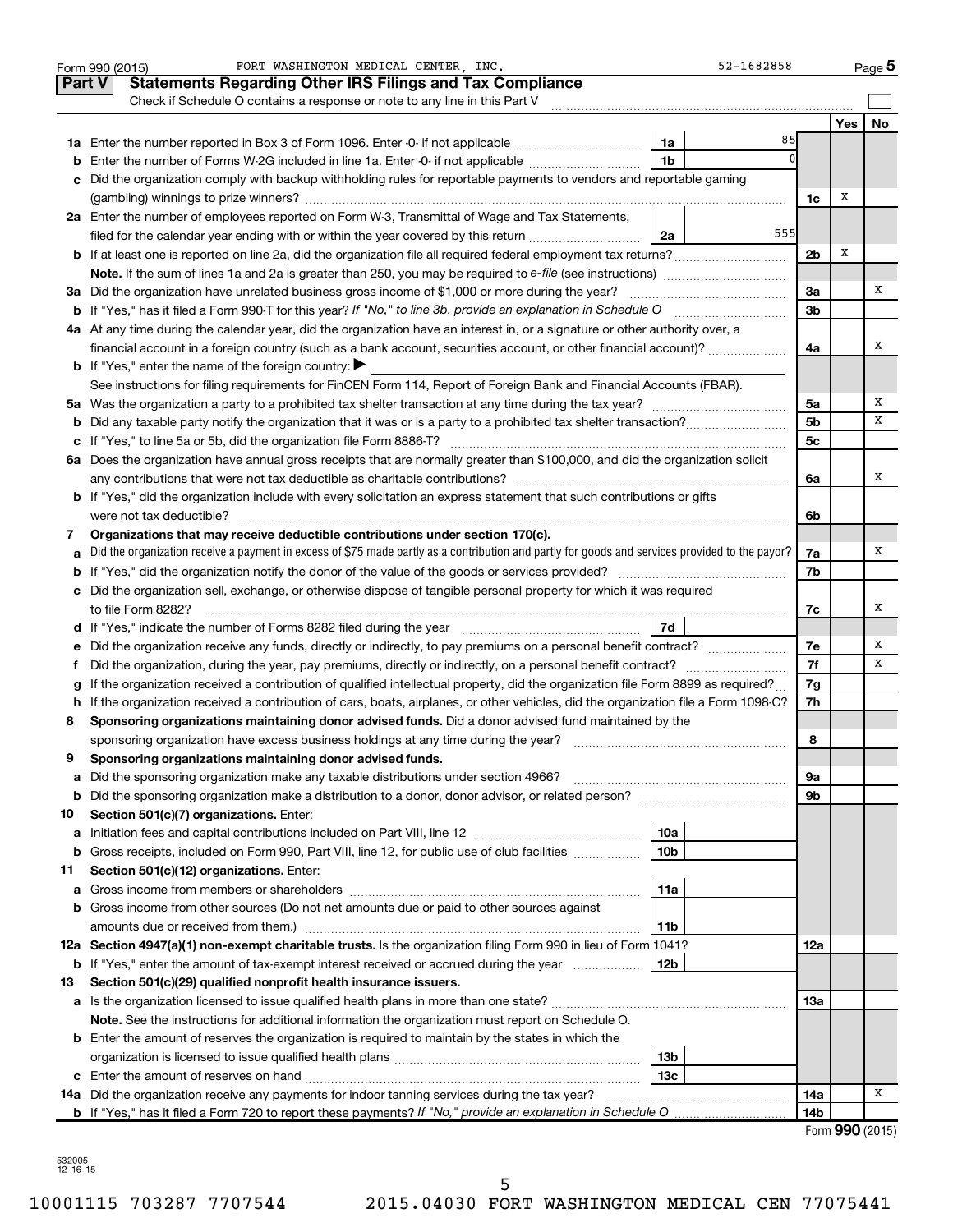Form 990 (2015) FORT WASHINGTON MEDICAL CENTER, INC. 52-1682858 Page 5

## Part V Statements Regarding Other IRS Filings and Tax Compliance

Check if Schedule O contains a response or note to any line in this Part V

| | | | | | Yes | No |
|---|---|---|---|---|---|---|
| **1a** | Enter the number reported in Box 3 of Form 1096. Enter -0- if not applicable | 1a | 85 | | | |
| **b** | Enter the number of Forms W-2G included in line 1a. Enter -0- if not applicable | 1b | 0 | | | |
| **c** | Did the organization comply with backup withholding rules for reportable payments to vendors and reportable gaming (gambling) winnings to prize winners? | | | 1c | X | |
| **2a** | Enter the number of employees reported on Form W-3, Transmittal of Wage and Tax Statements, filed for the calendar year ending with or within the year covered by this return | 2a | 555 | | | |
| **b** | If at least one is reported on line 2a, did the organization file all required federal employment tax returns? | | | 2b | X | |
| | **Note.** If the sum of lines 1a and 2a is greater than 250, you may be required to *e-file* (see instructions) | | | | | |
| **3a** | Did the organization have unrelated business gross income of $1,000 or more during the year? | | | 3a | | X |
| **b** | If "Yes," has it filed a Form 990-T for this year? *If "No," to line 3b, provide an explanation in Schedule O* | | | 3b | | |
| **4a** | At any time during the calendar year, did the organization have an interest in, or a signature or other authority over, a financial account in a foreign country (such as a bank account, securities account, or other financial account)? | | | 4a | | X |
| **b** | If "Yes," enter the name of the foreign country: ▶ | | | | | |
| | See instructions for filing requirements for FinCEN Form 114, Report of Foreign Bank and Financial Accounts (FBAR). | | | | | |
| **5a** | Was the organization a party to a prohibited tax shelter transaction at any time during the tax year? | | | 5a | | X |
| **b** | Did any taxable party notify the organization that it was or is a party to a prohibited tax shelter transaction? | | | 5b | | X |
| **c** | If "Yes," to line 5a or 5b, did the organization file Form 8886-T? | | | 5c | | |
| **6a** | Does the organization have annual gross receipts that are normally greater than $100,000, and did the organization solicit any contributions that were not tax deductible as charitable contributions? | | | 6a | | X |
| **b** | If "Yes," did the organization include with every solicitation an express statement that such contributions or gifts were not tax deductible? | | | 6b | | |
| **7** | **Organizations that may receive deductible contributions under section 170(c).** | | | | | |
| **a** | Did the organization receive a payment in excess of $75 made partly as a contribution and partly for goods and services provided to the payor? | | | 7a | | X |
| **b** | If "Yes," did the organization notify the donor of the value of the goods or services provided? | | | 7b | | |
| **c** | Did the organization sell, exchange, or otherwise dispose of tangible personal property for which it was required to file Form 8282? | | | 7c | | X |
| **d** | If "Yes," indicate the number of Forms 8282 filed during the year | 7d | | | | |
| **e** | Did the organization receive any funds, directly or indirectly, to pay premiums on a personal benefit contract? | | | 7e | | X |
| **f** | Did the organization, during the year, pay premiums, directly or indirectly, on a personal benefit contract? | | | 7f | | X |
| **g** | If the organization received a contribution of qualified intellectual property, did the organization file Form 8899 as required? | | | 7g | | |
| **h** | If the organization received a contribution of cars, boats, airplanes, or other vehicles, did the organization file a Form 1098-C? | | | 7h | | |
| **8** | **Sponsoring organizations maintaining donor advised funds.** Did a donor advised fund maintained by the sponsoring organization have excess business holdings at any time during the year? | | | 8 | | |
| **9** | **Sponsoring organizations maintaining donor advised funds.** | | | | | |
| **a** | Did the sponsoring organization make any taxable distributions under section 4966? | | | 9a | | |
| **b** | Did the sponsoring organization make a distribution to a donor, donor advisor, or related person? | | | 9b | | |
| **10** | **Section 501(c)(7) organizations.** Enter: | | | | | |
| **a** | Initiation fees and capital contributions included on Part VIII, line 12 | 10a | | | | |
| **b** | Gross receipts, included on Form 990, Part VIII, line 12, for public use of club facilities | 10b | | | | |
| **11** | **Section 501(c)(12) organizations.** Enter: | | | | | |
| **a** | Gross income from members or shareholders | 11a | | | | |
| **b** | Gross income from other sources (Do not net amounts due or paid to other sources against amounts due or received from them.) | 11b | | | | |
| **12a** | **Section 4947(a)(1) non-exempt charitable trusts.** Is the organization filing Form 990 in lieu of Form 1041? | | | 12a | | |
| **b** | If "Yes," enter the amount of tax-exempt interest received or accrued during the year | 12b | | | | |
| **13** | **Section 501(c)(29) qualified nonprofit health insurance issuers.** | | | | | |
| **a** | Is the organization licensed to issue qualified health plans in more than one state? | | | 13a | | |
| | **Note.** See the instructions for additional information the organization must report on Schedule O. | | | | | |
| **b** | Enter the amount of reserves the organization is required to maintain by the states in which the organization is licensed to issue qualified health plans | 13b | | | | |
| **c** | Enter the amount of reserves on hand | 13c | | | | |
| **14a** | Did the organization receive any payments for indoor tanning services during the tax year? | | | 14a | | X |
| **b** | If "Yes," has it filed a Form 720 to report these payments? *If "No," provide an explanation in Schedule O* | | | 14b | | |

Form **990** (2015)

532005 12-16-15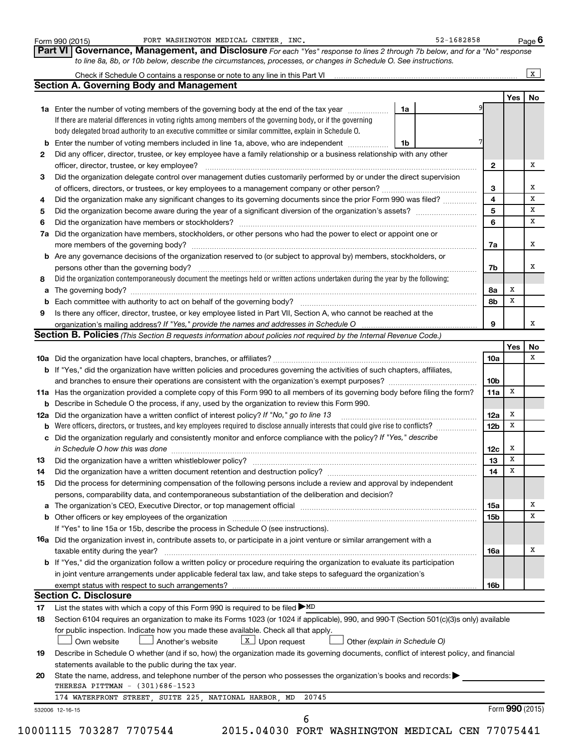Form 990 (2015) FORT WASHINGTON MEDICAL CENTER, INC. 52-1682858 Page 6

**Part VI Governance, Management, and Disclosure** *For each "Yes" response to lines 2 through 7b below, and for a "No" response to line 8a, 8b, or 10b below, describe the circumstances, processes, or changes in Schedule O. See instructions.*

Check if Schedule O contains a response or note to any line in this Part VI .......... X

## Section A. Governing Body and Management

| | | | | Yes | No |
|---|---|---|---|---|---|
| **1a** | Enter the number of voting members of the governing body at the end of the tax year ... **1a** 9 | | | | |
| | If there are material differences in voting rights among members of the governing body, or if the governing body delegated broad authority to an executive committee or similar committee, explain in Schedule O. | | | | |
| **b** | Enter the number of voting members included in line 1a, above, who are independent ... **1b** 7 | | | | |
| **2** | Did any officer, director, trustee, or key employee have a family relationship or a business relationship with any other officer, director, trustee, or key employee? | | **2** | | X |
| **3** | Did the organization delegate control over management duties customarily performed by or under the direct supervision of officers, directors, or trustees, or key employees to a management company or other person? | | **3** | | X |
| **4** | Did the organization make any significant changes to its governing documents since the prior Form 990 was filed? | | **4** | | X |
| **5** | Did the organization become aware during the year of a significant diversion of the organization's assets? | | **5** | | X |
| **6** | Did the organization have members or stockholders? | | **6** | | X |
| **7a** | Did the organization have members, stockholders, or other persons who had the power to elect or appoint one or more members of the governing body? | | **7a** | | X |
| **b** | Are any governance decisions of the organization reserved to (or subject to approval by) members, stockholders, or persons other than the governing body? | | **7b** | | X |
| **8** | Did the organization contemporaneously document the meetings held or written actions undertaken during the year by the following: | | | | |
| **a** | The governing body? | | **8a** | X | |
| **b** | Each committee with authority to act on behalf of the governing body? | | **8b** | X | |
| **9** | Is there any officer, director, trustee, or key employee listed in Part VII, Section A, who cannot be reached at the organization's mailing address? *If "Yes," provide the names and addresses in Schedule O* | | **9** | | X |

## Section B. Policies *(This Section B requests information about policies not required by the Internal Revenue Code.)*

| | | | Yes | No |
|---|---|---|---|---|
| **10a** | Did the organization have local chapters, branches, or affiliates? | **10a** | | X |
| **b** | If "Yes," did the organization have written policies and procedures governing the activities of such chapters, affiliates, and branches to ensure their operations are consistent with the organization's exempt purposes? | **10b** | | |
| **11a** | Has the organization provided a complete copy of this Form 990 to all members of its governing body before filing the form? | **11a** | X | |
| **b** | Describe in Schedule O the process, if any, used by the organization to review this Form 990. | | | |
| **12a** | Did the organization have a written conflict of interest policy? *If "No," go to line 13* | **12a** | X | |
| **b** | Were officers, directors, or trustees, and key employees required to disclose annually interests that could give rise to conflicts? | **12b** | X | |
| **c** | Did the organization regularly and consistently monitor and enforce compliance with the policy? *If "Yes," describe in Schedule O how this was done* | **12c** | X | |
| **13** | Did the organization have a written whistleblower policy? | **13** | X | |
| **14** | Did the organization have a written document retention and destruction policy? | **14** | X | |
| **15** | Did the process for determining compensation of the following persons include a review and approval by independent persons, comparability data, and contemporaneous substantiation of the deliberation and decision? | | | |
| **a** | The organization's CEO, Executive Director, or top management official | **15a** | | X |
| **b** | Other officers or key employees of the organization | **15b** | | X |
| | If "Yes" to line 15a or 15b, describe the process in Schedule O (see instructions). | | | |
| **16a** | Did the organization invest in, contribute assets to, or participate in a joint venture or similar arrangement with a taxable entity during the year? | **16a** | | X |
| **b** | If "Yes," did the organization follow a written policy or procedure requiring the organization to evaluate its participation in joint venture arrangements under applicable federal tax law, and take steps to safeguard the organization's exempt status with respect to such arrangements? | **16b** | | |

## Section C. Disclosure

**17** List the states with which a copy of this Form 990 is required to be filed ▶ MD

**18** Section 6104 requires an organization to make its Forms 1023 (or 1024 if applicable), 990, and 990-T (Section 501(c)(3)s only) available for public inspection. Indicate how you made these available. Check all that apply.

☐ Own website ☐ Another's website ☒ Upon request ☐ Other *(explain in Schedule O)*

**19** Describe in Schedule O whether (and if so, how) the organization made its governing documents, conflict of interest policy, and financial statements available to the public during the tax year.

**20** State the name, address, and telephone number of the person who possesses the organization's books and records: ▶

THERESA PITTMAN - (301)686-1523

174 WATERFRONT STREET, SUITE 225, NATIONAL HARBOR, MD 20745

532006 12-16-15 Form **990** (2015)

10001115 703287 7707544 2015.04030 FORT WASHINGTON MEDICAL CEN 77075441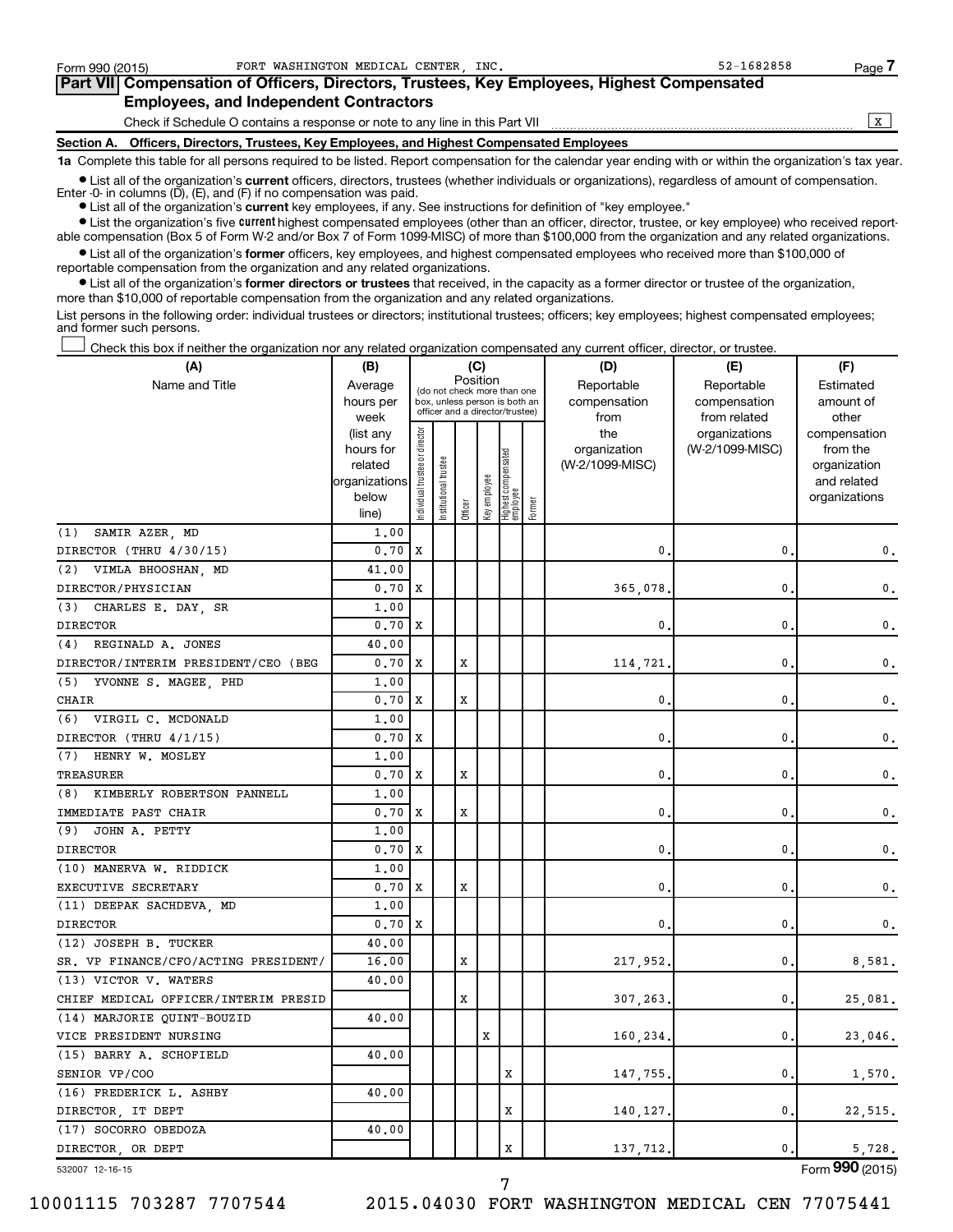Form 990 (2015) FORT WASHINGTON MEDICAL CENTER, INC. 52-1682858

## Part VII Compensation of Officers, Directors, Trustees, Key Employees, Highest Compensated Employees, and Independent Contractors

Check if Schedule O contains a response or note to any line in this Part VII ☒

### Section A. Officers, Directors, Trustees, Key Employees, and Highest Compensated Employees

**1a** Complete this table for all persons required to be listed. Report compensation for the calendar year ending with or within the organization's tax year.

- List all of the organization's **current** officers, directors, trustees (whether individuals or organizations), regardless of amount of compensation. Enter -0- in columns (D), (E), and (F) if no compensation was paid.
- List all of the organization's **current** key employees, if any. See instructions for definition of "key employee."
- List the organization's five **current** highest compensated employees (other than an officer, director, trustee, or key employee) who received reportable compensation (Box 5 of Form W-2 and/or Box 7 of Form 1099-MISC) of more than $100,000 from the organization and any related organizations.
- List all of the organization's **former** officers, key employees, and highest compensated employees who received more than $100,000 of reportable compensation from the organization and any related organizations.
- List all of the organization's **former directors or trustees** that received, in the capacity as a former director or trustee of the organization, more than $10,000 of reportable compensation from the organization and any related organizations.

List persons in the following order: individual trustees or directors; institutional trustees; officers; key employees; highest compensated employees; and former such persons.

☐ Check this box if neither the organization nor any related organization compensated any current officer, director, or trustee.

| (A) Name and Title | (B) Average hours per week (list any hours for related organizations below line) | (C) Position: Individual trustee or director | Institutional trustee | Officer | Key employee | Highest compensated employee | Former | (D) Reportable compensation from the organization (W-2/1099-MISC) | (E) Reportable compensation from related organizations (W-2/1099-MISC) | (F) Estimated amount of other compensation from the organization and related organizations |
|---|---|---|---|---|---|---|---|---|---|---|
| (1) SAMIR AZER, MD<br>DIRECTOR (THRU 4/30/15) | 1.00<br>0.70 | X | | | | | | 0. | 0. | 0. |
| (2) VIMLA BHOOSHAN, MD<br>DIRECTOR/PHYSICIAN | 41.00<br>0.70 | X | | | | | | 365,078. | 0. | 0. |
| (3) CHARLES E. DAY, SR<br>DIRECTOR | 1.00<br>0.70 | X | | | | | | 0. | 0. | 0. |
| (4) REGINALD A. JONES<br>DIRECTOR/INTERIM PRESIDENT/CEO (BEG | 40.00<br>0.70 | X | | X | | | | 114,721. | 0. | 0. |
| (5) YVONNE S. MAGEE, PHD<br>CHAIR | 1.00<br>0.70 | X | | X | | | | 0. | 0. | 0. |
| (6) VIRGIL C. MCDONALD<br>DIRECTOR (THRU 4/1/15) | 1.00<br>0.70 | X | | | | | | 0. | 0. | 0. |
| (7) HENRY W. MOSLEY<br>TREASURER | 1.00<br>0.70 | X | | X | | | | 0. | 0. | 0. |
| (8) KIMBERLY ROBERTSON PANNELL<br>IMMEDIATE PAST CHAIR | 1.00<br>0.70 | X | | X | | | | 0. | 0. | 0. |
| (9) JOHN A. PETTY<br>DIRECTOR | 1.00<br>0.70 | X | | | | | | 0. | 0. | 0. |
| (10) MANERVA W. RIDDICK<br>EXECUTIVE SECRETARY | 1.00<br>0.70 | X | | X | | | | 0. | 0. | 0. |
| (11) DEEPAK SACHDEVA, MD<br>DIRECTOR | 1.00<br>0.70 | X | | | | | | 0. | 0. | 0. |
| (12) JOSEPH B. TUCKER<br>SR. VP FINANCE/CFO/ACTING PRESIDENT/ | 40.00<br>16.00 | | | X | | | | 217,952. | 0. | 8,581. |
| (13) VICTOR V. WATERS<br>CHIEF MEDICAL OFFICER/INTERIM PRESID | 40.00 | | | X | | | | 307,263. | 0. | 25,081. |
| (14) MARJORIE QUINT-BOUZID<br>VICE PRESIDENT NURSING | 40.00 | | | | X | | | 160,234. | 0. | 23,046. |
| (15) BARRY A. SCHOFIELD<br>SENIOR VP/COO | 40.00 | | | | | X | | 147,755. | 0. | 1,570. |
| (16) FREDERICK L. ASHBY<br>DIRECTOR, IT DEPT | 40.00 | | | | | X | | 140,127. | 0. | 22,515. |
| (17) SOCORRO OBEDOZA<br>DIRECTOR, OR DEPT | 40.00 | | | | | X | | 137,712. | 0. | 5,728. |

532007 12-16-15

Form **990** (2015)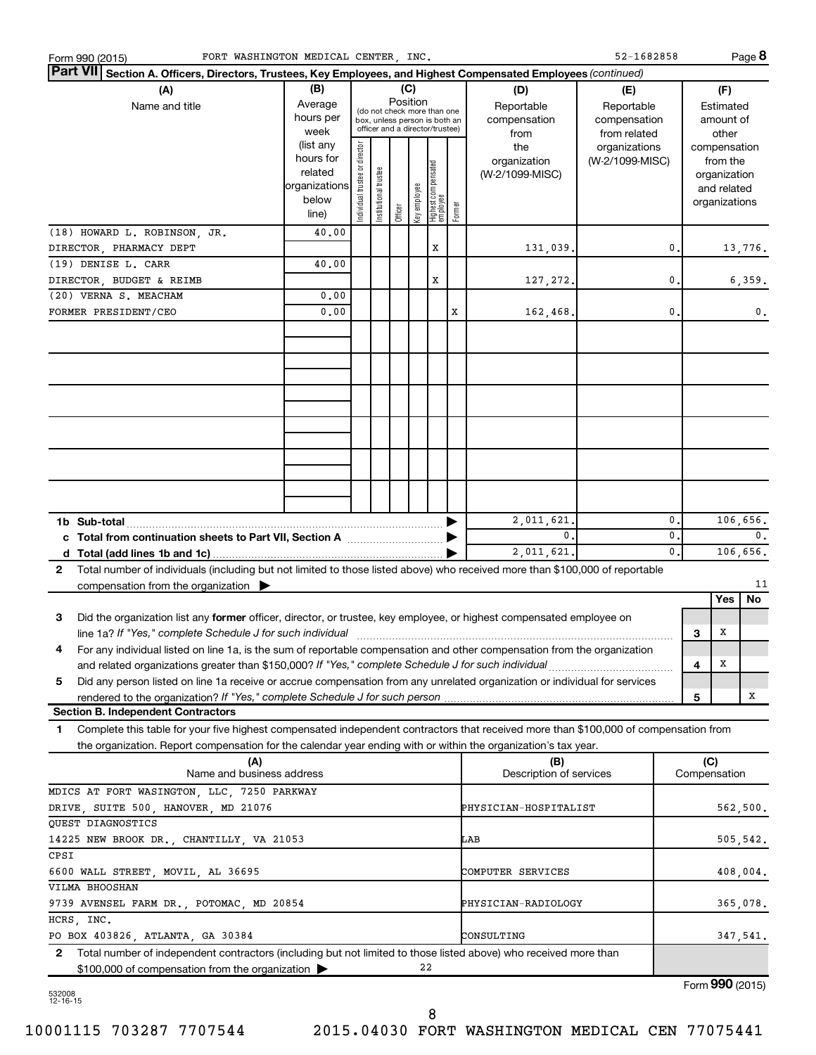## Part VII Section A. Officers, Directors, Trustees, Key Employees, and Highest Compensated Employees *(continued)*

| (A) Name and title | (B) Average hours per week (list any hours for related organizations below line) | (C) Position: Individual trustee or director | Institutional trustee | Officer | Key employee | Highest compensated employee | Former | (D) Reportable compensation from the organization (W-2/1099-MISC) | (E) Reportable compensation from related organizations (W-2/1099-MISC) | (F) Estimated amount of other compensation from the organization and related organizations |
|---|---|---|---|---|---|---|---|---|---|---|
| (18) HOWARD L. ROBINSON, JR. DIRECTOR, PHARMACY DEPT | 40.00 | | | | | X | | 131,039. | 0. | 13,776. |
| (19) DENISE L. CARR DIRECTOR, BUDGET & REIMB | 40.00 | | | | | X | | 127,272. | 0. | 6,359. |
| (20) VERNA S. MEACHAM FORMER PRESIDENT/CEO | 0.00 / 0.00 | | | | | | X | 162,468. | 0. | 0. |

| | (D) | (E) | (F) |
|---|---|---|---|
| **1b Sub-total** | 2,011,621. | 0. | 106,656. |
| **c Total from continuation sheets to Part VII, Section A** | 0. | 0. | 0. |
| **d Total (add lines 1b and 1c)** | 2,011,621. | 0. | 106,656. |

**2** Total number of individuals (including but not limited to those listed above) who received more than $100,000 of reportable compensation from the organization ▶ 11

| | | Yes | No |
|---|---|---|---|
| **3** Did the organization list any **former** officer, director, or trustee, key employee, or highest compensated employee on line 1a? *If "Yes," complete Schedule J for such individual* | 3 | X | |
| **4** For any individual listed on line 1a, is the sum of reportable compensation and other compensation from the organization and related organizations greater than $150,000? *If "Yes," complete Schedule J for such individual* | 4 | X | |
| **5** Did any person listed on line 1a receive or accrue compensation from any unrelated organization or individual for services rendered to the organization? *If "Yes," complete Schedule J for such person* | 5 | | X |

### Section B. Independent Contractors

**1** Complete this table for your five highest compensated independent contractors that received more than $100,000 of compensation from the organization. Report compensation for the calendar year ending with or within the organization's tax year.

| (A) Name and business address | (B) Description of services | (C) Compensation |
|---|---|---|
| MDICS AT FORT WASINGTON, LLC, 7250 PARKWAY DRIVE, SUITE 500, HANOVER, MD 21076 | PHYSICIAN-HOSPITALIST | 562,500. |
| QUEST DIAGNOSTICS 14225 NEW BROOK DR., CHANTILLY, VA 21053 | LAB | 505,542. |
| CPSI 6600 WALL STREET, MOVIL, AL 36695 | COMPUTER SERVICES | 408,004. |
| VILMA BHOOSHAN 9739 AVENSEL FARM DR., POTOMAC, MD 20854 | PHYSICIAN-RADIOLOGY | 365,078. |
| HCRS, INC. PO BOX 403826, ATLANTA, GA 30384 | CONSULTING | 347,541. |

**2** Total number of independent contractors (including but not limited to those listed above) who received more than $100,000 of compensation from the organization ▶ 22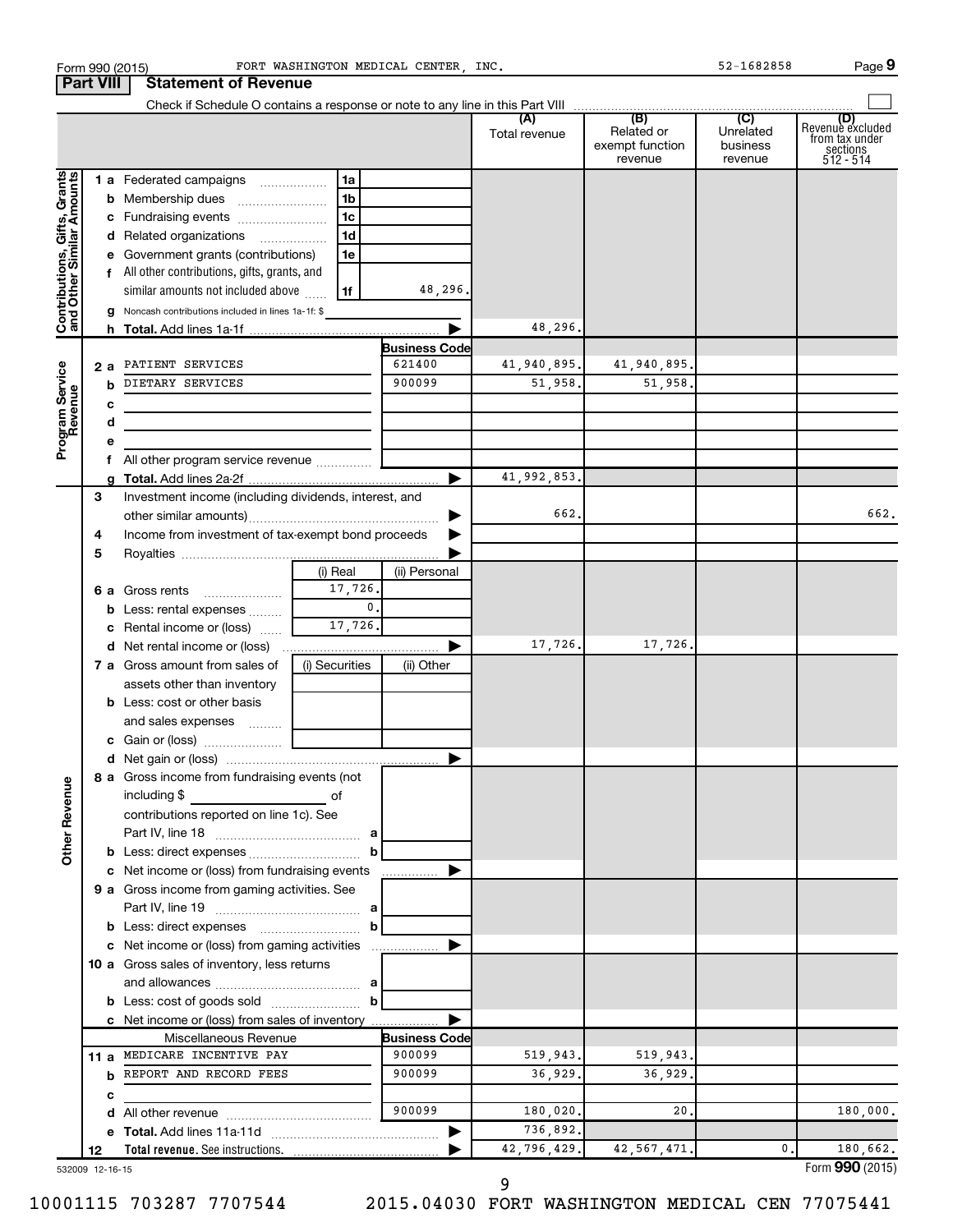Form 990 (2015) FORT WASHINGTON MEDICAL CENTER, INC. 52-1682858

## Part VIII Statement of Revenue

Check if Schedule O contains a response or note to any line in this Part VIII

| | | | | (A) Total revenue | (B) Related or exempt function revenue | (C) Unrelated business revenue | (D) Revenue excluded from tax under sections 512 - 514 |
|---|---|---|---|---|---|---|---|
| **Contributions, Gifts, Grants and Other Similar Amounts** | 1 a Federated campaigns | 1a | | | | | |
| | b Membership dues | 1b | | | | | |
| | c Fundraising events | 1c | | | | | |
| | d Related organizations | 1d | | | | | |
| | e Government grants (contributions) | 1e | | | | | |
| | f All other contributions, gifts, grants, and similar amounts not included above | 1f | 48,296. | | | | |
| | g Noncash contributions included in lines 1a-1f: $ | | | | | | |
| | h **Total.** Add lines 1a-1f | | | 48,296. | | | |
| **Program Service Revenue** | | | **Business Code** | | | | |
| | 2 a PATIENT SERVICES | | 621400 | 41,940,895. | 41,940,895. | | |
| | b DIETARY SERVICES | | 900099 | 51,958. | 51,958. | | |
| | c | | | | | | |
| | d | | | | | | |
| | e | | | | | | |
| | f All other program service revenue | | | | | | |
| | g **Total.** Add lines 2a-2f | | | 41,992,853. | | | |
| **Other Revenue** | 3 Investment income (including dividends, interest, and other similar amounts) | | | 662. | | | 662. |
| | 4 Income from investment of tax-exempt bond proceeds | | | | | | |
| | 5 Royalties | | | | | | |
| | | (i) Real | (ii) Personal | | | | |
| | 6 a Gross rents | 17,726. | | | | | |
| | b Less: rental expenses | 0. | | | | | |
| | c Rental income or (loss) | 17,726. | | | | | |
| | d Net rental income or (loss) | | | 17,726. | 17,726. | | |
| | 7 a Gross amount from sales of assets other than inventory | (i) Securities | (ii) Other | | | | |
| | b Less: cost or other basis and sales expenses | | | | | | |
| | c Gain or (loss) | | | | | | |
| | d Net gain or (loss) | | | | | | |
| | 8 a Gross income from fundraising events (not including $ of contributions reported on line 1c). See Part IV, line 18 | a | | | | | |
| | b Less: direct expenses | b | | | | | |
| | c Net income or (loss) from fundraising events | | | | | | |
| | 9 a Gross income from gaming activities. See Part IV, line 19 | a | | | | | |
| | b Less: direct expenses | b | | | | | |
| | c Net income or (loss) from gaming activities | | | | | | |
| | 10 a Gross sales of inventory, less returns and allowances | a | | | | | |
| | b Less: cost of goods sold | b | | | | | |
| | c Net income or (loss) from sales of inventory | | | | | | |
| | Miscellaneous Revenue | | **Business Code** | | | | |
| | 11 a MEDICARE INCENTIVE PAY | | 900099 | 519,943. | 519,943. | | |
| | b REPORT AND RECORD FEES | | 900099 | 36,929. | 36,929. | | |
| | c | | | | | | |
| | d All other revenue | | 900099 | 180,020. | 20. | | 180,000. |
| | e **Total.** Add lines 11a-11d | | | 736,892. | | | |
| | 12 **Total revenue.** See instructions. | | | 42,796,429. | 42,567,471. | 0. | 180,662. |

532009 12-16-15

Form **990** (2015)

10001115 703287 7707544 2015.04030 FORT WASHINGTON MEDICAL CEN 77075441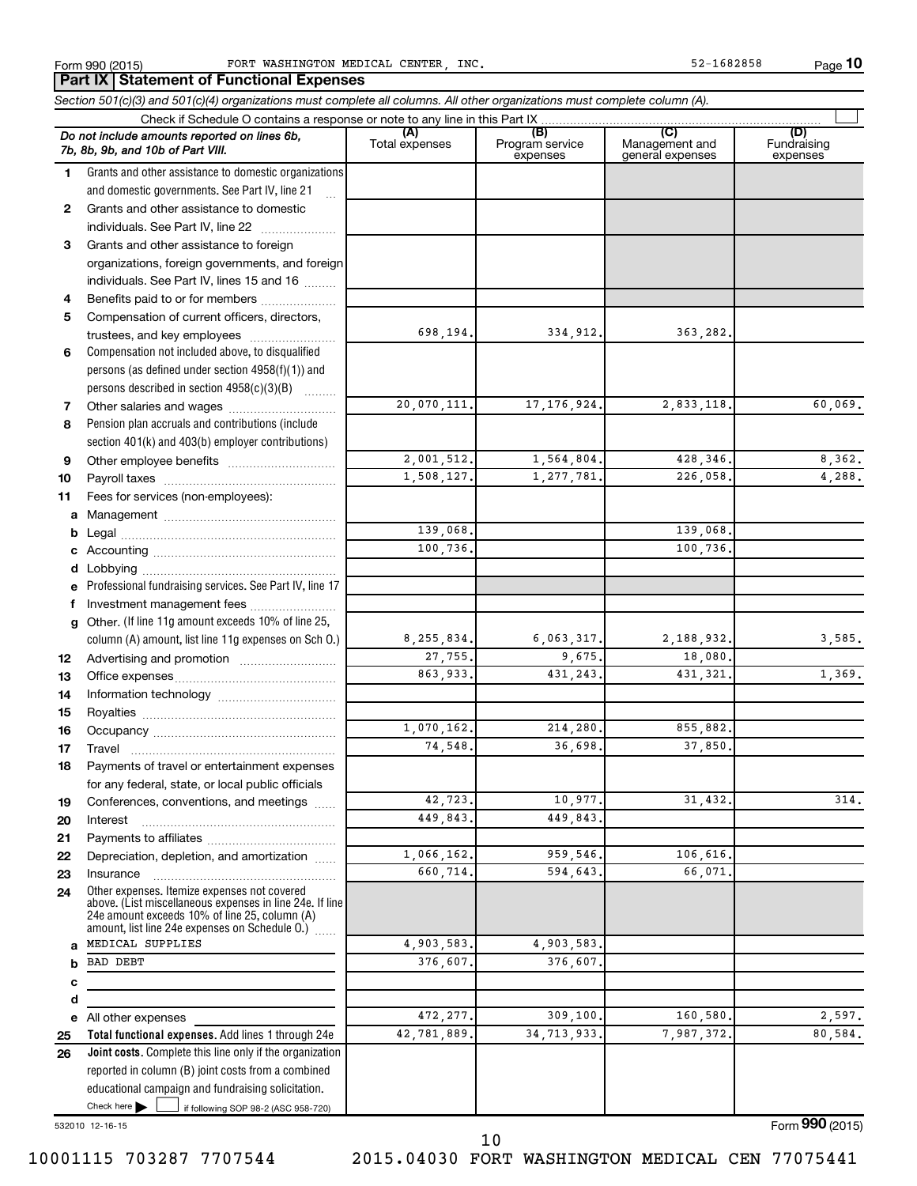Form 990 (2015) FORT WASHINGTON MEDICAL CENTER, INC. 52-1682858

## Part IX Statement of Functional Expenses

*Section 501(c)(3) and 501(c)(4) organizations must complete all columns. All other organizations must complete column (A).*

Check if Schedule O contains a response or note to any line in this Part IX

| | *Do not include amounts reported on lines 6b, 7b, 8b, 9b, and 10b of Part VIII.* | (A) Total expenses | (B) Program service expenses | (C) Management and general expenses | (D) Fundraising expenses |
|---|---|---|---|---|---|
| 1 | Grants and other assistance to domestic organizations and domestic governments. See Part IV, line 21 | | | | |
| 2 | Grants and other assistance to domestic individuals. See Part IV, line 22 | | | | |
| 3 | Grants and other assistance to foreign organizations, foreign governments, and foreign individuals. See Part IV, lines 15 and 16 | | | | |
| 4 | Benefits paid to or for members | | | | |
| 5 | Compensation of current officers, directors, trustees, and key employees | 698,194. | 334,912. | 363,282. | |
| 6 | Compensation not included above, to disqualified persons (as defined under section 4958(f)(1)) and persons described in section 4958(c)(3)(B) | | | | |
| 7 | Other salaries and wages | 20,070,111. | 17,176,924. | 2,833,118. | 60,069. |
| 8 | Pension plan accruals and contributions (include section 401(k) and 403(b) employer contributions) | | | | |
| 9 | Other employee benefits | 2,001,512. | 1,564,804. | 428,346. | 8,362. |
| 10 | Payroll taxes | 1,508,127. | 1,277,781. | 226,058. | 4,288. |
| 11 | Fees for services (non-employees): | | | | |
| a | Management | | | | |
| b | Legal | 139,068. | | 139,068. | |
| c | Accounting | 100,736. | | 100,736. | |
| d | Lobbying | | | | |
| e | Professional fundraising services. See Part IV, line 17 | | | | |
| f | Investment management fees | | | | |
| g | Other. (If line 11g amount exceeds 10% of line 25, column (A) amount, list line 11g expenses on Sch O.) | 8,255,834. | 6,063,317. | 2,188,932. | 3,585. |
| 12 | Advertising and promotion | 27,755. | 9,675. | 18,080. | |
| 13 | Office expenses | 863,933. | 431,243. | 431,321. | 1,369. |
| 14 | Information technology | | | | |
| 15 | Royalties | | | | |
| 16 | Occupancy | 1,070,162. | 214,280. | 855,882. | |
| 17 | Travel | 74,548. | 36,698. | 37,850. | |
| 18 | Payments of travel or entertainment expenses for any federal, state, or local public officials | | | | |
| 19 | Conferences, conventions, and meetings | 42,723. | 10,977. | 31,432. | 314. |
| 20 | Interest | 449,843. | 449,843. | | |
| 21 | Payments to affiliates | | | | |
| 22 | Depreciation, depletion, and amortization | 1,066,162. | 959,546. | 106,616. | |
| 23 | Insurance | 660,714. | 594,643. | 66,071. | |
| 24 | Other expenses. Itemize expenses not covered above. (List miscellaneous expenses in line 24e. If line 24e amount exceeds 10% of line 25, column (A) amount, list line 24e expenses on Schedule O.) | | | | |
| a | MEDICAL SUPPLIES | 4,903,583. | 4,903,583. | | |
| b | BAD DEBT | 376,607. | 376,607. | | |
| c | | | | | |
| d | | | | | |
| e | All other expenses | 472,277. | 309,100. | 160,580. | 2,597. |
| 25 | **Total functional expenses.** Add lines 1 through 24e | 42,781,889. | 34,713,933. | 7,987,372. | 80,584. |
| 26 | **Joint costs.** Complete this line only if the organization reported in column (B) joint costs from a combined educational campaign and fundraising solicitation. Check here ☐ if following SOP 98-2 (ASC 958-720) | | | | |

532010 12-16-15

Form **990** (2015)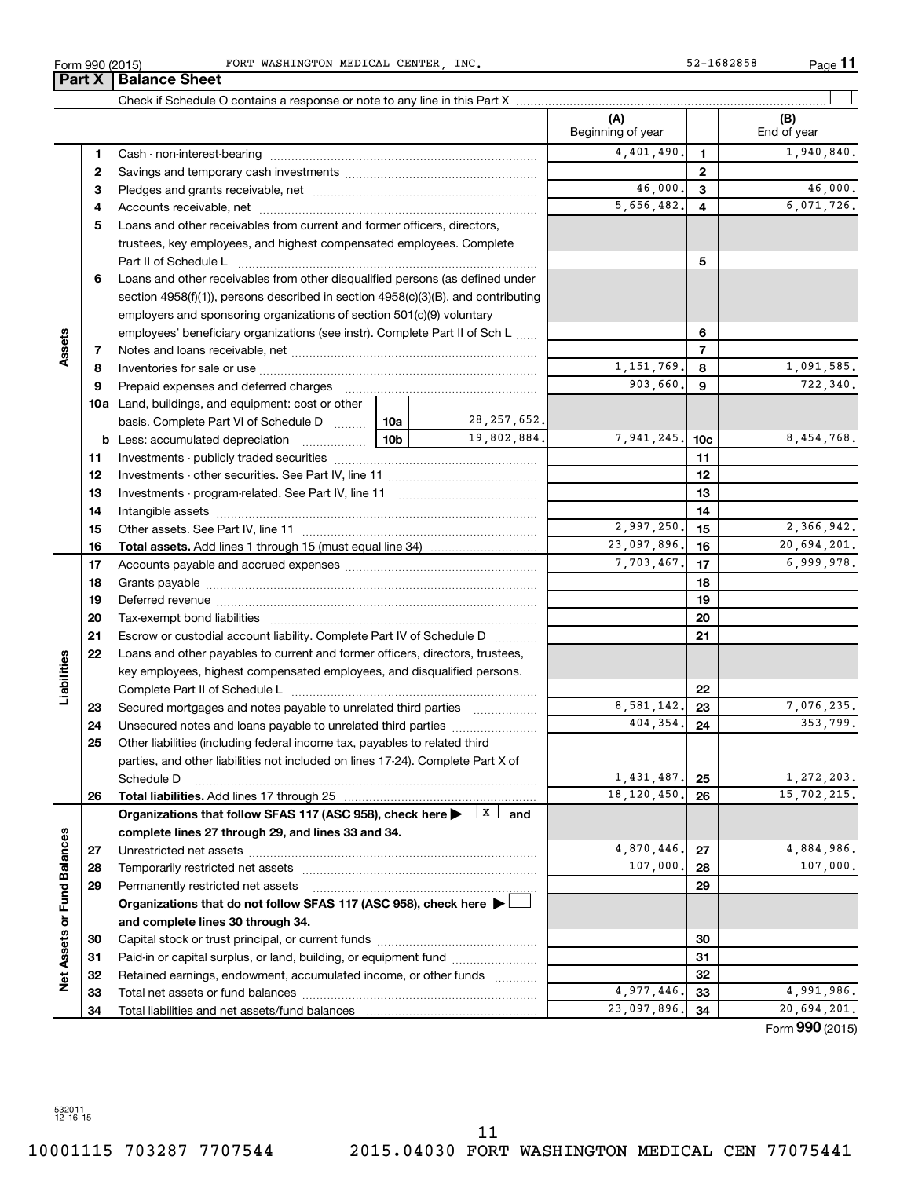Form 990 (2015) FORT WASHINGTON MEDICAL CENTER, INC. 52-1682858

## Part X | Balance Sheet

Check if Schedule O contains a response or note to any line in this Part X

| | | | (A) Beginning of year | | (B) End of year |
|---|---|---|---|---|---|
| Assets | 1 | Cash - non-interest-bearing | 4,401,490. | 1 | 1,940,840. |
| | 2 | Savings and temporary cash investments | | 2 | |
| | 3 | Pledges and grants receivable, net | 46,000. | 3 | 46,000. |
| | 4 | Accounts receivable, net | 5,656,482. | 4 | 6,071,726. |
| | 5 | Loans and other receivables from current and former officers, directors, trustees, key employees, and highest compensated employees. Complete Part II of Schedule L | | 5 | |
| | 6 | Loans and other receivables from other disqualified persons (as defined under section 4958(f)(1)), persons described in section 4958(c)(3)(B), and contributing employers and sponsoring organizations of section 501(c)(9) voluntary employees' beneficiary organizations (see instr). Complete Part II of Sch L | | 6 | |
| | 7 | Notes and loans receivable, net | | 7 | |
| | 8 | Inventories for sale or use | 1,151,769. | 8 | 1,091,585. |
| | 9 | Prepaid expenses and deferred charges | 903,660. | 9 | 722,340. |
| | 10a | Land, buildings, and equipment: cost or other basis. Complete Part VI of Schedule D ... 10a 28,257,652. | | | |
| | b | Less: accumulated depreciation ... 10b 19,802,884. | 7,941,245. | 10c | 8,454,768. |
| | 11 | Investments - publicly traded securities | | 11 | |
| | 12 | Investments - other securities. See Part IV, line 11 | | 12 | |
| | 13 | Investments - program-related. See Part IV, line 11 | | 13 | |
| | 14 | Intangible assets | | 14 | |
| | 15 | Other assets. See Part IV, line 11 | 2,997,250. | 15 | 2,366,942. |
| | 16 | **Total assets.** Add lines 1 through 15 (must equal line 34) | 23,097,896. | 16 | 20,694,201. |
| Liabilities | 17 | Accounts payable and accrued expenses | 7,703,467. | 17 | 6,999,978. |
| | 18 | Grants payable | | 18 | |
| | 19 | Deferred revenue | | 19 | |
| | 20 | Tax-exempt bond liabilities | | 20 | |
| | 21 | Escrow or custodial account liability. Complete Part IV of Schedule D | | 21 | |
| | 22 | Loans and other payables to current and former officers, directors, trustees, key employees, highest compensated employees, and disqualified persons. Complete Part II of Schedule L | | 22 | |
| | 23 | Secured mortgages and notes payable to unrelated third parties | 8,581,142. | 23 | 7,076,235. |
| | 24 | Unsecured notes and loans payable to unrelated third parties | 404,354. | 24 | 353,799. |
| | 25 | Other liabilities (including federal income tax, payables to related third parties, and other liabilities not included on lines 17-24). Complete Part X of Schedule D | 1,431,487. | 25 | 1,272,203. |
| | 26 | **Total liabilities.** Add lines 17 through 25 | 18,120,450. | 26 | 15,702,215. |
| Net Assets or Fund Balances | | **Organizations that follow SFAS 117 (ASC 958), check here** ▶ [X] **and complete lines 27 through 29, and lines 33 and 34.** | | | |
| | 27 | Unrestricted net assets | 4,870,446. | 27 | 4,884,986. |
| | 28 | Temporarily restricted net assets | 107,000. | 28 | 107,000. |
| | 29 | Permanently restricted net assets | | 29 | |
| | | **Organizations that do not follow SFAS 117 (ASC 958), check here** ▶ [ ] **and complete lines 30 through 34.** | | | |
| | 30 | Capital stock or trust principal, or current funds | | 30 | |
| | 31 | Paid-in or capital surplus, or land, building, or equipment fund | | 31 | |
| | 32 | Retained earnings, endowment, accumulated income, or other funds | | 32 | |
| | 33 | Total net assets or fund balances | 4,977,446. | 33 | 4,991,986. |
| | 34 | Total liabilities and net assets/fund balances | 23,097,896. | 34 | 20,694,201. |

Form **990** (2015)

532011 12-16-15

10001115 703287 7707544 2015.04030 FORT WASHINGTON MEDICAL CEN 77075441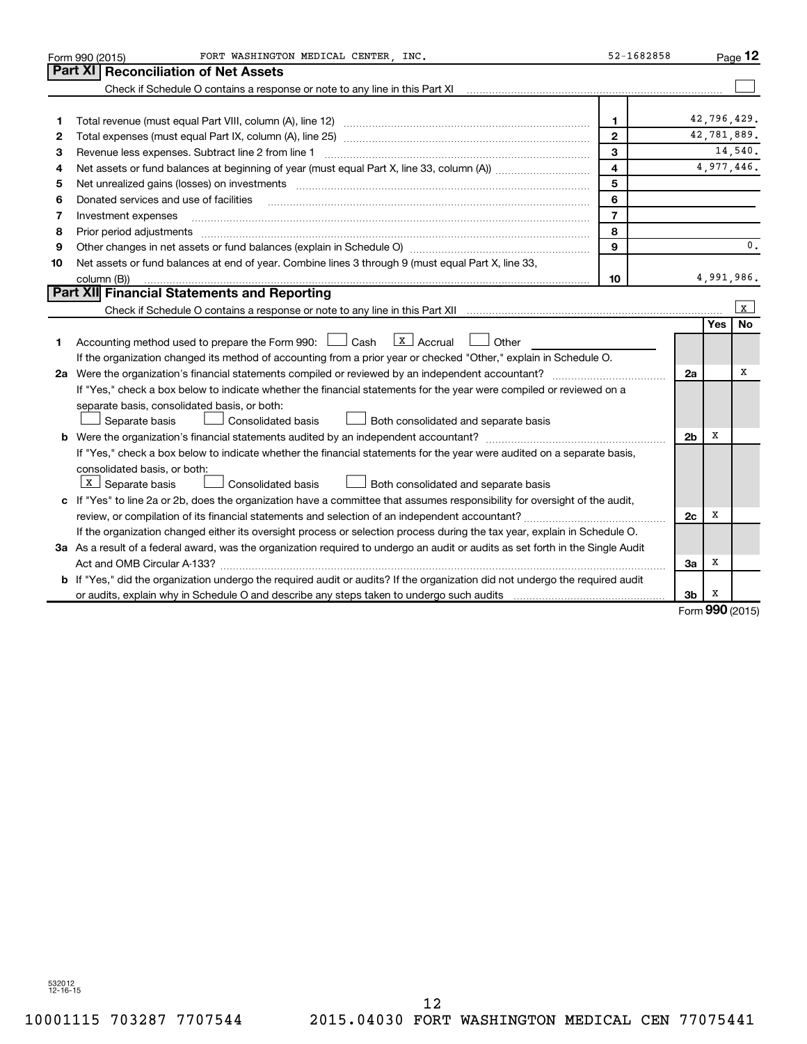Form 990 (2015) FORT WASHINGTON MEDICAL CENTER, INC. 52-1682858

## Part XI Reconciliation of Net Assets

Check if Schedule O contains a response or note to any line in this Part XI ☐

| | | | |
|---|---|---|---|
| 1 | Total revenue (must equal Part VIII, column (A), line 12) | 1 | 42,796,429. |
| 2 | Total expenses (must equal Part IX, column (A), line 25) | 2 | 42,781,889. |
| 3 | Revenue less expenses. Subtract line 2 from line 1 | 3 | 14,540. |
| 4 | Net assets or fund balances at beginning of year (must equal Part X, line 33, column (A)) | 4 | 4,977,446. |
| 5 | Net unrealized gains (losses) on investments | 5 | |
| 6 | Donated services and use of facilities | 6 | |
| 7 | Investment expenses | 7 | |
| 8 | Prior period adjustments | 8 | |
| 9 | Other changes in net assets or fund balances (explain in Schedule O) | 9 | 0. |
| 10 | Net assets or fund balances at end of year. Combine lines 3 through 9 (must equal Part X, line 33, column (B)) | 10 | 4,991,986. |

## Part XII Financial Statements and Reporting

Check if Schedule O contains a response or note to any line in this Part XII ☒

| | | | Yes | No |
|---|---|---|---|---|
| 1 | Accounting method used to prepare the Form 990: ☐ Cash ☒ Accrual ☐ Other<br>If the organization changed its method of accounting from a prior year or checked "Other," explain in Schedule O. | | | |
| 2a | Were the organization's financial statements compiled or reviewed by an independent accountant?<br>If "Yes," check a box below to indicate whether the financial statements for the year were compiled or reviewed on a separate basis, consolidated basis, or both:<br>☐ Separate basis ☐ Consolidated basis ☐ Both consolidated and separate basis | 2a | | X |
| b | Were the organization's financial statements audited by an independent accountant?<br>If "Yes," check a box below to indicate whether the financial statements for the year were audited on a separate basis, consolidated basis, or both:<br>☒ Separate basis ☐ Consolidated basis ☐ Both consolidated and separate basis | 2b | X | |
| c | If "Yes" to line 2a or 2b, does the organization have a committee that assumes responsibility for oversight of the audit, review, or compilation of its financial statements and selection of an independent accountant?<br>If the organization changed either its oversight process or selection process during the tax year, explain in Schedule O. | 2c | X | |
| 3a | As a result of a federal award, was the organization required to undergo an audit or audits as set forth in the Single Audit Act and OMB Circular A-133? | 3a | X | |
| b | If "Yes," did the organization undergo the required audit or audits? If the organization did not undergo the required audit or audits, explain why in Schedule O and describe any steps taken to undergo such audits | 3b | X | |

Form 990 (2015)

532012 12-16-15

10001115 703287 7707544 2015.04030 FORT WASHINGTON MEDICAL CEN 77075441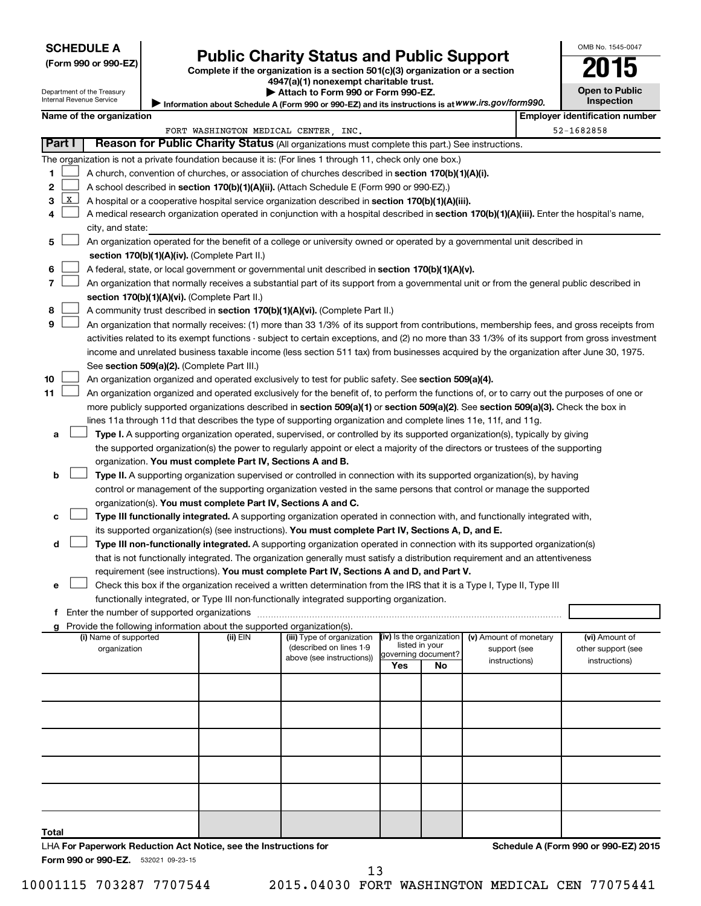**SCHEDULE A**
**(Form 990 or 990-EZ)**

Department of the Treasury
Internal Revenue Service

# Public Charity Status and Public Support

**Complete if the organization is a section 501(c)(3) organization or a section 4947(a)(1) nonexempt charitable trust.**
**▶ Attach to Form 990 or Form 990-EZ.**
▶ Information about Schedule A (Form 990 or 990-EZ) and its instructions is at *www.irs.gov/form990.*

OMB No. 1545-0047
**2015**
**Open to Public Inspection**

**Name of the organization:** FORT WASHINGTON MEDICAL CENTER, INC.
**Employer identification number:** 52-1682858

## Part I — Reason for Public Charity Status (All organizations must complete this part.) See instructions.

The organization is not a private foundation because it is: (For lines 1 through 11, check only one box.)

1. [ ] A church, convention of churches, or association of churches described in **section 170(b)(1)(A)(i).**
2. [ ] A school described in **section 170(b)(1)(A)(ii).** (Attach Schedule E (Form 990 or 990-EZ).)
3. [X] A hospital or a cooperative hospital service organization described in **section 170(b)(1)(A)(iii).**
4. [ ] A medical research organization operated in conjunction with a hospital described in **section 170(b)(1)(A)(iii).** Enter the hospital's name, city, and state:
5. [ ] An organization operated for the benefit of a college or university owned or operated by a governmental unit described in **section 170(b)(1)(A)(iv).** (Complete Part II.)
6. [ ] A federal, state, or local government or governmental unit described in **section 170(b)(1)(A)(v).**
7. [ ] An organization that normally receives a substantial part of its support from a governmental unit or from the general public described in **section 170(b)(1)(A)(vi).** (Complete Part II.)
8. [ ] A community trust described in **section 170(b)(1)(A)(vi).** (Complete Part II.)
9. [ ] An organization that normally receives: (1) more than 33 1/3% of its support from contributions, membership fees, and gross receipts from activities related to its exempt functions - subject to certain exceptions, and (2) no more than 33 1/3% of its support from gross investment income and unrelated business taxable income (less section 511 tax) from businesses acquired by the organization after June 30, 1975. See **section 509(a)(2).** (Complete Part III.)
10. [ ] An organization organized and operated exclusively to test for public safety. See **section 509(a)(4).**
11. [ ] An organization organized and operated exclusively for the benefit of, to perform the functions of, or to carry out the purposes of one or more publicly supported organizations described in **section 509(a)(1)** or **section 509(a)(2).** See **section 509(a)(3).** Check the box in lines 11a through 11d that describes the type of supporting organization and complete lines 11e, 11f, and 11g.
   - **a** [ ] **Type I.** A supporting organization operated, supervised, or controlled by its supported organization(s), typically by giving the supported organization(s) the power to regularly appoint or elect a majority of the directors or trustees of the supporting organization. **You must complete Part IV, Sections A and B.**
   - **b** [ ] **Type II.** A supporting organization supervised or controlled in connection with its supported organization(s), by having control or management of the supporting organization vested in the same persons that control or manage the supported organization(s). **You must complete Part IV, Sections A and C.**
   - **c** [ ] **Type III functionally integrated.** A supporting organization operated in connection with, and functionally integrated with, its supported organization(s) (see instructions). **You must complete Part IV, Sections A, D, and E.**
   - **d** [ ] **Type III non-functionally integrated.** A supporting organization operated in connection with its supported organization(s) that is not functionally integrated. The organization generally must satisfy a distribution requirement and an attentiveness requirement (see instructions). **You must complete Part IV, Sections A and D, and Part V.**
   - **e** [ ] Check this box if the organization received a written determination from the IRS that it is a Type I, Type II, Type III functionally integrated, or Type III non-functionally integrated supporting organization.
   - **f** Enter the number of supported organizations
   - **g** Provide the following information about the supported organization(s).

| (i) Name of supported organization | (ii) EIN | (iii) Type of organization (described on lines 1-9 above (see instructions)) | (iv) Is the organization listed in your governing document? Yes | No | (v) Amount of monetary support (see instructions) | (vi) Amount of other support (see instructions) |
|---|---|---|---|---|---|---|
| | | | | | | |
| | | | | | | |
| | | | | | | |
| | | | | | | |
| | | | | | | |
| **Total** | | | | | | |

LHA **For Paperwork Reduction Act Notice, see the Instructions for Form 990 or 990-EZ.** 532021 09-23-15

**Schedule A (Form 990 or 990-EZ) 2015**

10001115 703287 7707544 2015.04030 FORT WASHINGTON MEDICAL CEN 77075441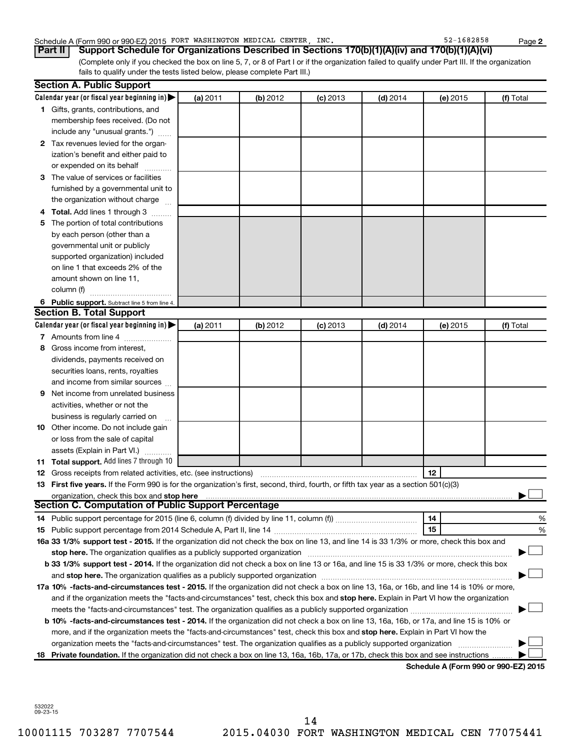Schedule A (Form 990 or 990-EZ) 2015 FORT WASHINGTON MEDICAL CENTER, INC. 52-1682858

**Part II** **Support Schedule for Organizations Described in Sections 170(b)(1)(A)(iv) and 170(b)(1)(A)(vi)**

(Complete only if you checked the box on line 5, 7, or 8 of Part I or if the organization failed to qualify under Part III. If the organization fails to qualify under the tests listed below, please complete Part III.)

## Section A. Public Support

| Calendar year (or fiscal year beginning in) ▶ | (a) 2011 | (b) 2012 | (c) 2013 | (d) 2014 | (e) 2015 | (f) Total |
|---|---|---|---|---|---|---|
| **1** Gifts, grants, contributions, and membership fees received. (Do not include any "unusual grants.") | | | | | | |
| **2** Tax revenues levied for the organization's benefit and either paid to or expended on its behalf | | | | | | |
| **3** The value of services or facilities furnished by a governmental unit to the organization without charge | | | | | | |
| **4** **Total.** Add lines 1 through 3 | | | | | | |
| **5** The portion of total contributions by each person (other than a governmental unit or publicly supported organization) included on line 1 that exceeds 2% of the amount shown on line 11, column (f) | | | | | | |
| **6** **Public support.** Subtract line 5 from line 4. | | | | | | |

## Section B. Total Support

| Calendar year (or fiscal year beginning in) ▶ | (a) 2011 | (b) 2012 | (c) 2013 | (d) 2014 | (e) 2015 | (f) Total |
|---|---|---|---|---|---|---|
| **7** Amounts from line 4 | | | | | | |
| **8** Gross income from interest, dividends, payments received on securities loans, rents, royalties and income from similar sources | | | | | | |
| **9** Net income from unrelated business activities, whether or not the business is regularly carried on | | | | | | |
| **10** Other income. Do not include gain or loss from the sale of capital assets (Explain in Part VI.) | | | | | | |
| **11** **Total support.** Add lines 7 through 10 | | | | | | |

**12** Gross receipts from related activities, etc. (see instructions) **12**

**13** **First five years.** If the Form 990 is for the organization's first, second, third, fourth, or fifth tax year as a section 501(c)(3) organization, check this box and **stop here** ▶ ☐

## Section C. Computation of Public Support Percentage

**14** Public support percentage for 2015 (line 6, column (f) divided by line 11, column (f)) **14** %

**15** Public support percentage from 2014 Schedule A, Part II, line 14 **15** %

**16a 33 1/3% support test - 2015.** If the organization did not check the box on line 13, and line 14 is 33 1/3% or more, check this box and **stop here.** The organization qualifies as a publicly supported organization ▶ ☐

**b 33 1/3% support test - 2014.** If the organization did not check a box on line 13 or 16a, and line 15 is 33 1/3% or more, check this box and **stop here.** The organization qualifies as a publicly supported organization ▶ ☐

**17a 10% -facts-and-circumstances test - 2015.** If the organization did not check a box on line 13, 16a, or 16b, and line 14 is 10% or more, and if the organization meets the "facts-and-circumstances" test, check this box and **stop here.** Explain in Part VI how the organization meets the "facts-and-circumstances" test. The organization qualifies as a publicly supported organization ▶ ☐

**b 10% -facts-and-circumstances test - 2014.** If the organization did not check a box on line 13, 16a, 16b, or 17a, and line 15 is 10% or more, and if the organization meets the "facts-and-circumstances" test, check this box and **stop here.** Explain in Part VI how the organization meets the "facts-and-circumstances" test. The organization qualifies as a publicly supported organization ▶ ☐

**18** **Private foundation.** If the organization did not check a box on line 13, 16a, 16b, 17a, or 17b, check this box and see instructions ▶ ☐

**Schedule A (Form 990 or 990-EZ) 2015**

532022 09-23-15

10001115 703287 7707544 2015.04030 FORT WASHINGTON MEDICAL CEN 77075441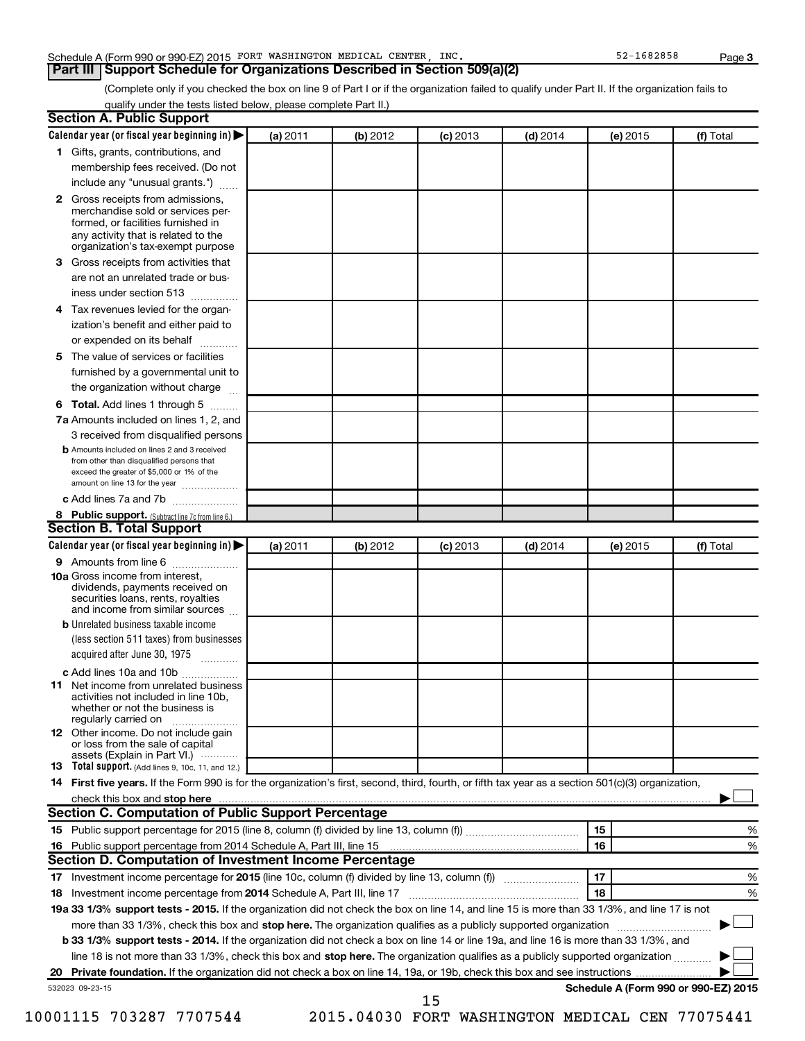Schedule A (Form 990 or 990-EZ) 2015 FORT WASHINGTON MEDICAL CENTER, INC. 52-1682858

## Part III Support Schedule for Organizations Described in Section 509(a)(2)

(Complete only if you checked the box on line 9 of Part I or if the organization failed to qualify under Part II. If the organization fails to qualify under the tests listed below, please complete Part II.)

### Section A. Public Support

| Calendar year (or fiscal year beginning in) ▶ | (a) 2011 | (b) 2012 | (c) 2013 | (d) 2014 | (e) 2015 | (f) Total |
|---|---|---|---|---|---|---|
| **1** Gifts, grants, contributions, and membership fees received. (Do not include any "unusual grants.") | | | | | | |
| **2** Gross receipts from admissions, merchandise sold or services performed, or facilities furnished in any activity that is related to the organization's tax-exempt purpose | | | | | | |
| **3** Gross receipts from activities that are not an unrelated trade or business under section 513 | | | | | | |
| **4** Tax revenues levied for the organization's benefit and either paid to or expended on its behalf | | | | | | |
| **5** The value of services or facilities furnished by a governmental unit to the organization without charge | | | | | | |
| **6 Total.** Add lines 1 through 5 | | | | | | |
| **7a** Amounts included on lines 1, 2, and 3 received from disqualified persons | | | | | | |
| **b** Amounts included on lines 2 and 3 received from other than disqualified persons that exceed the greater of $5,000 or 1% of the amount on line 13 for the year | | | | | | |
| **c** Add lines 7a and 7b | | | | | | |
| **8 Public support.** (Subtract line 7c from line 6.) | | | | | | |

### Section B. Total Support

| Calendar year (or fiscal year beginning in) ▶ | (a) 2011 | (b) 2012 | (c) 2013 | (d) 2014 | (e) 2015 | (f) Total |
|---|---|---|---|---|---|---|
| **9** Amounts from line 6 | | | | | | |
| **10a** Gross income from interest, dividends, payments received on securities loans, rents, royalties and income from similar sources | | | | | | |
| **b** Unrelated business taxable income (less section 511 taxes) from businesses acquired after June 30, 1975 | | | | | | |
| **c** Add lines 10a and 10b | | | | | | |
| **11** Net income from unrelated business activities not included in line 10b, whether or not the business is regularly carried on | | | | | | |
| **12** Other income. Do not include gain or loss from the sale of capital assets (Explain in Part VI.) | | | | | | |
| **13 Total support.** (Add lines 9, 10c, 11, and 12.) | | | | | | |

**14 First five years.** If the Form 990 is for the organization's first, second, third, fourth, or fifth tax year as a section 501(c)(3) organization, check this box and **stop here** ▶ ☐

### Section C. Computation of Public Support Percentage

| | | |
|---|---|---|
| **15** Public support percentage for 2015 (line 8, column (f) divided by line 13, column (f)) | 15 | % |
| **16** Public support percentage from 2014 Schedule A, Part III, line 15 | 16 | % |

### Section D. Computation of Investment Income Percentage

| | | |
|---|---|---|
| **17** Investment income percentage for **2015** (line 10c, column (f) divided by line 13, column (f)) | 17 | % |
| **18** Investment income percentage from **2014** Schedule A, Part III, line 17 | 18 | % |

**19a 33 1/3% support tests - 2015.** If the organization did not check the box on line 14, and line 15 is more than 33 1/3%, and line 17 is not more than 33 1/3%, check this box and **stop here.** The organization qualifies as a publicly supported organization ▶ ☐

**b 33 1/3% support tests - 2014.** If the organization did not check a box on line 14 or line 19a, and line 16 is more than 33 1/3%, and line 18 is not more than 33 1/3%, check this box and **stop here.** The organization qualifies as a publicly supported organization ▶ ☐

**20 Private foundation.** If the organization did not check a box on line 14, 19a, or 19b, check this box and see instructions ▶ ☐

532023 09-23-15 **Schedule A (Form 990 or 990-EZ) 2015**

10001115 703287 7707544 2015.04030 FORT WASHINGTON MEDICAL CEN 77075441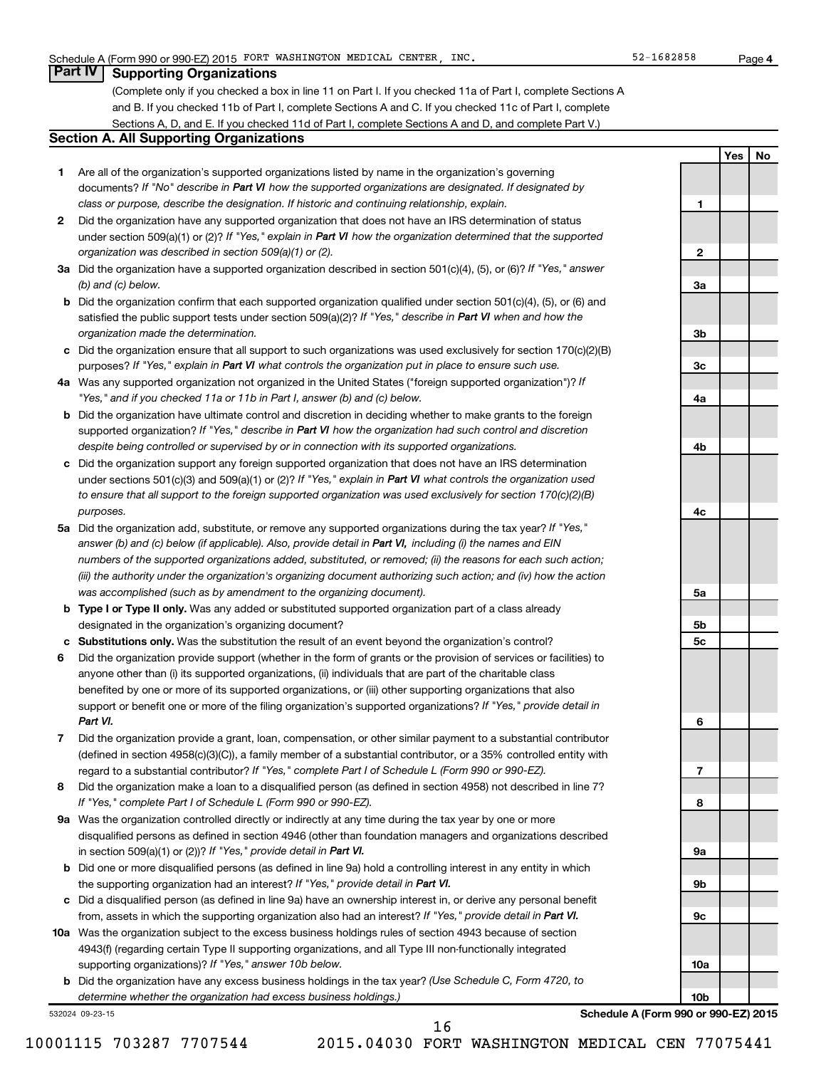Schedule A (Form 990 or 990-EZ) 2015 FORT WASHINGTON MEDICAL CENTER, INC. 52-1682858 Page 4

## Part IV Supporting Organizations

(Complete only if you checked a box in line 11 on Part I. If you checked 11a of Part I, complete Sections A and B. If you checked 11b of Part I, complete Sections A and C. If you checked 11c of Part I, complete Sections A, D, and E. If you checked 11d of Part I, complete Sections A and D, and complete Part V.)

### Section A. All Supporting Organizations

| | | | Yes | No |
|---|---|---|---|---|
| **1** | Are all of the organization's supported organizations listed by name in the organization's governing documents? *If "No" describe in **Part VI** how the supported organizations are designated. If designated by class or purpose, describe the designation. If historic and continuing relationship, explain.* | 1 | | |
| **2** | Did the organization have any supported organization that does not have an IRS determination of status under section 509(a)(1) or (2)? *If "Yes," explain in **Part VI** how the organization determined that the supported organization was described in section 509(a)(1) or (2).* | 2 | | |
| **3a** | Did the organization have a supported organization described in section 501(c)(4), (5), or (6)? *If "Yes," answer (b) and (c) below.* | 3a | | |
| **b** | Did the organization confirm that each supported organization qualified under section 501(c)(4), (5), or (6) and satisfied the public support tests under section 509(a)(2)? *If "Yes," describe in **Part VI** when and how the organization made the determination.* | 3b | | |
| **c** | Did the organization ensure that all support to such organizations was used exclusively for section 170(c)(2)(B) purposes? *If "Yes," explain in **Part VI** what controls the organization put in place to ensure such use.* | 3c | | |
| **4a** | Was any supported organization not organized in the United States ("foreign supported organization")? *If "Yes," and if you checked 11a or 11b in Part I, answer (b) and (c) below.* | 4a | | |
| **b** | Did the organization have ultimate control and discretion in deciding whether to make grants to the foreign supported organization? *If "Yes," describe in **Part VI** how the organization had such control and discretion despite being controlled or supervised by or in connection with its supported organizations.* | 4b | | |
| **c** | Did the organization support any foreign supported organization that does not have an IRS determination under sections 501(c)(3) and 509(a)(1) or (2)? *If "Yes," explain in **Part VI** what controls the organization used to ensure that all support to the foreign supported organization was used exclusively for section 170(c)(2)(B) purposes.* | 4c | | |
| **5a** | Did the organization add, substitute, or remove any supported organizations during the tax year? *If "Yes," answer (b) and (c) below (if applicable). Also, provide detail in **Part VI,** including (i) the names and EIN numbers of the supported organizations added, substituted, or removed; (ii) the reasons for each such action; (iii) the authority under the organization's organizing document authorizing such action; and (iv) how the action was accomplished (such as by amendment to the organizing document).* | 5a | | |
| **b** | **Type I or Type II only.** Was any added or substituted supported organization part of a class already designated in the organization's organizing document? | 5b | | |
| **c** | **Substitutions only.** Was the substitution the result of an event beyond the organization's control? | 5c | | |
| **6** | Did the organization provide support (whether in the form of grants or the provision of services or facilities) to anyone other than (i) its supported organizations, (ii) individuals that are part of the charitable class benefited by one or more of its supported organizations, or (iii) other supporting organizations that also support or benefit one or more of the filing organization's supported organizations? *If "Yes," provide detail in **Part VI.*** | 6 | | |
| **7** | Did the organization provide a grant, loan, compensation, or other similar payment to a substantial contributor (defined in section 4958(c)(3)(C)), a family member of a substantial contributor, or a 35% controlled entity with regard to a substantial contributor? *If "Yes," complete Part I of Schedule L (Form 990 or 990-EZ).* | 7 | | |
| **8** | Did the organization make a loan to a disqualified person (as defined in section 4958) not described in line 7? *If "Yes," complete Part I of Schedule L (Form 990 or 990-EZ).* | 8 | | |
| **9a** | Was the organization controlled directly or indirectly at any time during the tax year by one or more disqualified persons as defined in section 4946 (other than foundation managers and organizations described in section 509(a)(1) or (2))? *If "Yes," provide detail in **Part VI.*** | 9a | | |
| **b** | Did one or more disqualified persons (as defined in line 9a) hold a controlling interest in any entity in which the supporting organization had an interest? *If "Yes," provide detail in **Part VI.*** | 9b | | |
| **c** | Did a disqualified person (as defined in line 9a) have an ownership interest in, or derive any personal benefit from, assets in which the supporting organization also had an interest? *If "Yes," provide detail in **Part VI.*** | 9c | | |
| **10a** | Was the organization subject to the excess business holdings rules of section 4943 because of section 4943(f) (regarding certain Type II supporting organizations, and all Type III non-functionally integrated supporting organizations)? *If "Yes," answer 10b below.* | 10a | | |
| **b** | Did the organization have any excess business holdings in the tax year? *(Use Schedule C, Form 4720, to determine whether the organization had excess business holdings.)* | 10b | | |

532024 09-23-15 **Schedule A (Form 990 or 990-EZ) 2015**

10001115 703287 7707544 2015.04030 FORT WASHINGTON MEDICAL CEN 77075441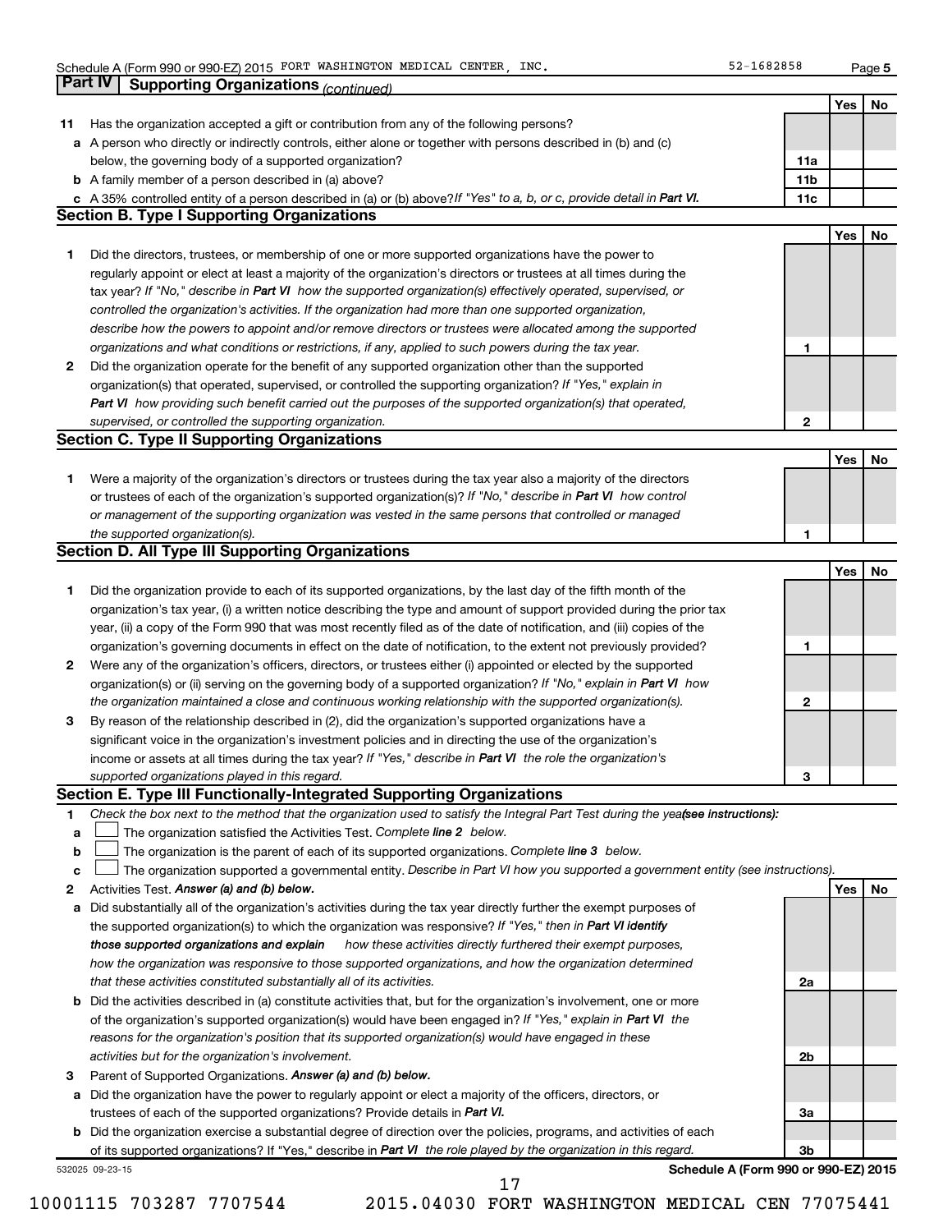Schedule A (Form 990 or 990-EZ) 2015 FORT WASHINGTON MEDICAL CENTER, INC. 52-1682858

## Part IV Supporting Organizations *(continued)*

| | | | Yes | No |
|---|---|---|---|---|
| 11 | Has the organization accepted a gift or contribution from any of the following persons? | | | |
| a | A person who directly or indirectly controls, either alone or together with persons described in (b) and (c) below, the governing body of a supported organization? | 11a | | |
| b | A family member of a person described in (a) above? | 11b | | |
| c | A 35% controlled entity of a person described in (a) or (b) above? *If "Yes" to a, b, or c, provide detail in **Part VI.*** | 11c | | |

### Section B. Type I Supporting Organizations

| | | | Yes | No |
|---|---|---|---|---|
| 1 | Did the directors, trustees, or membership of one or more supported organizations have the power to regularly appoint or elect at least a majority of the organization's directors or trustees at all times during the tax year? *If "No," describe in **Part VI** how the supported organization(s) effectively operated, supervised, or controlled the organization's activities. If the organization had more than one supported organization, describe how the powers to appoint and/or remove directors or trustees were allocated among the supported organizations and what conditions or restrictions, if any, applied to such powers during the tax year.* | 1 | | |
| 2 | Did the organization operate for the benefit of any supported organization other than the supported organization(s) that operated, supervised, or controlled the supporting organization? *If "Yes," explain in **Part VI** how providing such benefit carried out the purposes of the supported organization(s) that operated, supervised, or controlled the supporting organization.* | 2 | | |

### Section C. Type II Supporting Organizations

| | | | Yes | No |
|---|---|---|---|---|
| 1 | Were a majority of the organization's directors or trustees during the tax year also a majority of the directors or trustees of each of the organization's supported organization(s)? *If "No," describe in **Part VI** how control or management of the supporting organization was vested in the same persons that controlled or managed the supported organization(s).* | 1 | | |

### Section D. All Type III Supporting Organizations

| | | | Yes | No |
|---|---|---|---|---|
| 1 | Did the organization provide to each of its supported organizations, by the last day of the fifth month of the organization's tax year, (i) a written notice describing the type and amount of support provided during the prior tax year, (ii) a copy of the Form 990 that was most recently filed as of the date of notification, and (iii) copies of the organization's governing documents in effect on the date of notification, to the extent not previously provided? | 1 | | |
| 2 | Were any of the organization's officers, directors, or trustees either (i) appointed or elected by the supported organization(s) or (ii) serving on the governing body of a supported organization? *If "No," explain in **Part VI** how the organization maintained a close and continuous working relationship with the supported organization(s).* | 2 | | |
| 3 | By reason of the relationship described in (2), did the organization's supported organizations have a significant voice in the organization's investment policies and in directing the use of the organization's income or assets at all times during the tax year? *If "Yes," describe in **Part VI** the role the organization's supported organizations played in this regard.* | 3 | | |

### Section E. Type III Functionally-Integrated Supporting Organizations

1 *Check the box next to the method that the organization used to satisfy the Integral Part Test during the year **(see instructions):***

a ☐ The organization satisfied the Activities Test. *Complete **line 2** below.*

b ☐ The organization is the parent of each of its supported organizations. *Complete **line 3** below.*

c ☐ The organization supported a governmental entity. *Describe in Part VI how you supported a government entity (see instructions).*

| | | | Yes | No |
|---|---|---|---|---|
| 2 | Activities Test. ***Answer (a) and (b) below.*** | | | |
| a | Did substantially all of the organization's activities during the tax year directly further the exempt purposes of the supported organization(s) to which the organization was responsive? *If "Yes," then in **Part VI identify those supported organizations and explain** how these activities directly furthered their exempt purposes, how the organization was responsive to those supported organizations, and how the organization determined that these activities constituted substantially all of its activities.* | 2a | | |
| b | Did the activities described in (a) constitute activities that, but for the organization's involvement, one or more of the organization's supported organization(s) would have been engaged in? *If "Yes," explain in **Part VI** the reasons for the organization's position that its supported organization(s) would have engaged in these activities but for the organization's involvement.* | 2b | | |
| 3 | Parent of Supported Organizations. ***Answer (a) and (b) below.*** | | | |
| a | Did the organization have the power to regularly appoint or elect a majority of the officers, directors, or trustees of each of the supported organizations? Provide details in ***Part VI.*** | 3a | | |
| b | Did the organization exercise a substantial degree of direction over the policies, programs, and activities of each of its supported organizations? If "Yes," describe in ***Part VI** the role played by the organization in this regard.* | 3b | | |

532025 09-23-15 **Schedule A (Form 990 or 990-EZ) 2015**

10001115 703287 7707544 2015.04030 FORT WASHINGTON MEDICAL CEN 77075441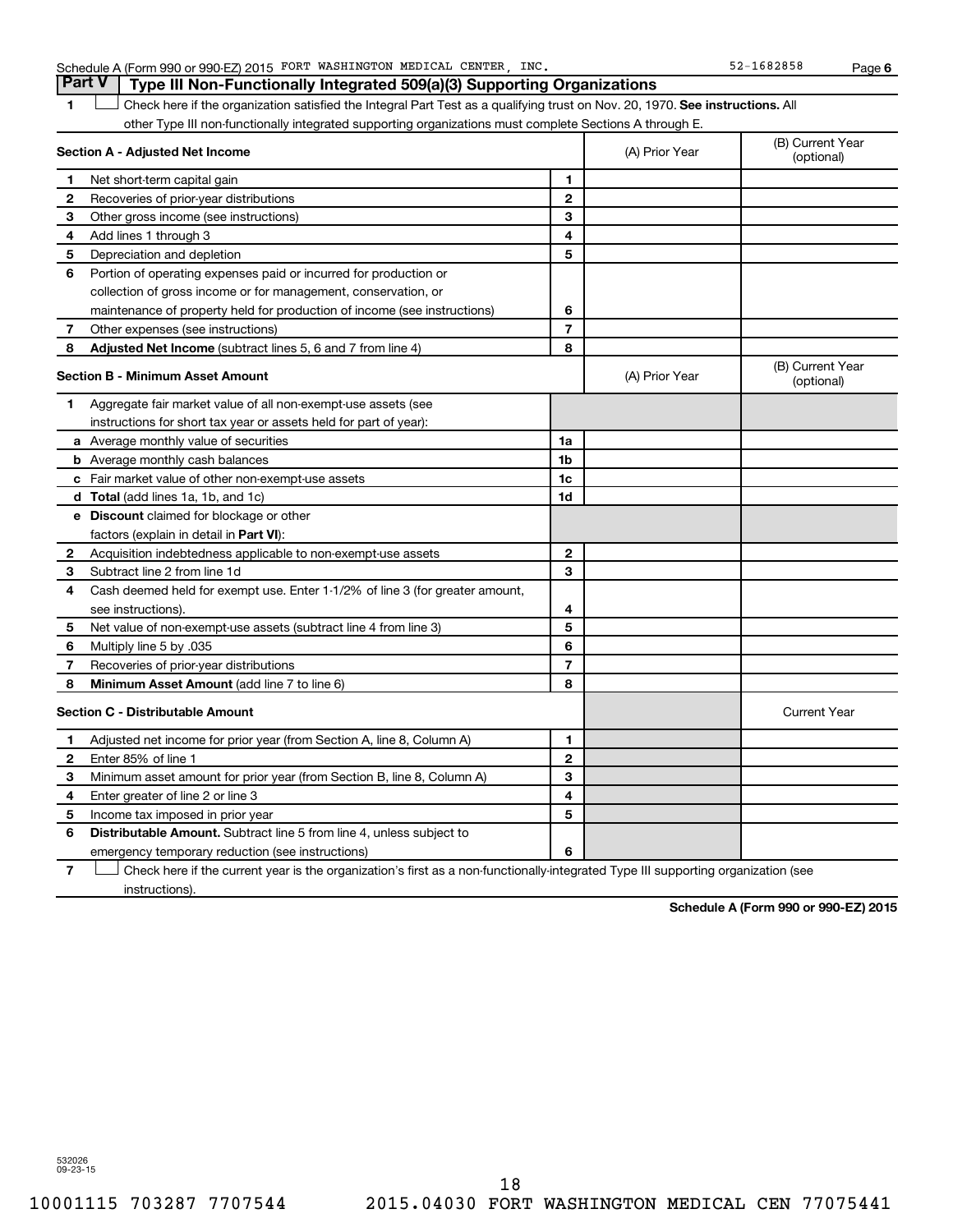Schedule A (Form 990 or 990-EZ) 2015 FORT WASHINGTON MEDICAL CENTER, INC. 52-1682858 Page 6

## Part V | Type III Non-Functionally Integrated 509(a)(3) Supporting Organizations

1 ☐ Check here if the organization satisfied the Integral Part Test as a qualifying trust on Nov. 20, 1970. **See instructions.** All other Type III non-functionally integrated supporting organizations must complete Sections A through E.

| **Section A - Adjusted Net Income** | | (A) Prior Year | (B) Current Year (optional) |
|---|---|---|---|
| 1 Net short-term capital gain | 1 | | |
| 2 Recoveries of prior-year distributions | 2 | | |
| 3 Other gross income (see instructions) | 3 | | |
| 4 Add lines 1 through 3 | 4 | | |
| 5 Depreciation and depletion | 5 | | |
| 6 Portion of operating expenses paid or incurred for production or collection of gross income or for management, conservation, or maintenance of property held for production of income (see instructions) | 6 | | |
| 7 Other expenses (see instructions) | 7 | | |
| 8 **Adjusted Net Income** (subtract lines 5, 6 and 7 from line 4) | 8 | | |

| **Section B - Minimum Asset Amount** | | (A) Prior Year | (B) Current Year (optional) |
|---|---|---|---|
| 1 Aggregate fair market value of all non-exempt-use assets (see instructions for short tax year or assets held for part of year): | | | |
| a Average monthly value of securities | 1a | | |
| b Average monthly cash balances | 1b | | |
| c Fair market value of other non-exempt-use assets | 1c | | |
| d **Total** (add lines 1a, 1b, and 1c) | 1d | | |
| e **Discount** claimed for blockage or other factors (explain in detail in **Part VI**): | | | |
| 2 Acquisition indebtedness applicable to non-exempt-use assets | 2 | | |
| 3 Subtract line 2 from line 1d | 3 | | |
| 4 Cash deemed held for exempt use. Enter 1-1/2% of line 3 (for greater amount, see instructions). | 4 | | |
| 5 Net value of non-exempt-use assets (subtract line 4 from line 3) | 5 | | |
| 6 Multiply line 5 by .035 | 6 | | |
| 7 Recoveries of prior-year distributions | 7 | | |
| 8 **Minimum Asset Amount** (add line 7 to line 6) | 8 | | |

| **Section C - Distributable Amount** | | | Current Year |
|---|---|---|---|
| 1 Adjusted net income for prior year (from Section A, line 8, Column A) | 1 | | |
| 2 Enter 85% of line 1 | 2 | | |
| 3 Minimum asset amount for prior year (from Section B, line 8, Column A) | 3 | | |
| 4 Enter greater of line 2 or line 3 | 4 | | |
| 5 Income tax imposed in prior year | 5 | | |
| 6 **Distributable Amount.** Subtract line 5 from line 4, unless subject to emergency temporary reduction (see instructions) | 6 | | |

7 ☐ Check here if the current year is the organization's first as a non-functionally-integrated Type III supporting organization (see instructions).

**Schedule A (Form 990 or 990-EZ) 2015**

532026 09-23-15

10001115 703287 7707544 2015.04030 FORT WASHINGTON MEDICAL CEN 77075441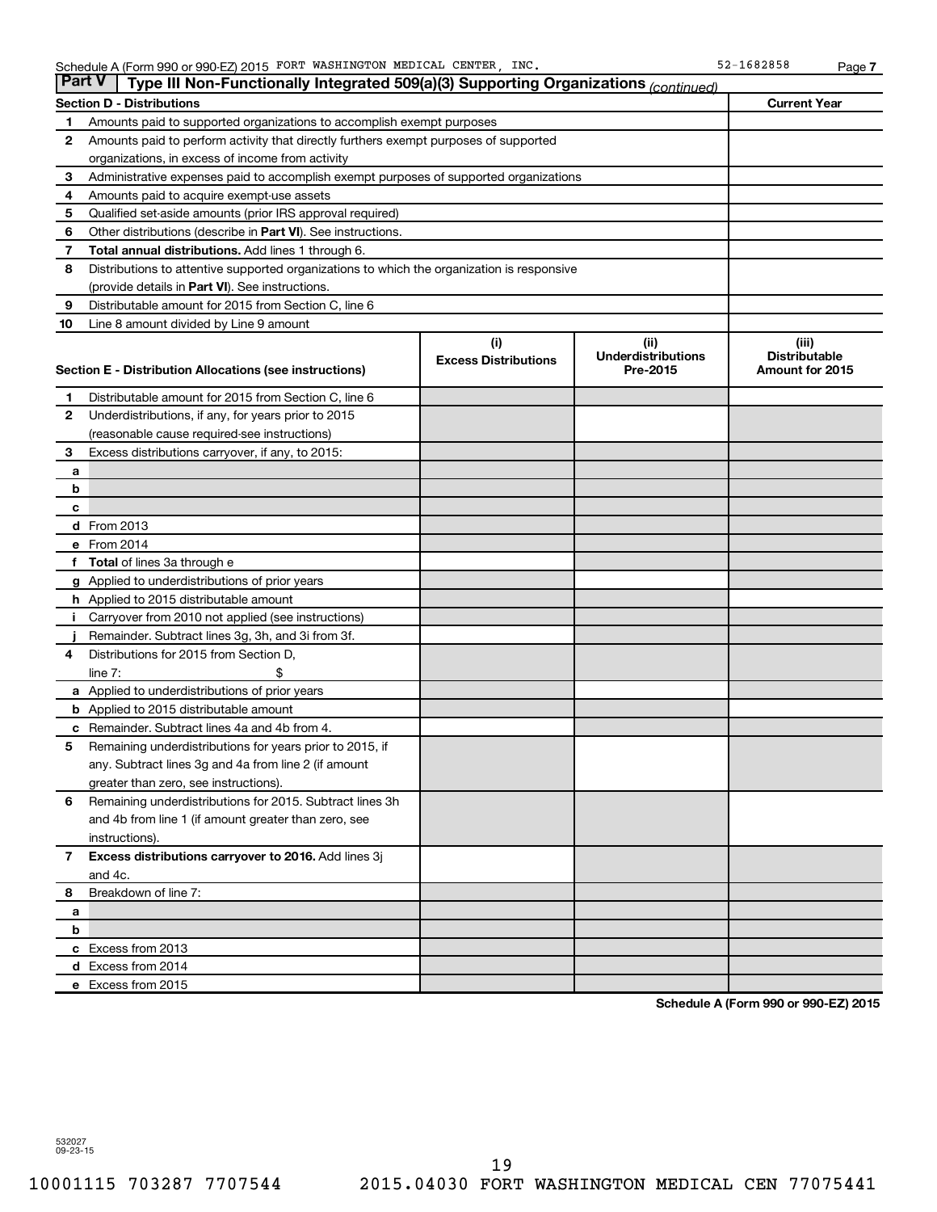Schedule A (Form 990 or 990-EZ) 2015 FORT WASHINGTON MEDICAL CENTER, INC. 52-1682858

## Part V — Type III Non-Functionally Integrated 509(a)(3) Supporting Organizations *(continued)*

| Section D - Distributions | | Current Year |
|---|---|---|
| 1 | Amounts paid to supported organizations to accomplish exempt purposes | |
| 2 | Amounts paid to perform activity that directly furthers exempt purposes of supported organizations, in excess of income from activity | |
| 3 | Administrative expenses paid to accomplish exempt purposes of supported organizations | |
| 4 | Amounts paid to acquire exempt-use assets | |
| 5 | Qualified set-aside amounts (prior IRS approval required) | |
| 6 | Other distributions (describe in **Part VI**). See instructions. | |
| 7 | **Total annual distributions.** Add lines 1 through 6. | |
| 8 | Distributions to attentive supported organizations to which the organization is responsive (provide details in **Part VI**). See instructions. | |
| 9 | Distributable amount for 2015 from Section C, line 6 | |
| 10 | Line 8 amount divided by Line 9 amount | |

| | Section E - Distribution Allocations (see instructions) | (i) Excess Distributions | (ii) Underdistributions Pre-2015 | (iii) Distributable Amount for 2015 |
|---|---|---|---|---|
| 1 | Distributable amount for 2015 from Section C, line 6 | | | |
| 2 | Underdistributions, if any, for years prior to 2015 (reasonable cause required-see instructions) | | | |
| 3 | Excess distributions carryover, if any, to 2015: | | | |
| a | | | | |
| b | | | | |
| c | | | | |
| d | From 2013 | | | |
| e | From 2014 | | | |
| f | **Total** of lines 3a through e | | | |
| g | Applied to underdistributions of prior years | | | |
| h | Applied to 2015 distributable amount | | | |
| i | Carryover from 2010 not applied (see instructions) | | | |
| j | Remainder. Subtract lines 3g, 3h, and 3i from 3f. | | | |
| 4 | Distributions for 2015 from Section D, line 7: $ | | | |
| a | Applied to underdistributions of prior years | | | |
| b | Applied to 2015 distributable amount | | | |
| c | Remainder. Subtract lines 4a and 4b from 4. | | | |
| 5 | Remaining underdistributions for years prior to 2015, if any. Subtract lines 3g and 4a from line 2 (if amount greater than zero, see instructions). | | | |
| 6 | Remaining underdistributions for 2015. Subtract lines 3h and 4b from line 1 (if amount greater than zero, see instructions). | | | |
| 7 | **Excess distributions carryover to 2016.** Add lines 3j and 4c. | | | |
| 8 | Breakdown of line 7: | | | |
| a | | | | |
| b | | | | |
| c | Excess from 2013 | | | |
| d | Excess from 2014 | | | |
| e | Excess from 2015 | | | |

**Schedule A (Form 990 or 990-EZ) 2015**

532027 09-23-15

10001115 703287 7707544 2015.04030 FORT WASHINGTON MEDICAL CEN 77075441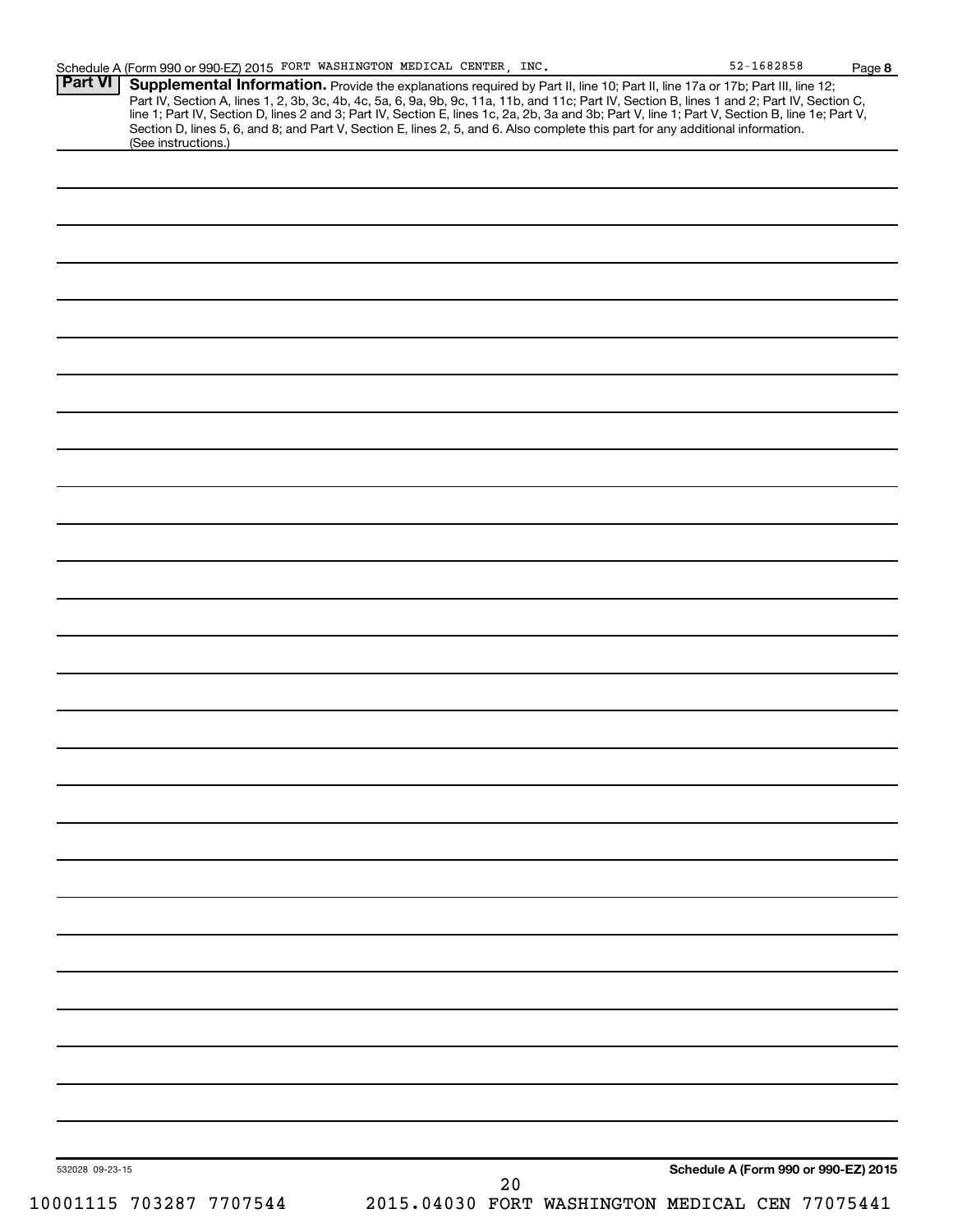Schedule A (Form 990 or 990-EZ) 2015 FORT WASHINGTON MEDICAL CENTER, INC. 52-1682858 Page **8**

## Part VI Supplemental Information.

Provide the explanations required by Part II, line 10; Part II, line 17a or 17b; Part III, line 12; Part IV, Section A, lines 1, 2, 3b, 3c, 4b, 4c, 5a, 6, 9a, 9b, 9c, 11a, 11b, and 11c; Part IV, Section B, lines 1 and 2; Part IV, Section C, line 1; Part IV, Section D, lines 2 and 3; Part IV, Section E, lines 1c, 2a, 2b, 3a and 3b; Part V, line 1; Part V, Section B, line 1e; Part V, Section D, lines 5, 6, and 8; and Part V, Section E, lines 2, 5, and 6. Also complete this part for any additional information. (See instructions.)

532028 09-23-15 **Schedule A (Form 990 or 990-EZ) 2015**

10001115 703287 7707544 2015.04030 FORT WASHINGTON MEDICAL CEN 77075441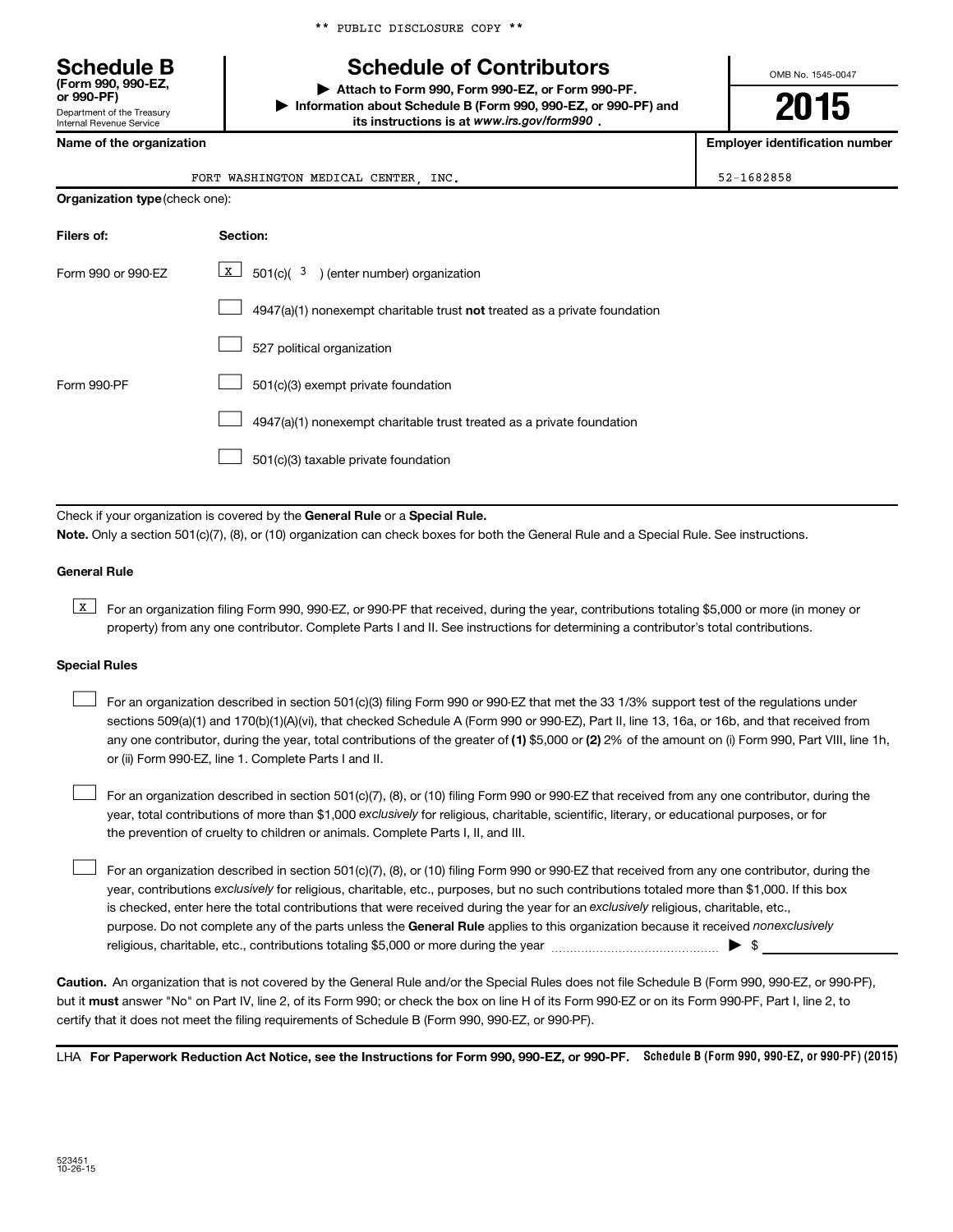** PUBLIC DISCLOSURE COPY **

# Schedule B
**(Form 990, 990-EZ, or 990-PF)**
Department of the Treasury
Internal Revenue Service

# Schedule of Contributors

▶ **Attach to Form 990, Form 990-EZ, or Form 990-PF.**
▶ **Information about Schedule B (Form 990, 990-EZ, or 990-PF) and its instructions is at** ***www.irs.gov/form990*** **.**

OMB No. 1545-0047

**2015**

| Name of the organization | Employer identification number |
|---|---|
| FORT WASHINGTON MEDICAL CENTER, INC. | 52-1682858 |

**Organization type** (check one):

| Filers of: | Section: |
|---|---|
| Form 990 or 990-EZ | [X] 501(c)( 3 ) (enter number) organization |
| | [ ] 4947(a)(1) nonexempt charitable trust **not** treated as a private foundation |
| | [ ] 527 political organization |
| Form 990-PF | [ ] 501(c)(3) exempt private foundation |
| | [ ] 4947(a)(1) nonexempt charitable trust treated as a private foundation |
| | [ ] 501(c)(3) taxable private foundation |

Check if your organization is covered by the **General Rule** or a **Special Rule.**

**Note.** Only a section 501(c)(7), (8), or (10) organization can check boxes for both the General Rule and a Special Rule. See instructions.

**General Rule**

[X] For an organization filing Form 990, 990-EZ, or 990-PF that received, during the year, contributions totaling $5,000 or more (in money or property) from any one contributor. Complete Parts I and II. See instructions for determining a contributor's total contributions.

**Special Rules**

[ ] For an organization described in section 501(c)(3) filing Form 990 or 990-EZ that met the 33 1/3% support test of the regulations under sections 509(a)(1) and 170(b)(1)(A)(vi), that checked Schedule A (Form 990 or 990-EZ), Part II, line 13, 16a, or 16b, and that received from any one contributor, during the year, total contributions of the greater of **(1)** $5,000 or **(2)** 2% of the amount on (i) Form 990, Part VIII, line 1h, or (ii) Form 990-EZ, line 1. Complete Parts I and II.

[ ] For an organization described in section 501(c)(7), (8), or (10) filing Form 990 or 990-EZ that received from any one contributor, during the year, total contributions of more than $1,000 *exclusively* for religious, charitable, scientific, literary, or educational purposes, or for the prevention of cruelty to children or animals. Complete Parts I, II, and III.

[ ] For an organization described in section 501(c)(7), (8), or (10) filing Form 990 or 990-EZ that received from any one contributor, during the year, contributions *exclusively* for religious, charitable, etc., purposes, but no such contributions totaled more than $1,000. If this box is checked, enter here the total contributions that were received during the year for an *exclusively* religious, charitable, etc., purpose. Do not complete any of the parts unless the **General Rule** applies to this organization because it received *nonexclusively* religious, charitable, etc., contributions totaling $5,000 or more during the year ▶ $ ____________

**Caution.** An organization that is not covered by the General Rule and/or the Special Rules does not file Schedule B (Form 990, 990-EZ, or 990-PF), but it **must** answer "No" on Part IV, line 2, of its Form 990; or check the box on line H of its Form 990-EZ or on its Form 990-PF, Part I, line 2, to certify that it does not meet the filing requirements of Schedule B (Form 990, 990-EZ, or 990-PF).

LHA **For Paperwork Reduction Act Notice, see the Instructions for Form 990, 990-EZ, or 990-PF.** **Schedule B (Form 990, 990-EZ, or 990-PF) (2015)**

523451
10-26-15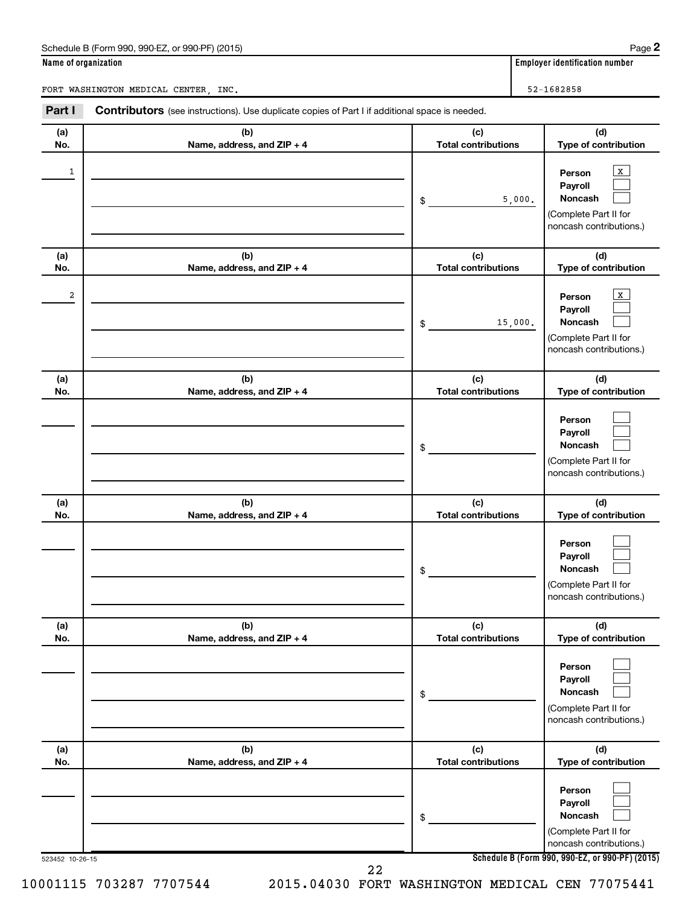Schedule B (Form 990, 990-EZ, or 990-PF) (2015) Page **2**

| Name of organization | Employer identification number |
|---|---|
| FORT WASHINGTON MEDICAL CENTER, INC. | 52-1682858 |

**Part I** **Contributors** (see instructions). Use duplicate copies of Part I if additional space is needed.

| (a) No. | (b) Name, address, and ZIP + 4 | (c) Total contributions | (d) Type of contribution |
|---|---|---|---|
| 1 | | $ 5,000. | Person [X] Payroll [ ] Noncash [ ] (Complete Part II for noncash contributions.) |
| 2 | | $ 15,000. | Person [X] Payroll [ ] Noncash [ ] (Complete Part II for noncash contributions.) |
| | | $ | Person [ ] Payroll [ ] Noncash [ ] (Complete Part II for noncash contributions.) |
| | | $ | Person [ ] Payroll [ ] Noncash [ ] (Complete Part II for noncash contributions.) |
| | | $ | Person [ ] Payroll [ ] Noncash [ ] (Complete Part II for noncash contributions.) |
| | | $ | Person [ ] Payroll [ ] Noncash [ ] (Complete Part II for noncash contributions.) |

523452 10-26-15 **Schedule B (Form 990, 990-EZ, or 990-PF) (2015)**

10001115 703287 7707544 2015.04030 FORT WASHINGTON MEDICAL CEN 77075441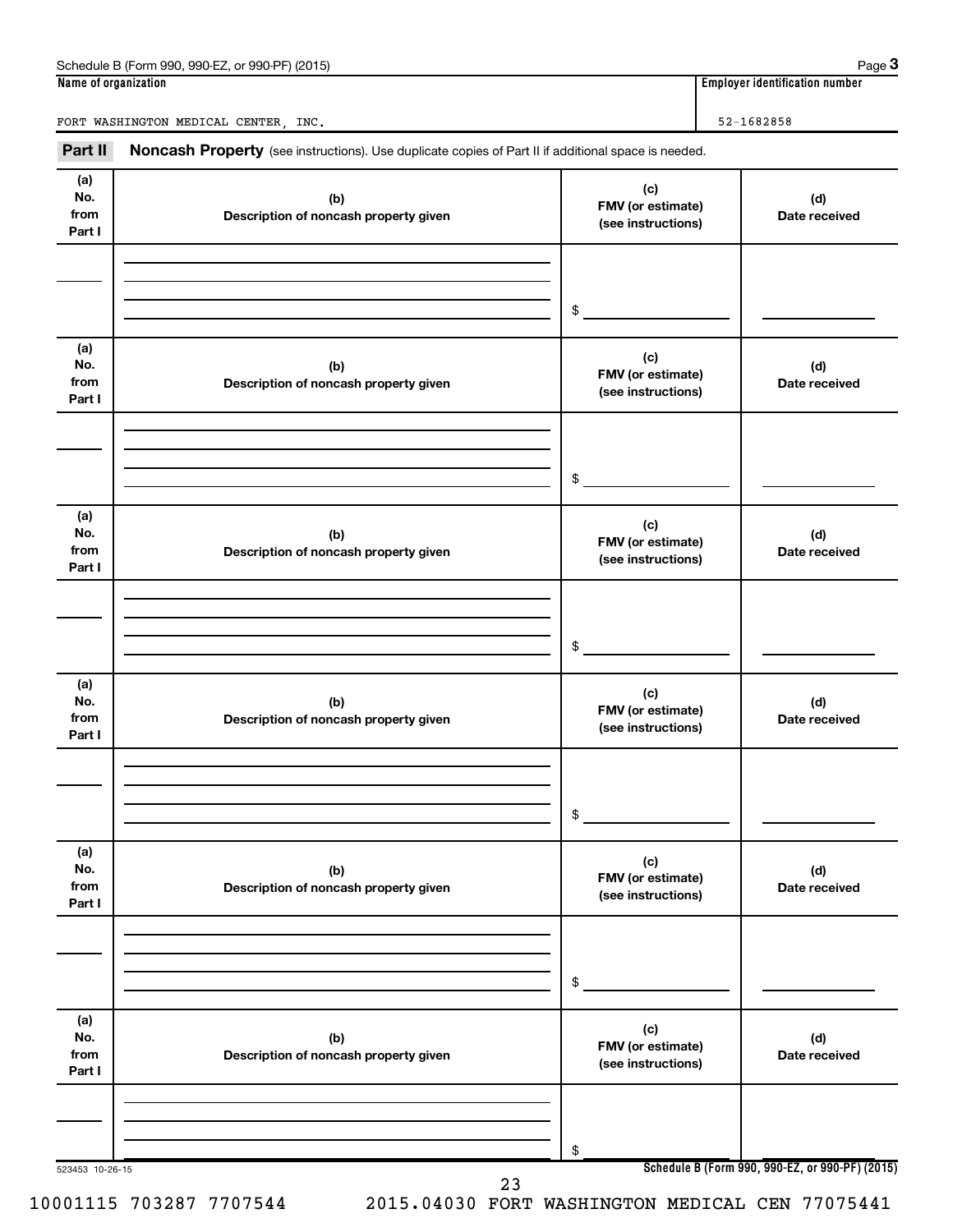Schedule B (Form 990, 990-EZ, or 990-PF) (2015) Page **3**

**Name of organization** | **Employer identification number**

FORT WASHINGTON MEDICAL CENTER, INC. | 52-1682858

**Part II** **Noncash Property** (see instructions). Use duplicate copies of Part II if additional space is needed.

| (a) No. from Part I | (b) Description of noncash property given | (c) FMV (or estimate) (see instructions) | (d) Date received |
|---|---|---|---|
| | | $ | |

| (a) No. from Part I | (b) Description of noncash property given | (c) FMV (or estimate) (see instructions) | (d) Date received |
|---|---|---|---|
| | | $ | |

| (a) No. from Part I | (b) Description of noncash property given | (c) FMV (or estimate) (see instructions) | (d) Date received |
|---|---|---|---|
| | | $ | |

| (a) No. from Part I | (b) Description of noncash property given | (c) FMV (or estimate) (see instructions) | (d) Date received |
|---|---|---|---|
| | | $ | |

| (a) No. from Part I | (b) Description of noncash property given | (c) FMV (or estimate) (see instructions) | (d) Date received |
|---|---|---|---|
| | | $ | |

| (a) No. from Part I | (b) Description of noncash property given | (c) FMV (or estimate) (see instructions) | (d) Date received |
|---|---|---|---|
| | | $ | |

523453 10-26-15 **Schedule B (Form 990, 990-EZ, or 990-PF) (2015)**

10001115 703287 7707544 2015.04030 FORT WASHINGTON MEDICAL CEN 77075441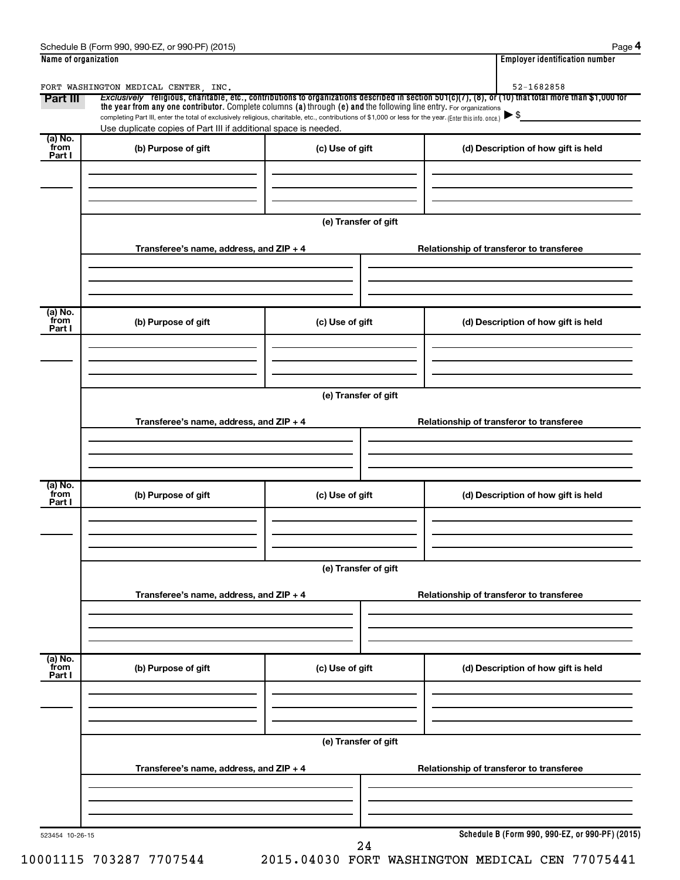Schedule B (Form 990, 990-EZ, or 990-PF) (2015)

| Name of organization | Employer identification number |
| --- | --- |
| FORT WASHINGTON MEDICAL CENTER, INC. | 52-1682858 |

**Part III** *Exclusively* religious, charitable, etc., contributions to organizations described in section 501(c)(7), (8), or (10) that total more than $1,000 for the year from any one contributor. Complete columns (a) through (e) and the following line entry. For organizations completing Part III, enter the total of exclusively religious, charitable, etc., contributions of $1,000 or less for the year. (Enter this info. once.) ▶ $

Use duplicate copies of Part III if additional space is needed.

| (a) No. from Part I | (b) Purpose of gift | (c) Use of gift | (d) Description of how gift is held |
| --- | --- | --- | --- |
| | | | |

(e) Transfer of gift

| Transferee's name, address, and ZIP + 4 | Relationship of transferor to transferee |
| --- | --- |
| | |

| (a) No. from Part I | (b) Purpose of gift | (c) Use of gift | (d) Description of how gift is held |
| --- | --- | --- | --- |
| | | | |

(e) Transfer of gift

| Transferee's name, address, and ZIP + 4 | Relationship of transferor to transferee |
| --- | --- |
| | |

| (a) No. from Part I | (b) Purpose of gift | (c) Use of gift | (d) Description of how gift is held |
| --- | --- | --- | --- |
| | | | |

(e) Transfer of gift

| Transferee's name, address, and ZIP + 4 | Relationship of transferor to transferee |
| --- | --- |
| | |

| (a) No. from Part I | (b) Purpose of gift | (c) Use of gift | (d) Description of how gift is held |
| --- | --- | --- | --- |
| | | | |

(e) Transfer of gift

| Transferee's name, address, and ZIP + 4 | Relationship of transferor to transferee |
| --- | --- |
| | |

523454 10-26-15

**Schedule B (Form 990, 990-EZ, or 990-PF) (2015)**

10001115 703287 7707544 2015.04030 FORT WASHINGTON MEDICAL CEN 77075441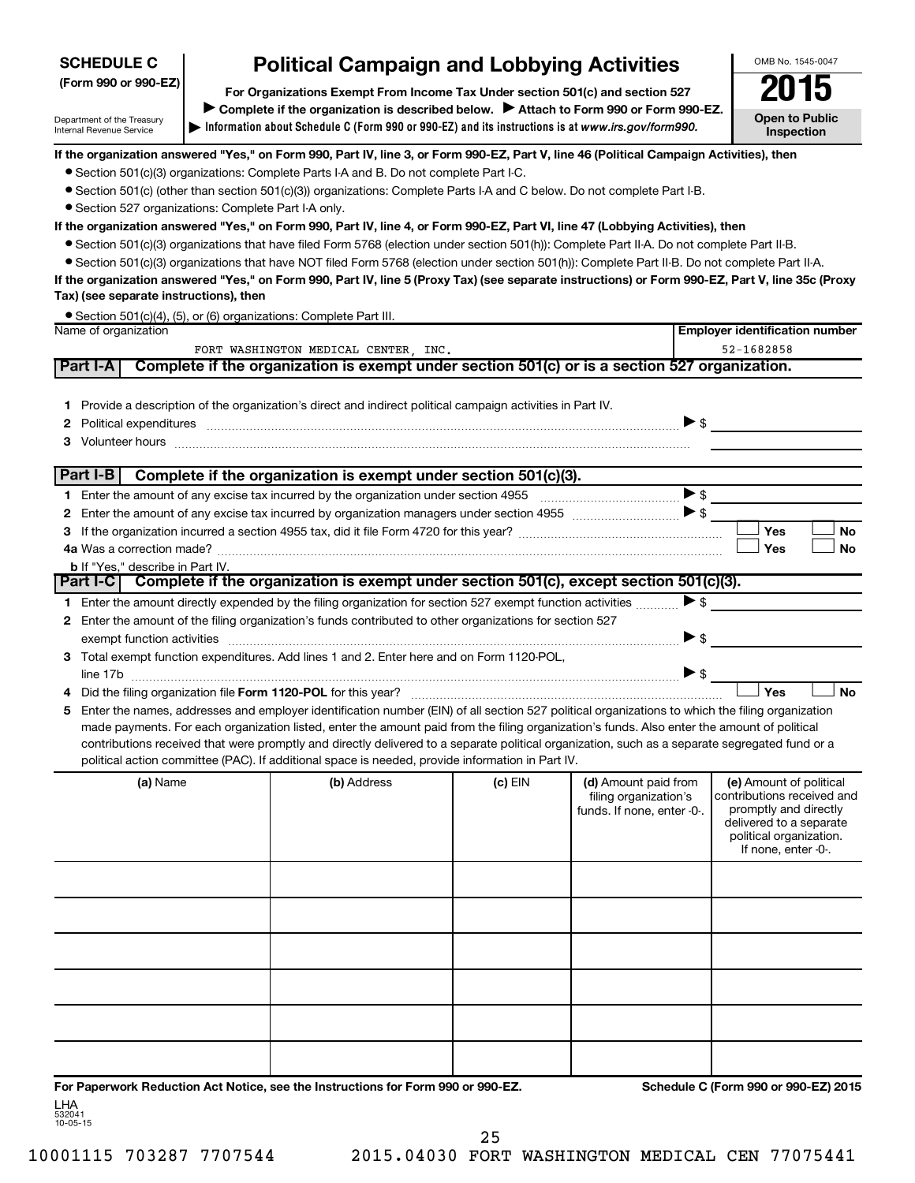**SCHEDULE C**
**(Form 990 or 990-EZ)**

Department of the Treasury
Internal Revenue Service

# Political Campaign and Lobbying Activities

**For Organizations Exempt From Income Tax Under section 501(c) and section 527**

▶ **Complete if the organization is described below.** ▶ **Attach to Form 990 or Form 990-EZ.**

▶ **Information about Schedule C (Form 990 or 990-EZ) and its instructions is at** ***www.irs.gov/form990.***

OMB No. 1545-0047

**2015**

**Open to Public Inspection**

**If the organization answered "Yes," on Form 990, Part IV, line 3, or Form 990-EZ, Part V, line 46 (Political Campaign Activities), then**

- Section 501(c)(3) organizations: Complete Parts I-A and B. Do not complete Part I-C.
- Section 501(c) (other than section 501(c)(3)) organizations: Complete Parts I-A and C below. Do not complete Part I-B.
- Section 527 organizations: Complete Part I-A only.

**If the organization answered "Yes," on Form 990, Part IV, line 4, or Form 990-EZ, Part VI, line 47 (Lobbying Activities), then**

- Section 501(c)(3) organizations that have filed Form 5768 (election under section 501(h)): Complete Part II-A. Do not complete Part II-B.
- Section 501(c)(3) organizations that have NOT filed Form 5768 (election under section 501(h)): Complete Part II-B. Do not complete Part II-A.

**If the organization answered "Yes," on Form 990, Part IV, line 5 (Proxy Tax) (see separate instructions) or Form 990-EZ, Part V, line 35c (Proxy Tax) (see separate instructions), then**

- Section 501(c)(4), (5), or (6) organizations: Complete Part III.

| Name of organization | Employer identification number |
|---|---|
| FORT WASHINGTON MEDICAL CENTER, INC. | 52-1682858 |

## Part I-A Complete if the organization is exempt under section 501(c) or is a section 527 organization.

1. Provide a description of the organization's direct and indirect political campaign activities in Part IV.
2. Political expenditures ▶ $
3. Volunteer hours

## Part I-B Complete if the organization is exempt under section 501(c)(3).

1. Enter the amount of any excise tax incurred by the organization under section 4955 ▶ $
2. Enter the amount of any excise tax incurred by organization managers under section 4955 ▶ $
3. If the organization incurred a section 4955 tax, did it file Form 4720 for this year? ☐ Yes ☐ No

4a Was a correction made? ☐ Yes ☐ No

**b** If "Yes," describe in Part IV.

## Part I-C Complete if the organization is exempt under section 501(c), except section 501(c)(3).

1. Enter the amount directly expended by the filing organization for section 527 exempt function activities ▶ $
2. Enter the amount of the filing organization's funds contributed to other organizations for section 527 exempt function activities ▶ $
3. Total exempt function expenditures. Add lines 1 and 2. Enter here and on Form 1120-POL, line 17b ▶ $
4. Did the filing organization file **Form 1120-POL** for this year? ☐ Yes ☐ No
5. Enter the names, addresses and employer identification number (EIN) of all section 527 political organizations to which the filing organization made payments. For each organization listed, enter the amount paid from the filing organization's funds. Also enter the amount of political contributions received that were promptly and directly delivered to a separate political organization, such as a separate segregated fund or a political action committee (PAC). If additional space is needed, provide information in Part IV.

| (a) Name | (b) Address | (c) EIN | (d) Amount paid from filing organization's funds. If none, enter -0-. | (e) Amount of political contributions received and promptly and directly delivered to a separate political organization. If none, enter -0-. |
|---|---|---|---|---|
| | | | | |
| | | | | |
| | | | | |
| | | | | |
| | | | | |
| | | | | |

**For Paperwork Reduction Act Notice, see the Instructions for Form 990 or 990-EZ.** **Schedule C (Form 990 or 990-EZ) 2015**

LHA
532041
10-05-15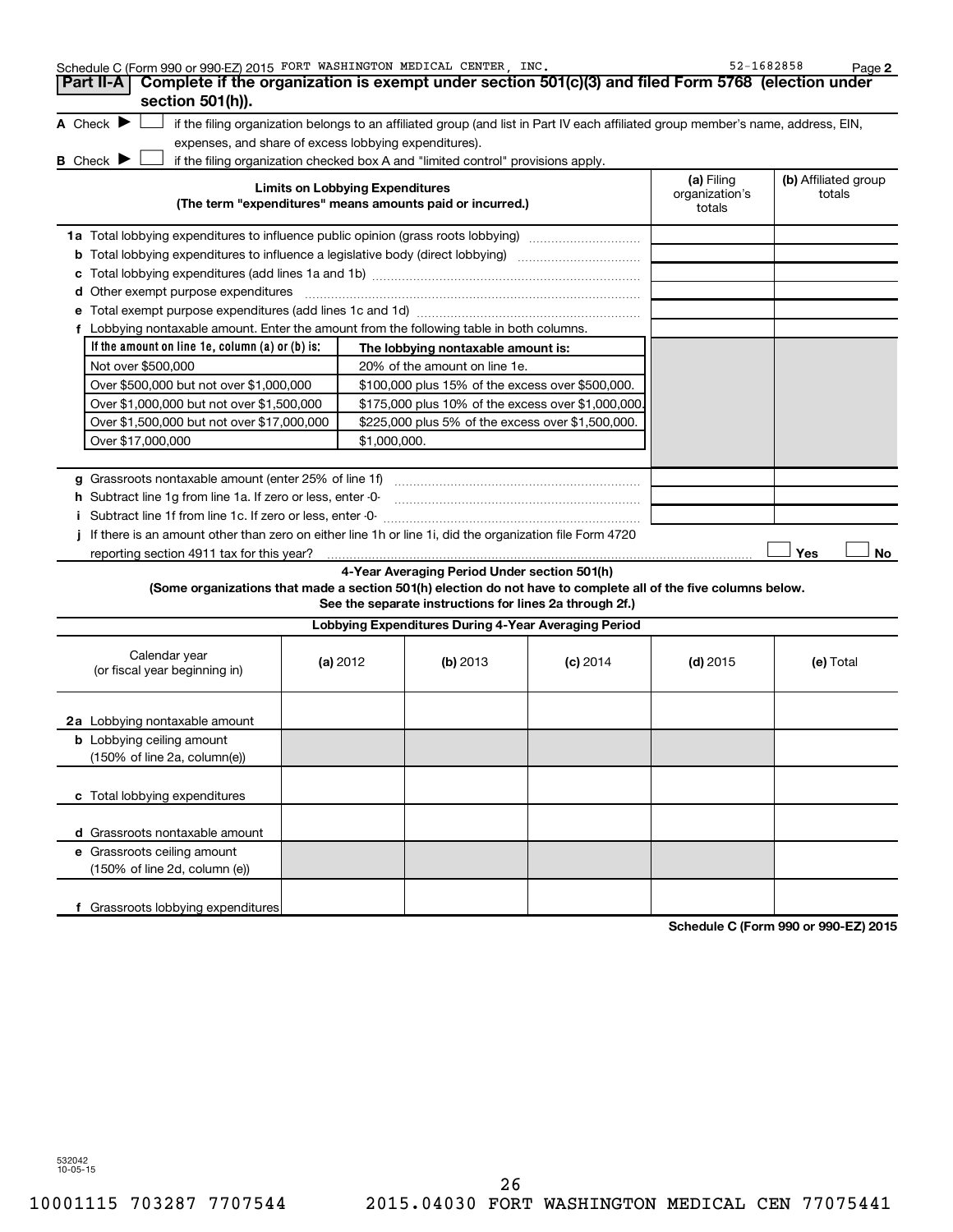Schedule C (Form 990 or 990-EZ) 2015 FORT WASHINGTON MEDICAL CENTER, INC. 52-1682858 Page 2

## Part II-A Complete if the organization is exempt under section 501(c)(3) and filed Form 5768 (election under section 501(h)).

**A** Check ▶ ☐ if the filing organization belongs to an affiliated group (and list in Part IV each affiliated group member's name, address, EIN, expenses, and share of excess lobbying expenditures).

**B** Check ▶ ☐ if the filing organization checked box A and "limited control" provisions apply.

| Limits on Lobbying Expenditures (The term "expenditures" means amounts paid or incurred.) | (a) Filing organization's totals | (b) Affiliated group totals |
|---|---|---|
| **1a** Total lobbying expenditures to influence public opinion (grass roots lobbying) | | |
| **b** Total lobbying expenditures to influence a legislative body (direct lobbying) | | |
| **c** Total lobbying expenditures (add lines 1a and 1b) | | |
| **d** Other exempt purpose expenditures | | |
| **e** Total exempt purpose expenditures (add lines 1c and 1d) | | |
| **f** Lobbying nontaxable amount. Enter the amount from the following table in both columns. | | |

| If the amount on line 1e, column (a) or (b) is: | The lobbying nontaxable amount is: |
|---|---|
| Not over $500,000 | 20% of the amount on line 1e. |
| Over $500,000 but not over $1,000,000 | $100,000 plus 15% of the excess over $500,000. |
| Over $1,000,000 but not over $1,500,000 | $175,000 plus 10% of the excess over $1,000,000. |
| Over $1,500,000 but not over $17,000,000 | $225,000 plus 5% of the excess over $1,500,000. |
| Over $17,000,000 | $1,000,000. |

| | (a) Filing organization's totals | (b) Affiliated group totals |
|---|---|---|
| **g** Grassroots nontaxable amount (enter 25% of line 1f) | | |
| **h** Subtract line 1g from line 1a. If zero or less, enter -0- | | |
| **i** Subtract line 1f from line 1c. If zero or less, enter -0- | | |

**j** If there is an amount other than zero on either line 1h or line 1i, did the organization file Form 4720 reporting section 4911 tax for this year? ☐ Yes ☐ No

### 4-Year Averaging Period Under section 501(h)

**(Some organizations that made a section 501(h) election do not have to complete all of the five columns below. See the separate instructions for lines 2a through 2f.)**

| Lobbying Expenditures During 4-Year Averaging Period | | | | | |
|---|---|---|---|---|---|
| Calendar year (or fiscal year beginning in) | (a) 2012 | (b) 2013 | (c) 2014 | (d) 2015 | (e) Total |
| **2a** Lobbying nontaxable amount | | | | | |
| **b** Lobbying ceiling amount (150% of line 2a, column(e)) | | | | | |
| **c** Total lobbying expenditures | | | | | |
| **d** Grassroots nontaxable amount | | | | | |
| **e** Grassroots ceiling amount (150% of line 2d, column (e)) | | | | | |
| **f** Grassroots lobbying expenditures | | | | | |

**Schedule C (Form 990 or 990-EZ) 2015**

532042 10-05-15

10001115 703287 7707544 2015.04030 FORT WASHINGTON MEDICAL CEN 77075441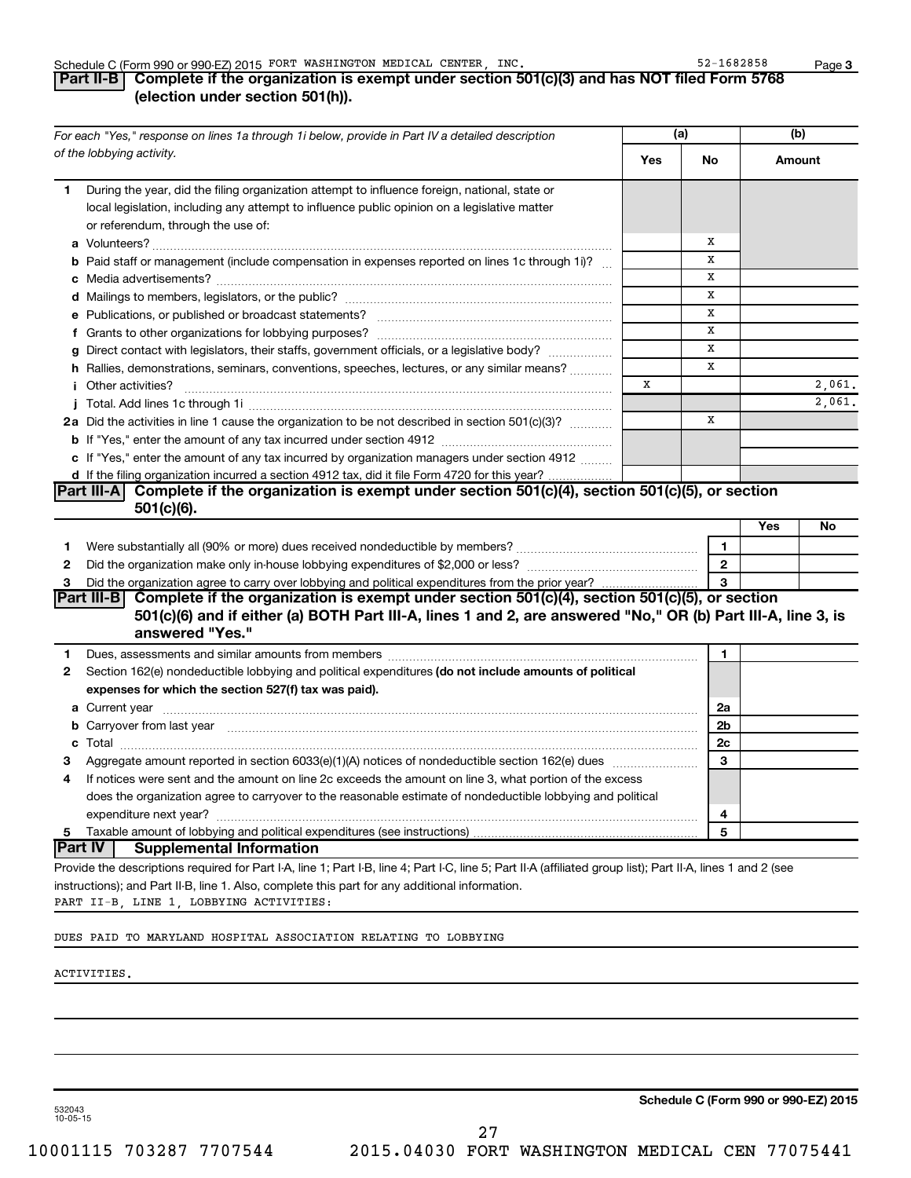Schedule C (Form 990 or 990-EZ) 2015 FORT WASHINGTON MEDICAL CENTER, INC. 52-1682858 Page 3

## Part II-B Complete if the organization is exempt under section 501(c)(3) and has NOT filed Form 5768 (election under section 501(h)).

| *For each "Yes," response on lines 1a through 1i below, provide in Part IV a detailed description of the lobbying activity.* | (a) Yes | (a) No | (b) Amount |
|---|---|---|---|
| **1** During the year, did the filing organization attempt to influence foreign, national, state or local legislation, including any attempt to influence public opinion on a legislative matter or referendum, through the use of: | | | |
| **a** Volunteers? | | X | |
| **b** Paid staff or management (include compensation in expenses reported on lines 1c through 1i)? | | X | |
| **c** Media advertisements? | | X | |
| **d** Mailings to members, legislators, or the public? | | X | |
| **e** Publications, or published or broadcast statements? | | X | |
| **f** Grants to other organizations for lobbying purposes? | | X | |
| **g** Direct contact with legislators, their staffs, government officials, or a legislative body? | | X | |
| **h** Rallies, demonstrations, seminars, conventions, speeches, lectures, or any similar means? | | X | |
| **i** Other activities? | X | | 2,061. |
| **j** Total. Add lines 1c through 1i | | | 2,061. |
| **2a** Did the activities in line 1 cause the organization to be not described in section 501(c)(3)? | | X | |
| **b** If "Yes," enter the amount of any tax incurred under section 4912 | | | |
| **c** If "Yes," enter the amount of any tax incurred by organization managers under section 4912 | | | |
| **d** If the filing organization incurred a section 4912 tax, did it file Form 4720 for this year? | | | |

## Part III-A Complete if the organization is exempt under section 501(c)(4), section 501(c)(5), or section 501(c)(6).

| | | Yes | No |
|---|---|---|---|
| **1** Were substantially all (90% or more) dues received nondeductible by members? | 1 | | |
| **2** Did the organization make only in-house lobbying expenditures of $2,000 or less? | 2 | | |
| **3** Did the organization agree to carry over lobbying and political expenditures from the prior year? | 3 | | |

## Part III-B Complete if the organization is exempt under section 501(c)(4), section 501(c)(5), or section 501(c)(6) and if either (a) BOTH Part III-A, lines 1 and 2, are answered "No," OR (b) Part III-A, line 3, is answered "Yes."

| | | |
|---|---|---|
| **1** Dues, assessments and similar amounts from members | 1 | |
| **2** Section 162(e) nondeductible lobbying and political expenditures **(do not include amounts of political expenses for which the section 527(f) tax was paid).** | | |
| **a** Current year | 2a | |
| **b** Carryover from last year | 2b | |
| **c** Total | 2c | |
| **3** Aggregate amount reported in section 6033(e)(1)(A) notices of nondeductible section 162(e) dues | 3 | |
| **4** If notices were sent and the amount on line 2c exceeds the amount on line 3, what portion of the excess does the organization agree to carryover to the reasonable estimate of nondeductible lobbying and political expenditure next year? | 4 | |
| **5** Taxable amount of lobbying and political expenditures (see instructions) | 5 | |

## Part IV Supplemental Information

Provide the descriptions required for Part I-A, line 1; Part I-B, line 4; Part I-C, line 5; Part II-A (affiliated group list); Part II-A, lines 1 and 2 (see instructions); and Part II-B, line 1. Also, complete this part for any additional information.

PART II-B, LINE 1, LOBBYING ACTIVITIES:

DUES PAID TO MARYLAND HOSPITAL ASSOCIATION RELATING TO LOBBYING

ACTIVITIES.

532043 10-05-15

**Schedule C (Form 990 or 990-EZ) 2015**

10001115 703287 7707544 2015.04030 FORT WASHINGTON MEDICAL CEN 77075441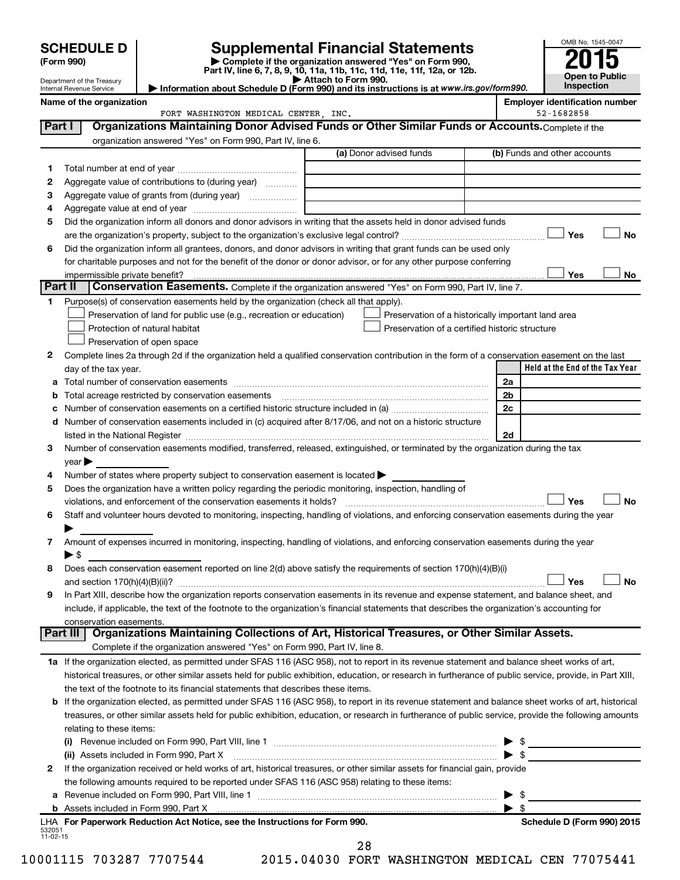**SCHEDULE D (Form 990)**

Department of the Treasury
Internal Revenue Service

# Supplemental Financial Statements

▶ Complete if the organization answered "Yes" on Form 990, Part IV, line 6, 7, 8, 9, 10, 11a, 11b, 11c, 11d, 11e, 11f, 12a, or 12b.
▶ Attach to Form 990.
▶ Information about Schedule D (Form 990) and its instructions is at www.irs.gov/form990.

OMB No. 1545-0047
**2015**
**Open to Public Inspection**

**Name of the organization**
FORT WASHINGTON MEDICAL CENTER, INC.

**Employer identification number**
52-1682858

## Part I Organizations Maintaining Donor Advised Funds or Other Similar Funds or Accounts.
Complete if the organization answered "Yes" on Form 990, Part IV, line 6.

| | | (a) Donor advised funds | (b) Funds and other accounts |
|---|---|---|---|
| 1 | Total number at end of year | | |
| 2 | Aggregate value of contributions to (during year) | | |
| 3 | Aggregate value of grants from (during year) | | |
| 4 | Aggregate value at end of year | | |

5 Did the organization inform all donors and donor advisors in writing that the assets held in donor advised funds are the organization's property, subject to the organization's exclusive legal control? ☐ Yes ☐ No

6 Did the organization inform all grantees, donors, and donor advisors in writing that grant funds can be used only for charitable purposes and not for the benefit of the donor or donor advisor, or for any other purpose conferring impermissible private benefit? ☐ Yes ☐ No

## Part II Conservation Easements.
Complete if the organization answered "Yes" on Form 990, Part IV, line 7.

1 Purpose(s) of conservation easements held by the organization (check all that apply).
- ☐ Preservation of land for public use (e.g., recreation or education)
- ☐ Protection of natural habitat
- ☐ Preservation of open space
- ☐ Preservation of a historically important land area
- ☐ Preservation of a certified historic structure

2 Complete lines 2a through 2d if the organization held a qualified conservation contribution in the form of a conservation easement on the last day of the tax year.

| | | | Held at the End of the Tax Year |
|---|---|---|---|
| a | Total number of conservation easements | 2a | |
| b | Total acreage restricted by conservation easements | 2b | |
| c | Number of conservation easements on a certified historic structure included in (a) | 2c | |
| d | Number of conservation easements included in (c) acquired after 8/17/06, and not on a historic structure listed in the National Register | 2d | |

3 Number of conservation easements modified, transferred, released, extinguished, or terminated by the organization during the tax year ▶

4 Number of states where property subject to conservation easement is located ▶

5 Does the organization have a written policy regarding the periodic monitoring, inspection, handling of violations, and enforcement of the conservation easements it holds? ☐ Yes ☐ No

6 Staff and volunteer hours devoted to monitoring, inspecting, handling of violations, and enforcing conservation easements during the year ▶

7 Amount of expenses incurred in monitoring, inspecting, handling of violations, and enforcing conservation easements during the year ▶ $

8 Does each conservation easement reported on line 2(d) above satisfy the requirements of section 170(h)(4)(B)(i) and section 170(h)(4)(B)(ii)? ☐ Yes ☐ No

9 In Part XIII, describe how the organization reports conservation easements in its revenue and expense statement, and balance sheet, and include, if applicable, the text of the footnote to the organization's financial statements that describes the organization's accounting for conservation easements.

## Part III Organizations Maintaining Collections of Art, Historical Treasures, or Other Similar Assets.
Complete if the organization answered "Yes" on Form 990, Part IV, line 8.

1a If the organization elected, as permitted under SFAS 116 (ASC 958), not to report in its revenue statement and balance sheet works of art, historical treasures, or other similar assets held for public exhibition, education, or research in furtherance of public service, provide, in Part XIII, the text of the footnote to its financial statements that describes these items.

b If the organization elected, as permitted under SFAS 116 (ASC 958), to report in its revenue statement and balance sheet works of art, historical treasures, or other similar assets held for public exhibition, education, or research in furtherance of public service, provide the following amounts relating to these items:

(i) Revenue included on Form 990, Part VIII, line 1 ▶ $

(ii) Assets included in Form 990, Part X ▶ $

2 If the organization received or held works of art, historical treasures, or other similar assets for financial gain, provide the following amounts required to be reported under SFAS 116 (ASC 958) relating to these items:

a Revenue included on Form 990, Part VIII, line 1 ▶ $

b Assets included in Form 990, Part X ▶ $

LHA For Paperwork Reduction Act Notice, see the Instructions for Form 990.
532051 11-02-15

Schedule D (Form 990) 2015

10001115 703287 7707544 2015.04030 FORT WASHINGTON MEDICAL CEN 77075441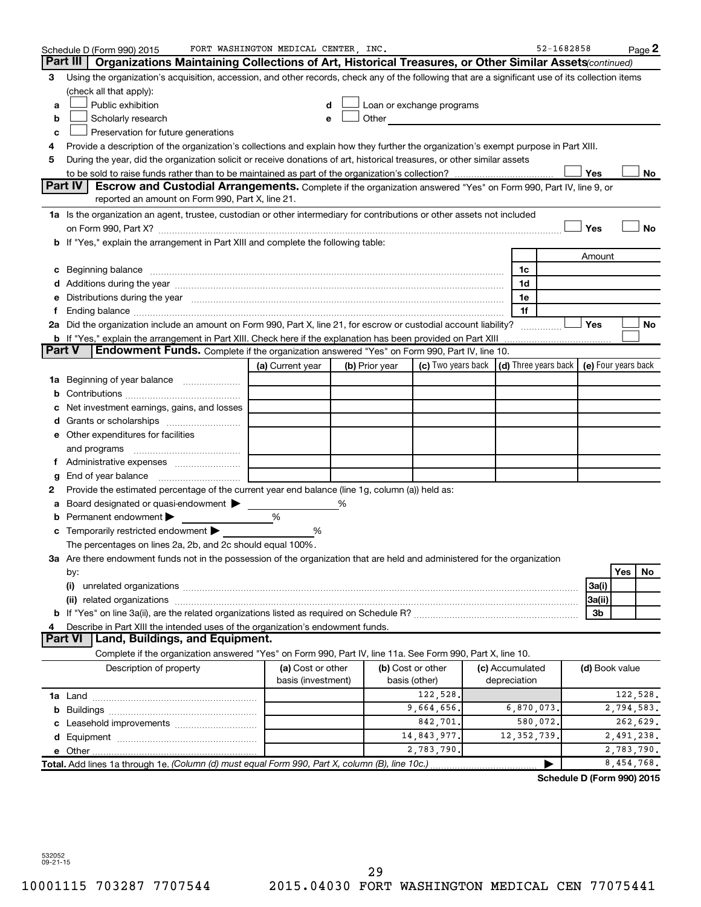Schedule D (Form 990) 2015 FORT WASHINGTON MEDICAL CENTER, INC. 52-1682858 Page 2

## Part III Organizations Maintaining Collections of Art, Historical Treasures, or Other Similar Assets *(continued)*

**3** Using the organization's acquisition, accession, and other records, check any of the following that are a significant use of its collection items (check all that apply):

- **a** ☐ Public exhibition
- **b** ☐ Scholarly research
- **c** ☐ Preservation for future generations
- **d** ☐ Loan or exchange programs
- **e** ☐ Other

**4** Provide a description of the organization's collections and explain how they further the organization's exempt purpose in Part XIII.

**5** During the year, did the organization solicit or receive donations of art, historical treasures, or other similar assets to be sold to raise funds rather than to be maintained as part of the organization's collection? ☐ Yes ☐ No

## Part IV Escrow and Custodial Arrangements.

Complete if the organization answered "Yes" on Form 990, Part IV, line 9, or reported an amount on Form 990, Part X, line 21.

**1a** Is the organization an agent, trustee, custodian or other intermediary for contributions or other assets not included on Form 990, Part X? ☐ Yes ☐ No

**b** If "Yes," explain the arrangement in Part XIII and complete the following table:

| | | Amount |
|---|---|---|
| **c** Beginning balance | 1c | |
| **d** Additions during the year | 1d | |
| **e** Distributions during the year | 1e | |
| **f** Ending balance | 1f | |

**2a** Did the organization include an amount on Form 990, Part X, line 21, for escrow or custodial account liability? ☐ Yes ☐ No

**b** If "Yes," explain the arrangement in Part XIII. Check here if the explanation has been provided on Part XIII ☐

## Part V Endowment Funds.

Complete if the organization answered "Yes" on Form 990, Part IV, line 10.

| | (a) Current year | (b) Prior year | (c) Two years back | (d) Three years back | (e) Four years back |
|---|---|---|---|---|---|
| **1a** Beginning of year balance | | | | | |
| **b** Contributions | | | | | |
| **c** Net investment earnings, gains, and losses | | | | | |
| **d** Grants or scholarships | | | | | |
| **e** Other expenditures for facilities and programs | | | | | |
| **f** Administrative expenses | | | | | |
| **g** End of year balance | | | | | |

**2** Provide the estimated percentage of the current year end balance (line 1g, column (a)) held as:

- **a** Board designated or quasi-endowment ▶ ______ %
- **b** Permanent endowment ▶ ______ %
- **c** Temporarily restricted endowment ▶ ______ %

The percentages on lines 2a, 2b, and 2c should equal 100%.

**3a** Are there endowment funds not in the possession of the organization that are held and administered for the organization by:

| | | Yes | No |
|---|---|---|---|
| **(i)** unrelated organizations | 3a(i) | | |
| **(ii)** related organizations | 3a(ii) | | |
| **b** If "Yes" on line 3a(ii), are the related organizations listed as required on Schedule R? | 3b | | |

**4** Describe in Part XIII the intended uses of the organization's endowment funds.

## Part VI Land, Buildings, and Equipment.

Complete if the organization answered "Yes" on Form 990, Part IV, line 11a. See Form 990, Part X, line 10.

| Description of property | (a) Cost or other basis (investment) | (b) Cost or other basis (other) | (c) Accumulated depreciation | (d) Book value |
|---|---|---|---|---|
| **1a** Land | | 122,528. | | 122,528. |
| **b** Buildings | | 9,664,656. | 6,870,073. | 2,794,583. |
| **c** Leasehold improvements | | 842,701. | 580,072. | 262,629. |
| **d** Equipment | | 14,843,977. | 12,352,739. | 2,491,238. |
| **e** Other | | 2,783,790. | | 2,783,790. |
| **Total.** Add lines 1a through 1e. *(Column (d) must equal Form 990, Part X, column (B), line 10c.)* ▶ | | | | 8,454,768. |

**Schedule D (Form 990) 2015**

532052 09-21-15

10001115 703287 7707544 2015.04030 FORT WASHINGTON MEDICAL CEN 77075441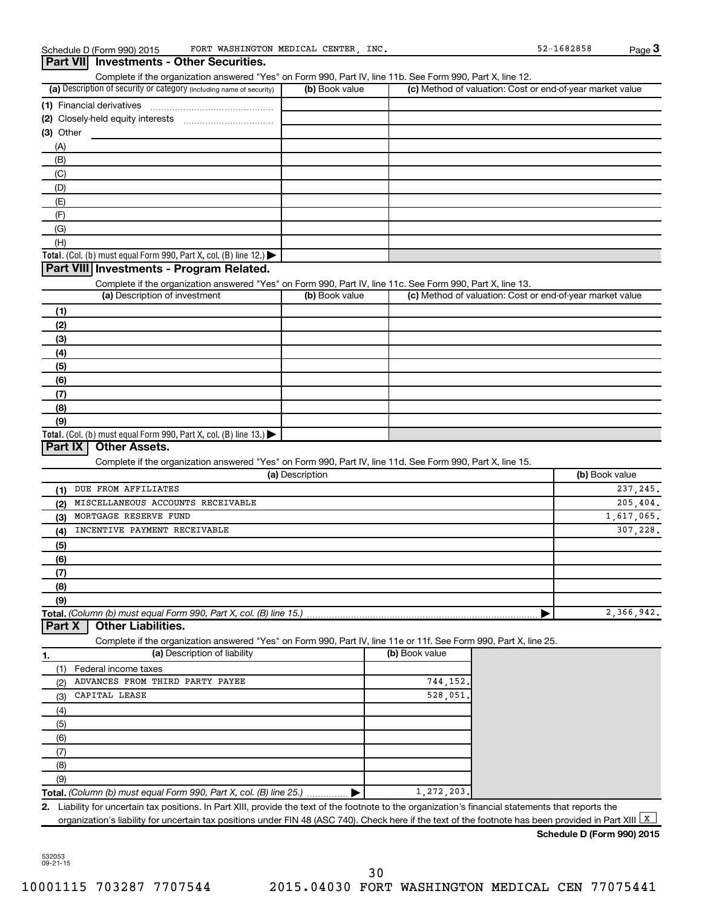Schedule D (Form 990) 2015 FORT WASHINGTON MEDICAL CENTER, INC. 52-1682858

## Part VII Investments - Other Securities.

Complete if the organization answered "Yes" on Form 990, Part IV, line 11b. See Form 990, Part X, line 12.

| (a) Description of security or category (including name of security) | (b) Book value | (c) Method of valuation: Cost or end-of-year market value |
|---|---|---|
| (1) Financial derivatives | | |
| (2) Closely-held equity interests | | |
| (3) Other | | |
| (A) | | |
| (B) | | |
| (C) | | |
| (D) | | |
| (E) | | |
| (F) | | |
| (G) | | |
| (H) | | |
| **Total.** (Col. (b) must equal Form 990, Part X, col. (B) line 12.) ▶ | | |

## Part VIII Investments - Program Related.

Complete if the organization answered "Yes" on Form 990, Part IV, line 11c. See Form 990, Part X, line 13.

| (a) Description of investment | (b) Book value | (c) Method of valuation: Cost or end-of-year market value |
|---|---|---|
| (1) | | |
| (2) | | |
| (3) | | |
| (4) | | |
| (5) | | |
| (6) | | |
| (7) | | |
| (8) | | |
| (9) | | |
| **Total.** (Col. (b) must equal Form 990, Part X, col. (B) line 13.) ▶ | | |

## Part IX Other Assets.

Complete if the organization answered "Yes" on Form 990, Part IV, line 11d. See Form 990, Part X, line 15.

| (a) Description | (b) Book value |
|---|---|
| (1) DUE FROM AFFILIATES | 237,245. |
| (2) MISCELLANEOUS ACCOUNTS RECEIVABLE | 205,404. |
| (3) MORTGAGE RESERVE FUND | 1,617,065. |
| (4) INCENTIVE PAYMENT RECEIVABLE | 307,228. |
| (5) | |
| (6) | |
| (7) | |
| (8) | |
| (9) | |
| **Total.** *(Column (b) must equal Form 990, Part X, col. (B) line 15.)* ▶ | 2,366,942. |

## Part X Other Liabilities.

Complete if the organization answered "Yes" on Form 990, Part IV, line 11e or 11f. See Form 990, Part X, line 25.

| 1. (a) Description of liability | (b) Book value |
|---|---|
| (1) Federal income taxes | |
| (2) ADVANCES FROM THIRD PARTY PAYEE | 744,152. |
| (3) CAPITAL LEASE | 528,051. |
| (4) | |
| (5) | |
| (6) | |
| (7) | |
| (8) | |
| (9) | |
| **Total.** *(Column (b) must equal Form 990, Part X, col. (B) line 25.)* ▶ | 1,272,203. |

2. Liability for uncertain tax positions. In Part XIII, provide the text of the footnote to the organization's financial statements that reports the organization's liability for uncertain tax positions under FIN 48 (ASC 740). Check here if the text of the footnote has been provided in Part XIII [X]

**Schedule D (Form 990) 2015**

532053 09-21-15

10001115 703287 7707544 2015.04030 FORT WASHINGTON MEDICAL CEN 77075441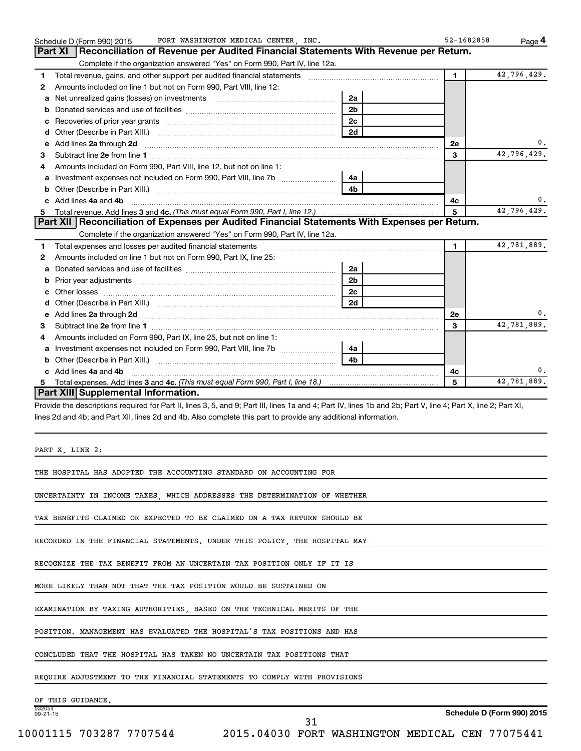Schedule D (Form 990) 2015 FORT WASHINGTON MEDICAL CENTER, INC. 52-1682858

## Part XI Reconciliation of Revenue per Audited Financial Statements With Revenue per Return.

Complete if the organization answered "Yes" on Form 990, Part IV, line 12a.

| | | | | | |
|---|---|---|---|---|---|
| 1 | Total revenue, gains, and other support per audited financial statements | | | 1 | 42,796,429. |
| 2 | Amounts included on line 1 but not on Form 990, Part VIII, line 12: | | | | |
| a | Net unrealized gains (losses) on investments | 2a | | | |
| b | Donated services and use of facilities | 2b | | | |
| c | Recoveries of prior year grants | 2c | | | |
| d | Other (Describe in Part XIII.) | 2d | | | |
| e | Add lines 2a through 2d | | | 2e | 0. |
| 3 | Subtract line 2e from line 1 | | | 3 | 42,796,429. |
| 4 | Amounts included on Form 990, Part VIII, line 12, but not on line 1: | | | | |
| a | Investment expenses not included on Form 990, Part VIII, line 7b | 4a | | | |
| b | Other (Describe in Part XIII.) | 4b | | | |
| c | Add lines 4a and 4b | | | 4c | 0. |
| 5 | Total revenue. Add lines 3 and 4c. *(This must equal Form 990, Part I, line 12.)* | | | 5 | 42,796,429. |

## Part XII Reconciliation of Expenses per Audited Financial Statements With Expenses per Return.

Complete if the organization answered "Yes" on Form 990, Part IV, line 12a.

| | | | | | |
|---|---|---|---|---|---|
| 1 | Total expenses and losses per audited financial statements | | | 1 | 42,781,889. |
| 2 | Amounts included on line 1 but not on Form 990, Part IX, line 25: | | | | |
| a | Donated services and use of facilities | 2a | | | |
| b | Prior year adjustments | 2b | | | |
| c | Other losses | 2c | | | |
| d | Other (Describe in Part XIII.) | 2d | | | |
| e | Add lines 2a through 2d | | | 2e | 0. |
| 3 | Subtract line 2e from line 1 | | | 3 | 42,781,889. |
| 4 | Amounts included on Form 990, Part IX, line 25, but not on line 1: | | | | |
| a | Investment expenses not included on Form 990, Part VIII, line 7b | 4a | | | |
| b | Other (Describe in Part XIII.) | 4b | | | |
| c | Add lines 4a and 4b | | | 4c | 0. |
| 5 | Total expenses. Add lines 3 and 4c. *(This must equal Form 990, Part I, line 18.)* | | | 5 | 42,781,889. |

## Part XIII Supplemental Information.

Provide the descriptions required for Part II, lines 3, 5, and 9; Part III, lines 1a and 4; Part IV, lines 1b and 2b; Part V, line 4; Part X, line 2; Part XI, lines 2d and 4b; and Part XII, lines 2d and 4b. Also complete this part to provide any additional information.

PART X, LINE 2:

THE HOSPITAL HAS ADOPTED THE ACCOUNTING STANDARD ON ACCOUNTING FOR UNCERTAINTY IN INCOME TAXES, WHICH ADDRESSES THE DETERMINATION OF WHETHER TAX BENEFITS CLAIMED OR EXPECTED TO BE CLAIMED ON A TAX RETURN SHOULD BE RECORDED IN THE FINANCIAL STATEMENTS. UNDER THIS POLICY, THE HOSPITAL MAY RECOGNIZE THE TAX BENEFIT FROM AN UNCERTAIN TAX POSITION ONLY IF IT IS MORE LIKELY THAN NOT THAT THE TAX POSITION WOULD BE SUSTAINED ON EXAMINATION BY TAXING AUTHORITIES, BASED ON THE TECHNICAL MERITS OF THE POSITION. MANAGEMENT HAS EVALUATED THE HOSPITAL'S TAX POSITIONS AND HAS CONCLUDED THAT THE HOSPITAL HAS TAKEN NO UNCERTAIN TAX POSITIONS THAT REQUIRE ADJUSTMENT TO THE FINANCIAL STATEMENTS TO COMPLY WITH PROVISIONS OF THIS GUIDANCE.

532054 09-21-15

Schedule D (Form 990) 2015

10001115 703287 7707544 2015.04030 FORT WASHINGTON MEDICAL CEN 77075441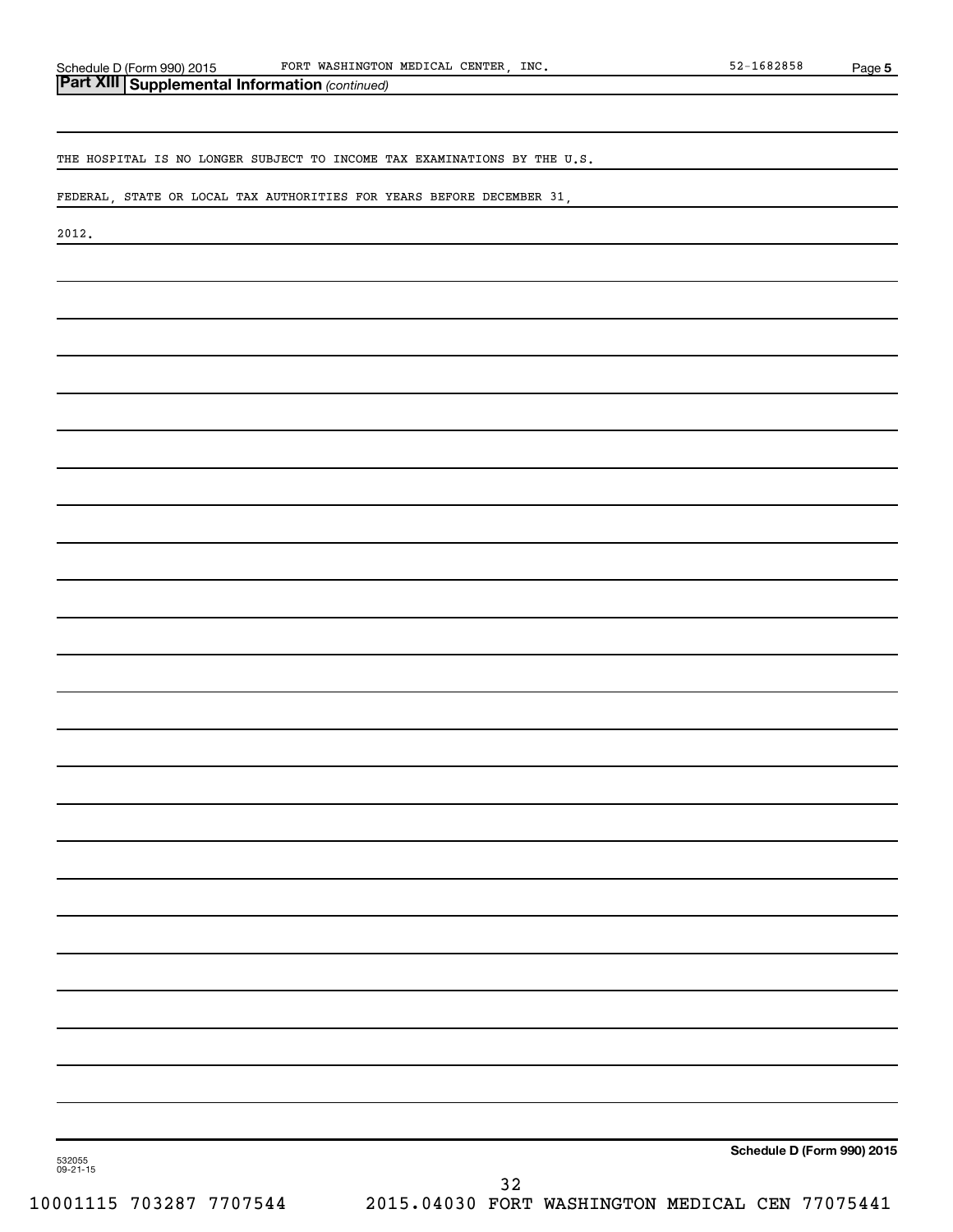## Part XIII Supplemental Information *(continued)*

THE HOSPITAL IS NO LONGER SUBJECT TO INCOME TAX EXAMINATIONS BY THE U.S.

FEDERAL, STATE OR LOCAL TAX AUTHORITIES FOR YEARS BEFORE DECEMBER 31,

2012.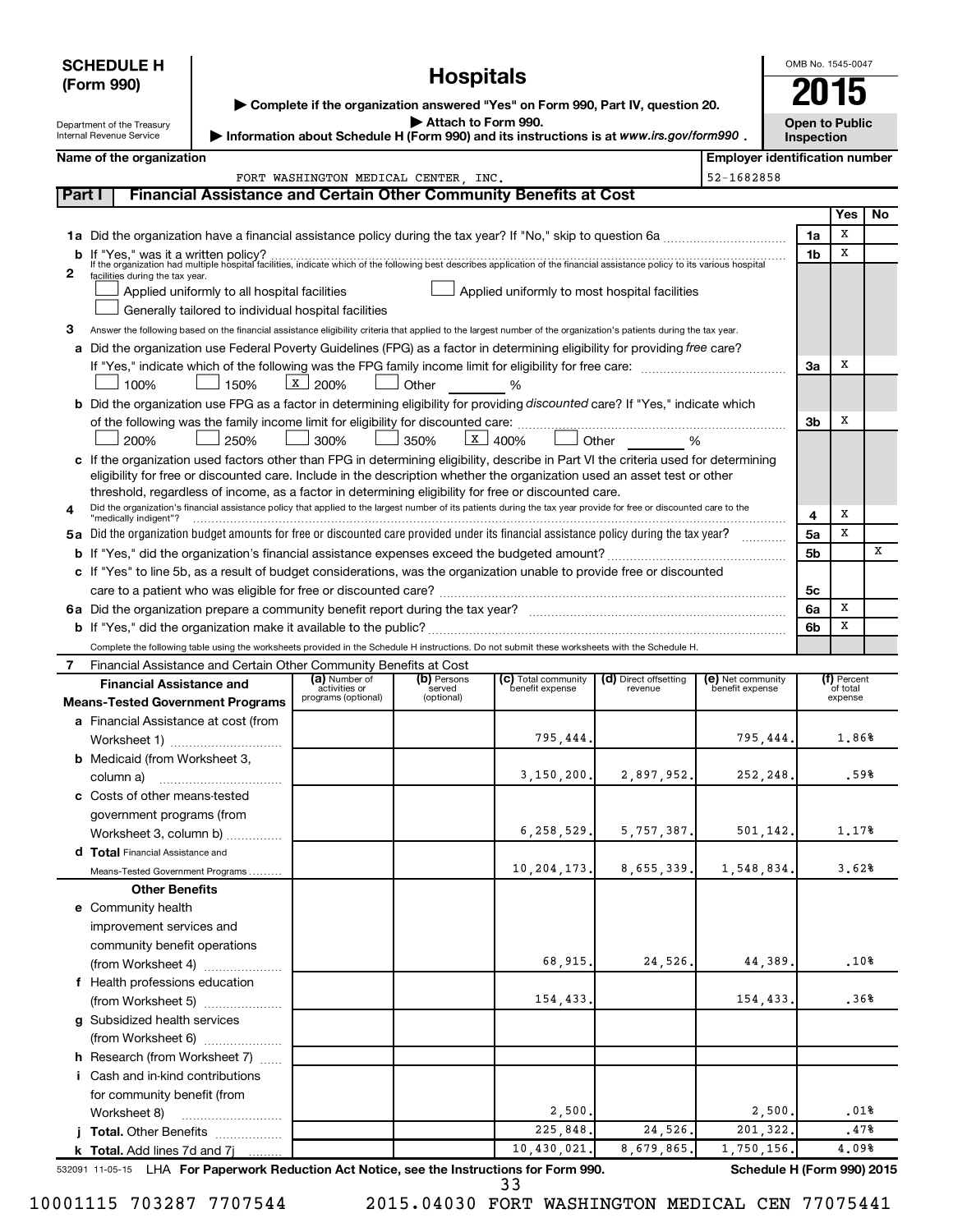**SCHEDULE H (Form 990)**

# Hospitals

▶ Complete if the organization answered "Yes" on Form 990, Part IV, question 20.
▶ Attach to Form 990.
▶ Information about Schedule H (Form 990) and its instructions is at www.irs.gov/form990 .

Department of the Treasury
Internal Revenue Service

OMB No. 1545-0047
**2015**
**Open to Public Inspection**

**Name of the organization:** FORT WASHINGTON MEDICAL CENTER, INC.
**Employer identification number:** 52-1682858

## Part I Financial Assistance and Certain Other Community Benefits at Cost

| | | | Yes | No |
|---|---|---|---|---|
| **1a** | Did the organization have a financial assistance policy during the tax year? If "No," skip to question 6a | 1a | X | |
| **b** | If "Yes," was it a written policy? | 1b | X | |
| **2** | If the organization had multiple hospital facilities, indicate which of the following best describes application of the financial assistance policy to its various hospital facilities during the tax year. ☐ Applied uniformly to all hospital facilities ☐ Applied uniformly to most hospital facilities ☐ Generally tailored to individual hospital facilities | | | |
| **3** | Answer the following based on the financial assistance eligibility criteria that applied to the largest number of the organization's patients during the tax year. | | | |
| **a** | Did the organization use Federal Poverty Guidelines (FPG) as a factor in determining eligibility for providing *free* care? If "Yes," indicate which of the following was the FPG family income limit for eligibility for free care: ☐ 100% ☐ 150% ☒ 200% ☐ Other ____ % | 3a | X | |
| **b** | Did the organization use FPG as a factor in determining eligibility for providing *discounted* care? If "Yes," indicate which of the following was the family income limit for eligibility for discounted care: ☐ 200% ☐ 250% ☐ 300% ☐ 350% ☒ 400% ☐ Other ____ % | 3b | X | |
| **c** | If the organization used factors other than FPG in determining eligibility, describe in Part VI the criteria used for determining eligibility for free or discounted care. Include in the description whether the organization used an asset test or other threshold, regardless of income, as a factor in determining eligibility for free or discounted care. | | | |
| **4** | Did the organization's financial assistance policy that applied to the largest number of its patients during the tax year provide for free or discounted care to the "medically indigent"? | 4 | X | |
| **5a** | Did the organization budget amounts for free or discounted care provided under its financial assistance policy during the tax year? | 5a | X | |
| **b** | If "Yes," did the organization's financial assistance expenses exceed the budgeted amount? | 5b | | X |
| **c** | If "Yes" to line 5b, as a result of budget considerations, was the organization unable to provide free or discounted care to a patient who was eligible for free or discounted care? | 5c | | |
| **6a** | Did the organization prepare a community benefit report during the tax year? | 6a | X | |
| **b** | If "Yes," did the organization make it available to the public? | 6b | X | |

Complete the following table using the worksheets provided in the Schedule H instructions. Do not submit these worksheets with the Schedule H.

**7** Financial Assistance and Certain Other Community Benefits at Cost

| Financial Assistance and Means-Tested Government Programs | (a) Number of activities or programs (optional) | (b) Persons served (optional) | (c) Total community benefit expense | (d) Direct offsetting revenue | (e) Net community benefit expense | (f) Percent of total expense |
|---|---|---|---|---|---|---|
| **a** Financial Assistance at cost (from Worksheet 1) | | | 795,444. | | 795,444. | 1.86% |
| **b** Medicaid (from Worksheet 3, column a) | | | 3,150,200. | 2,897,952. | 252,248. | .59% |
| **c** Costs of other means-tested government programs (from Worksheet 3, column b) | | | 6,258,529. | 5,757,387. | 501,142. | 1.17% |
| **d Total** Financial Assistance and Means-Tested Government Programs | | | 10,204,173. | 8,655,339. | 1,548,834. | 3.62% |
| **Other Benefits** | | | | | | |
| **e** Community health improvement services and community benefit operations (from Worksheet 4) | | | 68,915. | 24,526. | 44,389. | .10% |
| **f** Health professions education (from Worksheet 5) | | | 154,433. | | 154,433. | .36% |
| **g** Subsidized health services (from Worksheet 6) | | | | | | |
| **h** Research (from Worksheet 7) | | | | | | |
| **i** Cash and in-kind contributions for community benefit (from Worksheet 8) | | | 2,500. | | 2,500. | .01% |
| **j Total.** Other Benefits | | | 225,848. | 24,526. | 201,322. | .47% |
| **k Total.** Add lines 7d and 7j | | | 10,430,021. | 8,679,865. | 1,750,156. | 4.09% |

532091 11-05-15 LHA **For Paperwork Reduction Act Notice, see the Instructions for Form 990.** **Schedule H (Form 990) 2015**

10001115 703287 7707544 2015.04030 FORT WASHINGTON MEDICAL CEN 77075441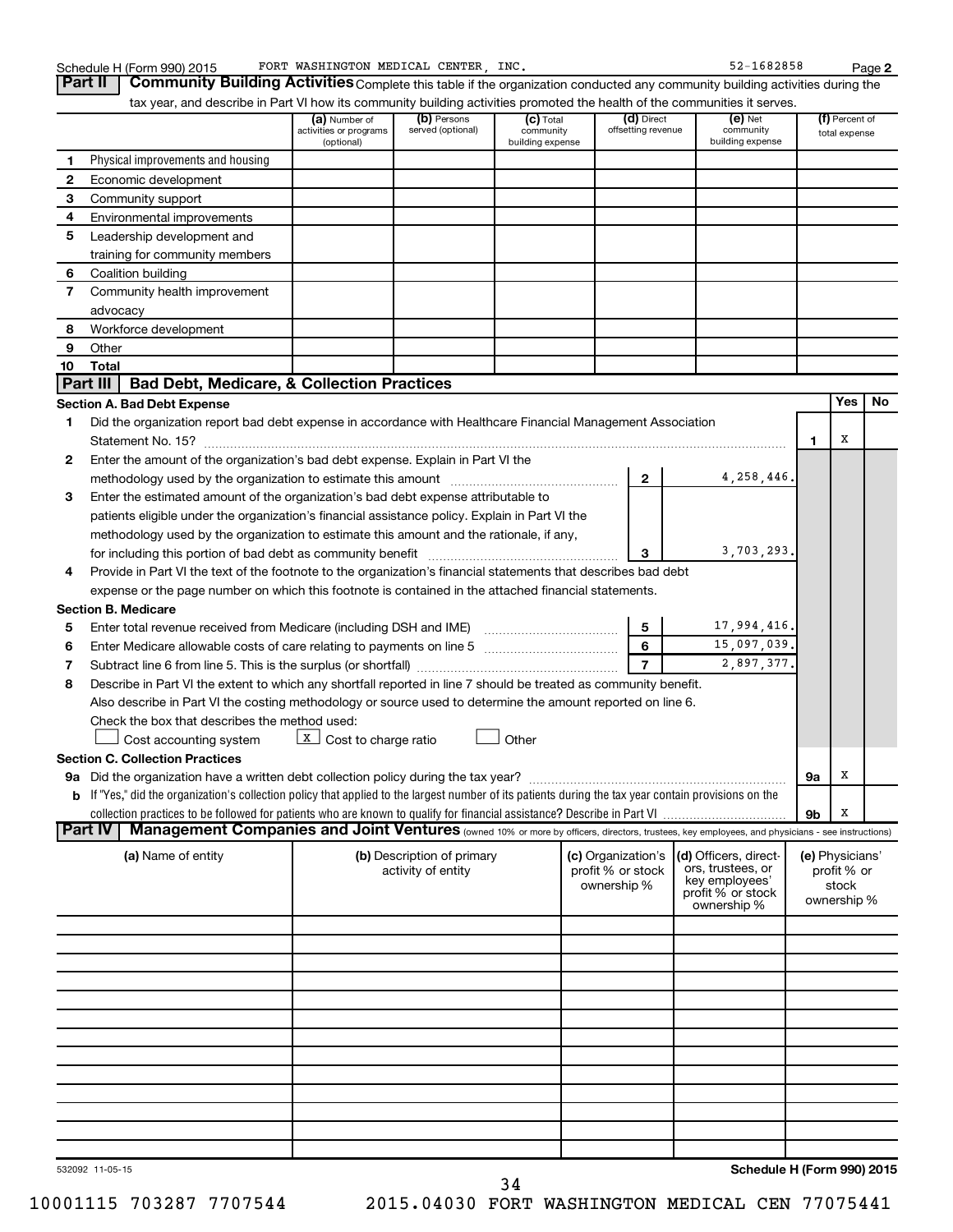Schedule H (Form 990) 2015 FORT WASHINGTON MEDICAL CENTER, INC. 52-1682858

## Part II Community Building Activities

Complete this table if the organization conducted any community building activities during the tax year, and describe in Part VI how its community building activities promoted the health of the communities it serves.

| | | (a) Number of activities or programs (optional) | (b) Persons served (optional) | (c) Total community building expense | (d) Direct offsetting revenue | (e) Net community building expense | (f) Percent of total expense |
|---|---|---|---|---|---|---|---|
| 1 | Physical improvements and housing | | | | | | |
| 2 | Economic development | | | | | | |
| 3 | Community support | | | | | | |
| 4 | Environmental improvements | | | | | | |
| 5 | Leadership development and training for community members | | | | | | |
| 6 | Coalition building | | | | | | |
| 7 | Community health improvement advocacy | | | | | | |
| 8 | Workforce development | | | | | | |
| 9 | Other | | | | | | |
| 10 | **Total** | | | | | | |

## Part III Bad Debt, Medicare, & Collection Practices

### Section A. Bad Debt Expense

| | | | | Yes | No |
|---|---|---|---|---|---|
| 1 | Did the organization report bad debt expense in accordance with Healthcare Financial Management Association Statement No. 15? | | 1 | X | |
| 2 | Enter the amount of the organization's bad debt expense. Explain in Part VI the methodology used by the organization to estimate this amount | 2 | 4,258,446. | | |
| 3 | Enter the estimated amount of the organization's bad debt expense attributable to patients eligible under the organization's financial assistance policy. Explain in Part VI the methodology used by the organization to estimate this amount and the rationale, if any, for including this portion of bad debt as community benefit | 3 | 3,703,293. | | |
| 4 | Provide in Part VI the text of the footnote to the organization's financial statements that describes bad debt expense or the page number on which this footnote is contained in the attached financial statements. | | | | |

### Section B. Medicare

| | | | |
|---|---|---|---|
| 5 | Enter total revenue received from Medicare (including DSH and IME) | 5 | 17,994,416. |
| 6 | Enter Medicare allowable costs of care relating to payments on line 5 | 6 | 15,097,039. |
| 7 | Subtract line 6 from line 5. This is the surplus (or shortfall) | 7 | 2,897,377. |

8 Describe in Part VI the extent to which any shortfall reported in line 7 should be treated as community benefit. Also describe in Part VI the costing methodology or source used to determine the amount reported on line 6. Check the box that describes the method used:

☐ Cost accounting system ☒ Cost to charge ratio ☐ Other

### Section C. Collection Practices

| | | | Yes | No |
|---|---|---|---|---|
| 9a | Did the organization have a written debt collection policy during the tax year? | 9a | X | |
| b | If "Yes," did the organization's collection policy that applied to the largest number of its patients during the tax year contain provisions on the collection practices to be followed for patients who are known to qualify for financial assistance? Describe in Part VI | 9b | X | |

## Part IV Management Companies and Joint Ventures

(owned 10% or more by officers, directors, trustees, key employees, and physicians - see instructions)

| (a) Name of entity | (b) Description of primary activity of entity | (c) Organization's profit % or stock ownership % | (d) Officers, directors, trustees, or key employees' profit % or stock ownership % | (e) Physicians' profit % or stock ownership % |
|---|---|---|---|---|
| | | | | |
| | | | | |
| | | | | |
| | | | | |
| | | | | |
| | | | | |
| | | | | |
| | | | | |
| | | | | |
| | | | | |
| | | | | |
| | | | | |
| | | | | |

532092 11-05-15 **Schedule H (Form 990) 2015**

10001115 703287 7707544 2015.04030 FORT WASHINGTON MEDICAL CEN 77075441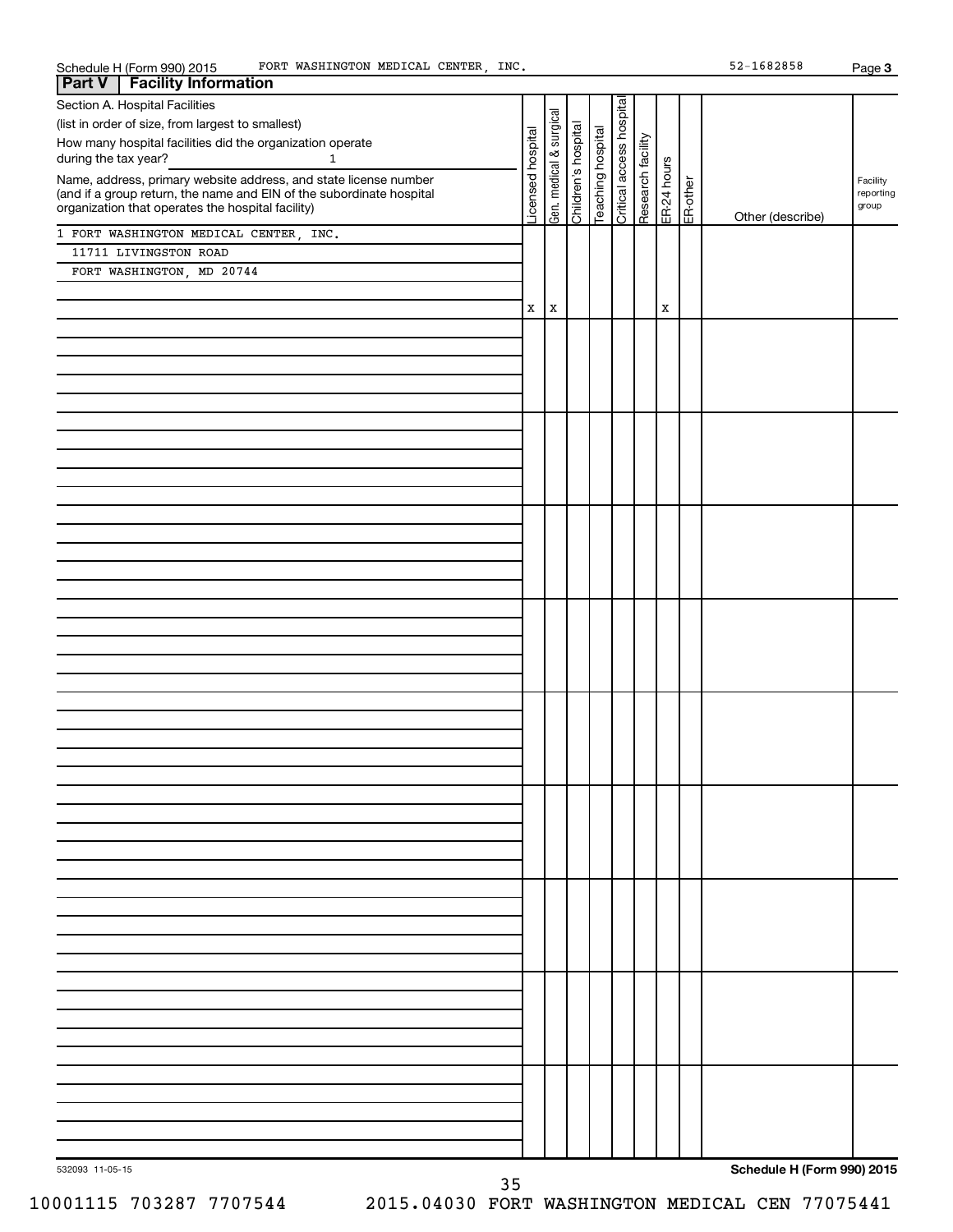Schedule H (Form 990) 2015 FORT WASHINGTON MEDICAL CENTER, INC. 52-1682858 Page 3

## Part V | Facility Information

Section A. Hospital Facilities

(list in order of size, from largest to smallest)

How many hospital facilities did the organization operate during the tax year? 1

| Name, address, primary website address, and state license number (and if a group return, the name and EIN of the subordinate hospital organization that operates the hospital facility) | Licensed hospital | Gen. medical & surgical | Children's hospital | Teaching hospital | Critical access hospital | Research facility | ER-24 hours | ER-other | Other (describe) | Facility reporting group |
|---|---|---|---|---|---|---|---|---|---|---|
| 1 FORT WASHINGTON MEDICAL CENTER, INC.<br>11711 LIVINGSTON ROAD<br>FORT WASHINGTON, MD 20744 | X | X | | | | | X | | | |

532093 11-05-15

Schedule H (Form 990) 2015

10001115 703287 7707544 2015.04030 FORT WASHINGTON MEDICAL CEN 77075441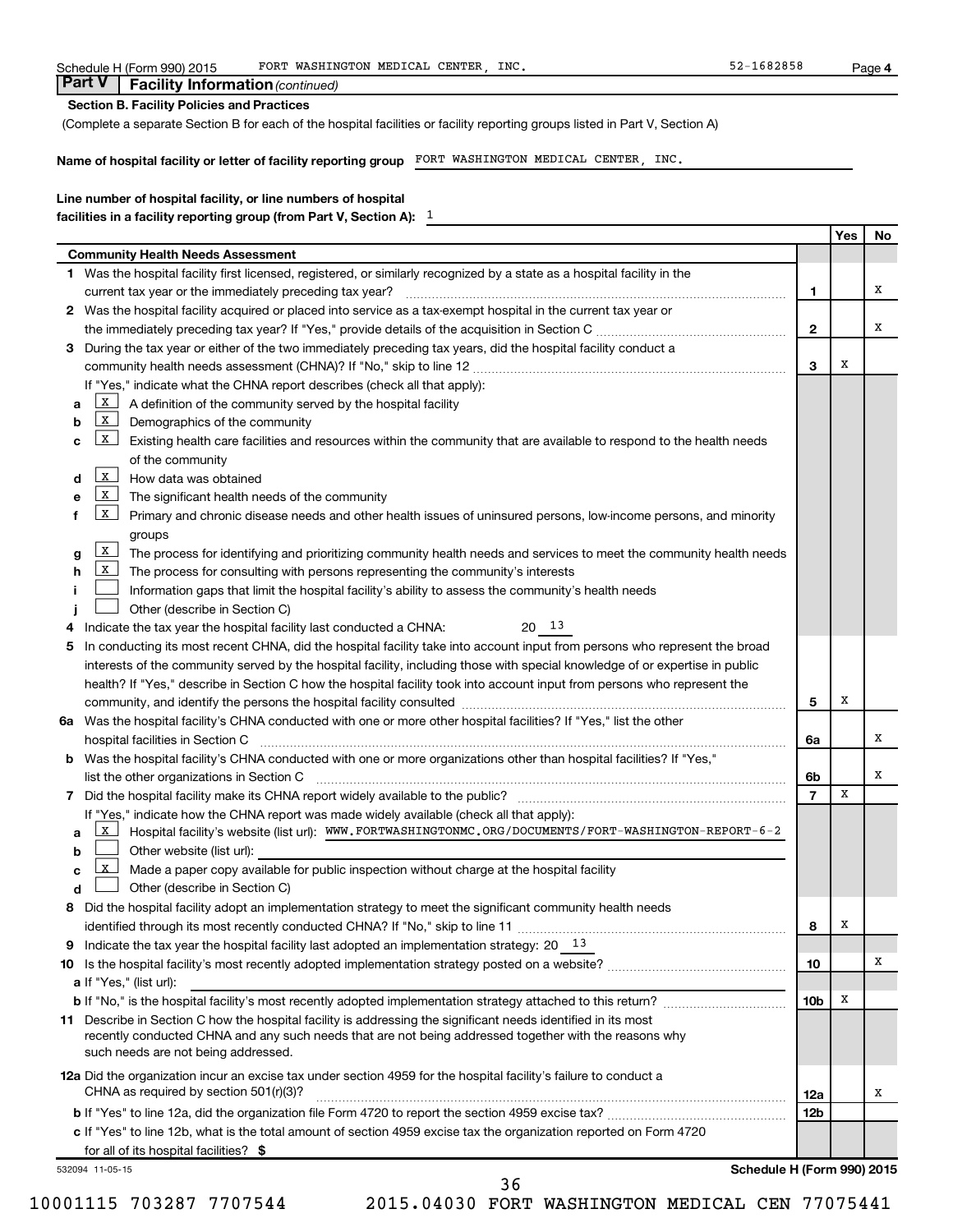Schedule H (Form 990) 2015 FORT WASHINGTON MEDICAL CENTER, INC. 52-1682858 Page 4

## Part V Facility Information *(continued)*

**Section B. Facility Policies and Practices**

(Complete a separate Section B for each of the hospital facilities or facility reporting groups listed in Part V, Section A)

**Name of hospital facility or letter of facility reporting group** FORT WASHINGTON MEDICAL CENTER, INC.

**Line number of hospital facility, or line numbers of hospital facilities in a facility reporting group (from Part V, Section A):** 1

| | | Yes | No |
|---|---|---|---|
| **Community Health Needs Assessment** | | | |
| **1** Was the hospital facility first licensed, registered, or similarly recognized by a state as a hospital facility in the current tax year or the immediately preceding tax year? | 1 | | X |
| **2** Was the hospital facility acquired or placed into service as a tax-exempt hospital in the current tax year or the immediately preceding tax year? If "Yes," provide details of the acquisition in Section C | 2 | | X |
| **3** During the tax year or either of the two immediately preceding tax years, did the hospital facility conduct a community health needs assessment (CHNA)? If "No," skip to line 12 | 3 | X | |
| If "Yes," indicate what the CHNA report describes (check all that apply): | | | |
| **a** [X] A definition of the community served by the hospital facility | | | |
| **b** [X] Demographics of the community | | | |
| **c** [X] Existing health care facilities and resources within the community that are available to respond to the health needs of the community | | | |
| **d** [X] How data was obtained | | | |
| **e** [X] The significant health needs of the community | | | |
| **f** [X] Primary and chronic disease needs and other health issues of uninsured persons, low-income persons, and minority groups | | | |
| **g** [X] The process for identifying and prioritizing community health needs and services to meet the community health needs | | | |
| **h** [X] The process for consulting with persons representing the community's interests | | | |
| **i** [ ] Information gaps that limit the hospital facility's ability to assess the community's health needs | | | |
| **j** [ ] Other (describe in Section C) | | | |
| **4** Indicate the tax year the hospital facility last conducted a CHNA: 20 13 | | | |
| **5** In conducting its most recent CHNA, did the hospital facility take into account input from persons who represent the broad interests of the community served by the hospital facility, including those with special knowledge of or expertise in public health? If "Yes," describe in Section C how the hospital facility took into account input from persons who represent the community, and identify the persons the hospital facility consulted | 5 | X | |
| **6a** Was the hospital facility's CHNA conducted with one or more other hospital facilities? If "Yes," list the other hospital facilities in Section C | 6a | | X |
| **b** Was the hospital facility's CHNA conducted with one or more organizations other than hospital facilities? If "Yes," list the other organizations in Section C | 6b | | X |
| **7** Did the hospital facility make its CHNA report widely available to the public? | 7 | X | |
| If "Yes," indicate how the CHNA report was made widely available (check all that apply): | | | |
| **a** [X] Hospital facility's website (list url): WWW.FORTWASHINGTONMC.ORG/DOCUMENTS/FORT-WASHINGTON-REPORT-6-2 | | | |
| **b** [ ] Other website (list url): | | | |
| **c** [X] Made a paper copy available for public inspection without charge at the hospital facility | | | |
| **d** [ ] Other (describe in Section C) | | | |
| **8** Did the hospital facility adopt an implementation strategy to meet the significant community health needs identified through its most recently conducted CHNA? If "No," skip to line 11 | 8 | X | |
| **9** Indicate the tax year the hospital facility last adopted an implementation strategy: 20 13 | | | |
| **10** Is the hospital facility's most recently adopted implementation strategy posted on a website? | 10 | | X |
| **a** If "Yes," (list url): | | | |
| **b** If "No," is the hospital facility's most recently adopted implementation strategy attached to this return? | 10b | X | |
| **11** Describe in Section C how the hospital facility is addressing the significant needs identified in its most recently conducted CHNA and any such needs that are not being addressed together with the reasons why such needs are not being addressed. | | | |
| **12a** Did the organization incur an excise tax under section 4959 for the hospital facility's failure to conduct a CHNA as required by section 501(r)(3)? | 12a | | X |
| **b** If "Yes" to line 12a, did the organization file Form 4720 to report the section 4959 excise tax? | 12b | | |
| **c** If "Yes" to line 12b, what is the total amount of section 4959 excise tax the organization reported on Form 4720 for all of its hospital facilities? $ | | | |

532094 11-05-15 **Schedule H (Form 990) 2015**

10001115 703287 7707544 2015.04030 FORT WASHINGTON MEDICAL CEN 77075441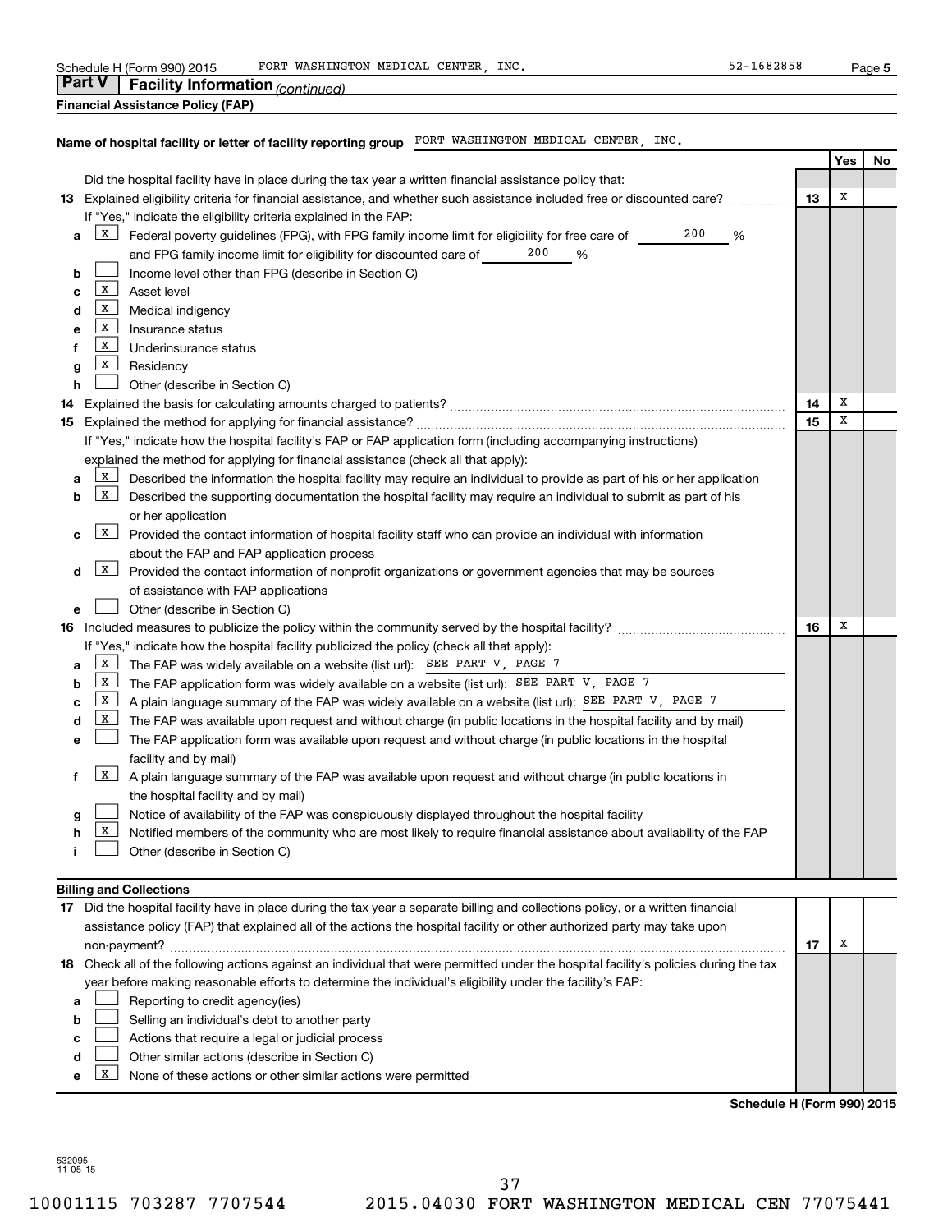Schedule H (Form 990) 2015 FORT WASHINGTON MEDICAL CENTER, INC. 52-1682858

## Part V Facility Information *(continued)*

### Financial Assistance Policy (FAP)

**Name of hospital facility or letter of facility reporting group** FORT WASHINGTON MEDICAL CENTER, INC.

| | | | Yes | No |
|---|---|---|---|---|
| | Did the hospital facility have in place during the tax year a written financial assistance policy that: | | | |
| **13** | Explained eligibility criteria for financial assistance, and whether such assistance included free or discounted care? | **13** | X | |
| | If "Yes," indicate the eligibility criteria explained in the FAP: | | | |
| **a** | [X] Federal poverty guidelines (FPG), with FPG family income limit for eligibility for free care of 200 % and FPG family income limit for eligibility for discounted care of 200 % | | | |
| **b** | [ ] Income level other than FPG (describe in Section C) | | | |
| **c** | [X] Asset level | | | |
| **d** | [X] Medical indigency | | | |
| **e** | [X] Insurance status | | | |
| **f** | [X] Underinsurance status | | | |
| **g** | [X] Residency | | | |
| **h** | [ ] Other (describe in Section C) | | | |
| **14** | Explained the basis for calculating amounts charged to patients? | **14** | X | |
| **15** | Explained the method for applying for financial assistance? | **15** | X | |
| | If "Yes," indicate how the hospital facility's FAP or FAP application form (including accompanying instructions) explained the method for applying for financial assistance (check all that apply): | | | |
| **a** | [X] Described the information the hospital facility may require an individual to provide as part of his or her application | | | |
| **b** | [X] Described the supporting documentation the hospital facility may require an individual to submit as part of his or her application | | | |
| **c** | [X] Provided the contact information of hospital facility staff who can provide an individual with information about the FAP and FAP application process | | | |
| **d** | [X] Provided the contact information of nonprofit organizations or government agencies that may be sources of assistance with FAP applications | | | |
| **e** | [ ] Other (describe in Section C) | | | |
| **16** | Included measures to publicize the policy within the community served by the hospital facility? | **16** | X | |
| | If "Yes," indicate how the hospital facility publicized the policy (check all that apply): | | | |
| **a** | [X] The FAP was widely available on a website (list url): SEE PART V, PAGE 7 | | | |
| **b** | [X] The FAP application form was widely available on a website (list url): SEE PART V, PAGE 7 | | | |
| **c** | [X] A plain language summary of the FAP was widely available on a website (list url): SEE PART V, PAGE 7 | | | |
| **d** | [X] The FAP was available upon request and without charge (in public locations in the hospital facility and by mail) | | | |
| **e** | [ ] The FAP application form was available upon request and without charge (in public locations in the hospital facility and by mail) | | | |
| **f** | [X] A plain language summary of the FAP was available upon request and without charge (in public locations in the hospital facility and by mail) | | | |
| **g** | [ ] Notice of availability of the FAP was conspicuously displayed throughout the hospital facility | | | |
| **h** | [X] Notified members of the community who are most likely to require financial assistance about availability of the FAP | | | |
| **i** | [ ] Other (describe in Section C) | | | |

### Billing and Collections

| | | | Yes | No |
|---|---|---|---|---|
| **17** | Did the hospital facility have in place during the tax year a separate billing and collections policy, or a written financial assistance policy (FAP) that explained all of the actions the hospital facility or other authorized party may take upon non-payment? | **17** | X | |
| **18** | Check all of the following actions against an individual that were permitted under the hospital facility's policies during the tax year before making reasonable efforts to determine the individual's eligibility under the facility's FAP: | | | |
| **a** | [ ] Reporting to credit agency(ies) | | | |
| **b** | [ ] Selling an individual's debt to another party | | | |
| **c** | [ ] Actions that require a legal or judicial process | | | |
| **d** | [ ] Other similar actions (describe in Section C) | | | |
| **e** | [X] None of these actions or other similar actions were permitted | | | |

**Schedule H (Form 990) 2015**

532095
11-05-15

10001115 703287 7707544 2015.04030 FORT WASHINGTON MEDICAL CEN 77075441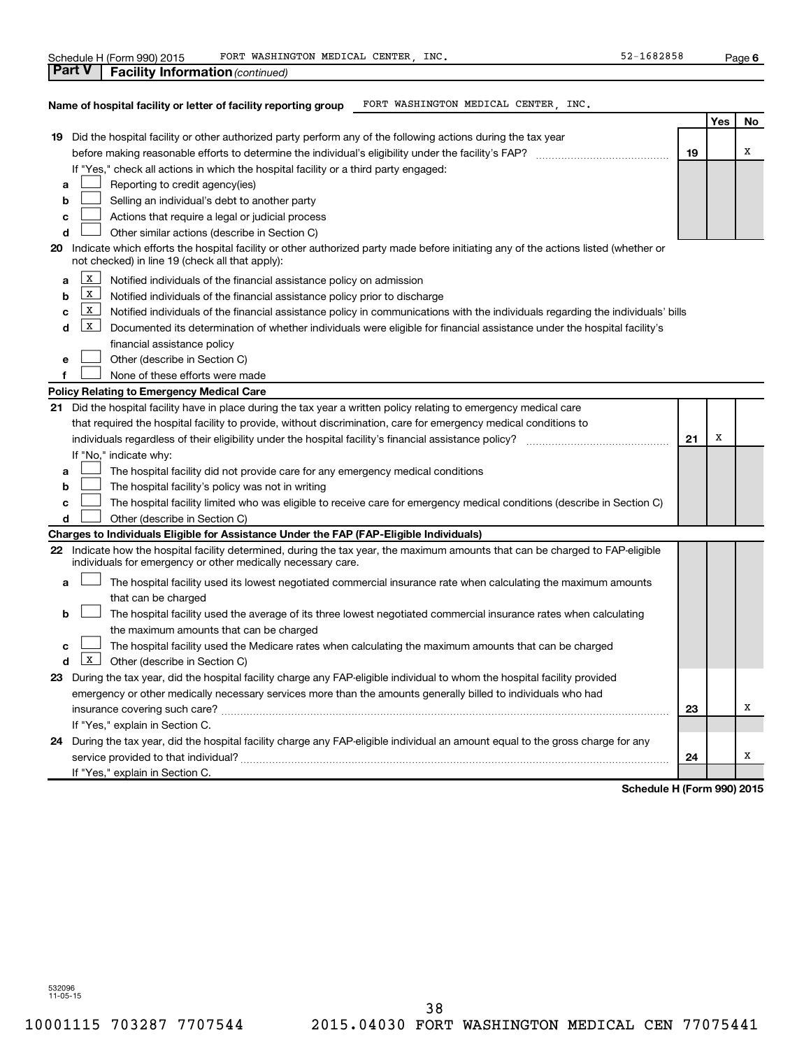Schedule H (Form 990) 2015 FORT WASHINGTON MEDICAL CENTER, INC. 52-1682858

**Part V Facility Information** *(continued)*

**Name of hospital facility or letter of facility reporting group** FORT WASHINGTON MEDICAL CENTER, INC.

| | | | Yes | No |
|---|---|---|---|---|
| **19** | Did the hospital facility or other authorized party perform any of the following actions during the tax year before making reasonable efforts to determine the individual's eligibility under the facility's FAP? | **19** | | X |
| | If "Yes," check all actions in which the hospital facility or a third party engaged: | | | |
| **a** | ☐ Reporting to credit agency(ies) | | | |
| **b** | ☐ Selling an individual's debt to another party | | | |
| **c** | ☐ Actions that require a legal or judicial process | | | |
| **d** | ☐ Other similar actions (describe in Section C) | | | |
| **20** | Indicate which efforts the hospital facility or other authorized party made before initiating any of the actions listed (whether or not checked) in line 19 (check all that apply): | | | |
| **a** | ☒ Notified individuals of the financial assistance policy on admission | | | |
| **b** | ☒ Notified individuals of the financial assistance policy prior to discharge | | | |
| **c** | ☒ Notified individuals of the financial assistance policy in communications with the individuals regarding the individuals' bills | | | |
| **d** | ☒ Documented its determination of whether individuals were eligible for financial assistance under the hospital facility's financial assistance policy | | | |
| **e** | ☐ Other (describe in Section C) | | | |
| **f** | ☐ None of these efforts were made | | | |
| | **Policy Relating to Emergency Medical Care** | | | |
| **21** | Did the hospital facility have in place during the tax year a written policy relating to emergency medical care that required the hospital facility to provide, without discrimination, care for emergency medical conditions to individuals regardless of their eligibility under the hospital facility's financial assistance policy? | **21** | X | |
| | If "No," indicate why: | | | |
| **a** | ☐ The hospital facility did not provide care for any emergency medical conditions | | | |
| **b** | ☐ The hospital facility's policy was not in writing | | | |
| **c** | ☐ The hospital facility limited who was eligible to receive care for emergency medical conditions (describe in Section C) | | | |
| **d** | ☐ Other (describe in Section C) | | | |
| | **Charges to Individuals Eligible for Assistance Under the FAP (FAP-Eligible Individuals)** | | | |
| **22** | Indicate how the hospital facility determined, during the tax year, the maximum amounts that can be charged to FAP-eligible individuals for emergency or other medically necessary care. | | | |
| **a** | ☐ The hospital facility used its lowest negotiated commercial insurance rate when calculating the maximum amounts that can be charged | | | |
| **b** | ☐ The hospital facility used the average of its three lowest negotiated commercial insurance rates when calculating the maximum amounts that can be charged | | | |
| **c** | ☐ The hospital facility used the Medicare rates when calculating the maximum amounts that can be charged | | | |
| **d** | ☒ Other (describe in Section C) | | | |
| **23** | During the tax year, did the hospital facility charge any FAP-eligible individual to whom the hospital facility provided emergency or other medically necessary services more than the amounts generally billed to individuals who had insurance covering such care? | **23** | | X |
| | If "Yes," explain in Section C. | | | |
| **24** | During the tax year, did the hospital facility charge any FAP-eligible individual an amount equal to the gross charge for any service provided to that individual? | **24** | | X |
| | If "Yes," explain in Section C. | | | |

**Schedule H (Form 990) 2015**

532096 11-05-15

10001115 703287 7707544 2015.04030 FORT WASHINGTON MEDICAL CEN 77075441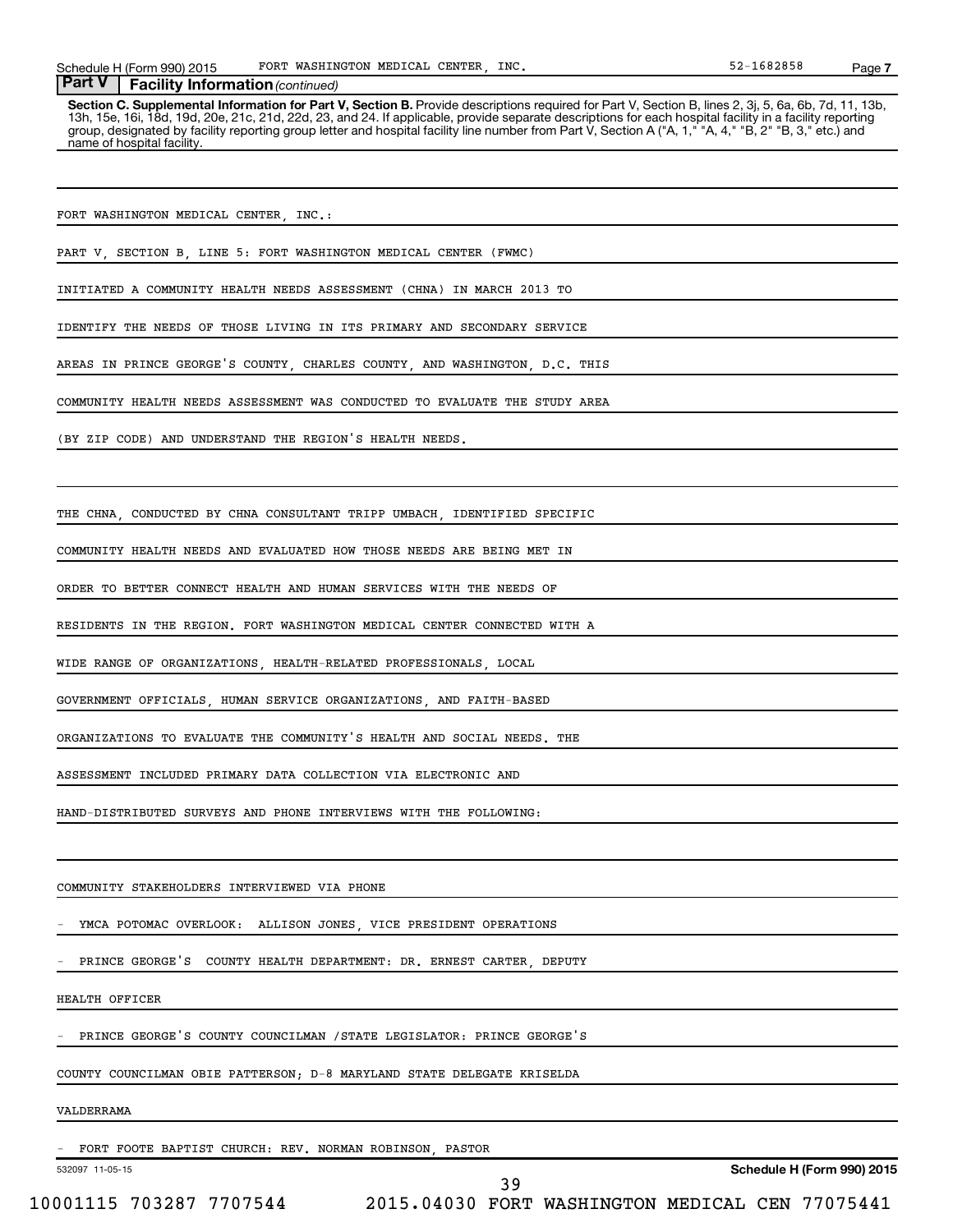**Part V Facility Information** *(continued)*

**Section C. Supplemental Information for Part V, Section B.** Provide descriptions required for Part V, Section B, lines 2, 3j, 5, 6a, 6b, 7d, 11, 13b, 13h, 15e, 16i, 18d, 19d, 20e, 21c, 21d, 22d, 23, and 24. If applicable, provide separate descriptions for each hospital facility in a facility reporting group, designated by facility reporting group letter and hospital facility line number from Part V, Section A ("A, 1," "A, 4," "B, 2" "B, 3," etc.) and name of hospital facility.

FORT WASHINGTON MEDICAL CENTER, INC.:

PART V, SECTION B, LINE 5: FORT WASHINGTON MEDICAL CENTER (FWMC) INITIATED A COMMUNITY HEALTH NEEDS ASSESSMENT (CHNA) IN MARCH 2013 TO IDENTIFY THE NEEDS OF THOSE LIVING IN ITS PRIMARY AND SECONDARY SERVICE AREAS IN PRINCE GEORGE'S COUNTY, CHARLES COUNTY, AND WASHINGTON, D.C. THIS COMMUNITY HEALTH NEEDS ASSESSMENT WAS CONDUCTED TO EVALUATE THE STUDY AREA (BY ZIP CODE) AND UNDERSTAND THE REGION'S HEALTH NEEDS.

THE CHNA, CONDUCTED BY CHNA CONSULTANT TRIPP UMBACH, IDENTIFIED SPECIFIC COMMUNITY HEALTH NEEDS AND EVALUATED HOW THOSE NEEDS ARE BEING MET IN ORDER TO BETTER CONNECT HEALTH AND HUMAN SERVICES WITH THE NEEDS OF RESIDENTS IN THE REGION. FORT WASHINGTON MEDICAL CENTER CONNECTED WITH A WIDE RANGE OF ORGANIZATIONS, HEALTH-RELATED PROFESSIONALS, LOCAL GOVERNMENT OFFICIALS, HUMAN SERVICE ORGANIZATIONS, AND FAITH-BASED ORGANIZATIONS TO EVALUATE THE COMMUNITY'S HEALTH AND SOCIAL NEEDS. THE ASSESSMENT INCLUDED PRIMARY DATA COLLECTION VIA ELECTRONIC AND HAND-DISTRIBUTED SURVEYS AND PHONE INTERVIEWS WITH THE FOLLOWING:

COMMUNITY STAKEHOLDERS INTERVIEWED VIA PHONE

- YMCA POTOMAC OVERLOOK: ALLISON JONES, VICE PRESIDENT OPERATIONS
- PRINCE GEORGE'S COUNTY HEALTH DEPARTMENT: DR. ERNEST CARTER, DEPUTY HEALTH OFFICER
- PRINCE GEORGE'S COUNTY COUNCILMAN /STATE LEGISLATOR: PRINCE GEORGE'S COUNTY COUNCILMAN OBIE PATTERSON; D-8 MARYLAND STATE DELEGATE KRISELDA VALDERRAMA
- FORT FOOTE BAPTIST CHURCH: REV. NORMAN ROBINSON, PASTOR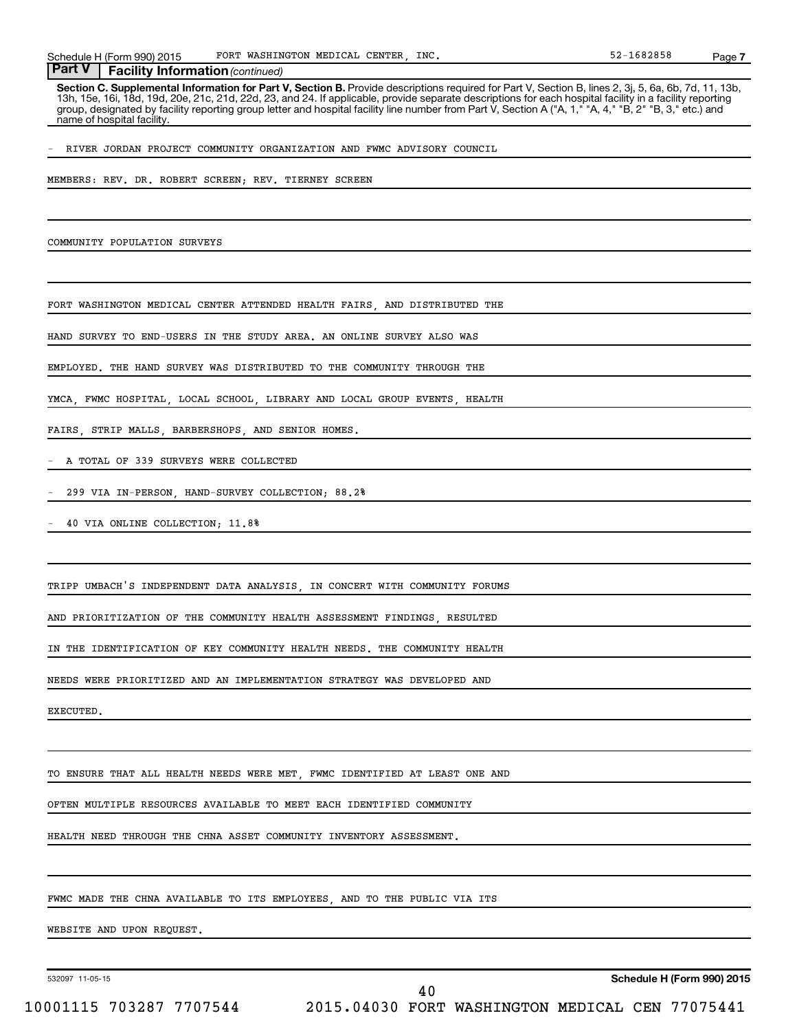## Part V | Facility Information *(continued)*

**Section C. Supplemental Information for Part V, Section B.** Provide descriptions required for Part V, Section B, lines 2, 3j, 5, 6a, 6b, 7d, 11, 13b, 13h, 15e, 16i, 18d, 19d, 20e, 21c, 21d, 22d, 23, and 24. If applicable, provide separate descriptions for each hospital facility in a facility reporting group, designated by facility reporting group letter and hospital facility line number from Part V, Section A ("A, 1," "A, 4," "B, 2" "B, 3," etc.) and name of hospital facility.

- RIVER JORDAN PROJECT COMMUNITY ORGANIZATION AND FWMC ADVISORY COUNCIL

MEMBERS: REV. DR. ROBERT SCREEN; REV. TIERNEY SCREEN

COMMUNITY POPULATION SURVEYS

FORT WASHINGTON MEDICAL CENTER ATTENDED HEALTH FAIRS, AND DISTRIBUTED THE HAND SURVEY TO END-USERS IN THE STUDY AREA. AN ONLINE SURVEY ALSO WAS EMPLOYED. THE HAND SURVEY WAS DISTRIBUTED TO THE COMMUNITY THROUGH THE YMCA, FWMC HOSPITAL, LOCAL SCHOOL, LIBRARY AND LOCAL GROUP EVENTS, HEALTH FAIRS, STRIP MALLS, BARBERSHOPS, AND SENIOR HOMES.

- A TOTAL OF 339 SURVEYS WERE COLLECTED
- 299 VIA IN-PERSON, HAND-SURVEY COLLECTION; 88.2%
- 40 VIA ONLINE COLLECTION; 11.8%

TRIPP UMBACH'S INDEPENDENT DATA ANALYSIS, IN CONCERT WITH COMMUNITY FORUMS AND PRIORITIZATION OF THE COMMUNITY HEALTH ASSESSMENT FINDINGS, RESULTED IN THE IDENTIFICATION OF KEY COMMUNITY HEALTH NEEDS. THE COMMUNITY HEALTH NEEDS WERE PRIORITIZED AND AN IMPLEMENTATION STRATEGY WAS DEVELOPED AND EXECUTED.

TO ENSURE THAT ALL HEALTH NEEDS WERE MET, FWMC IDENTIFIED AT LEAST ONE AND OFTEN MULTIPLE RESOURCES AVAILABLE TO MEET EACH IDENTIFIED COMMUNITY HEALTH NEED THROUGH THE CHNA ASSET COMMUNITY INVENTORY ASSESSMENT.

FWMC MADE THE CHNA AVAILABLE TO ITS EMPLOYEES, AND TO THE PUBLIC VIA ITS WEBSITE AND UPON REQUEST.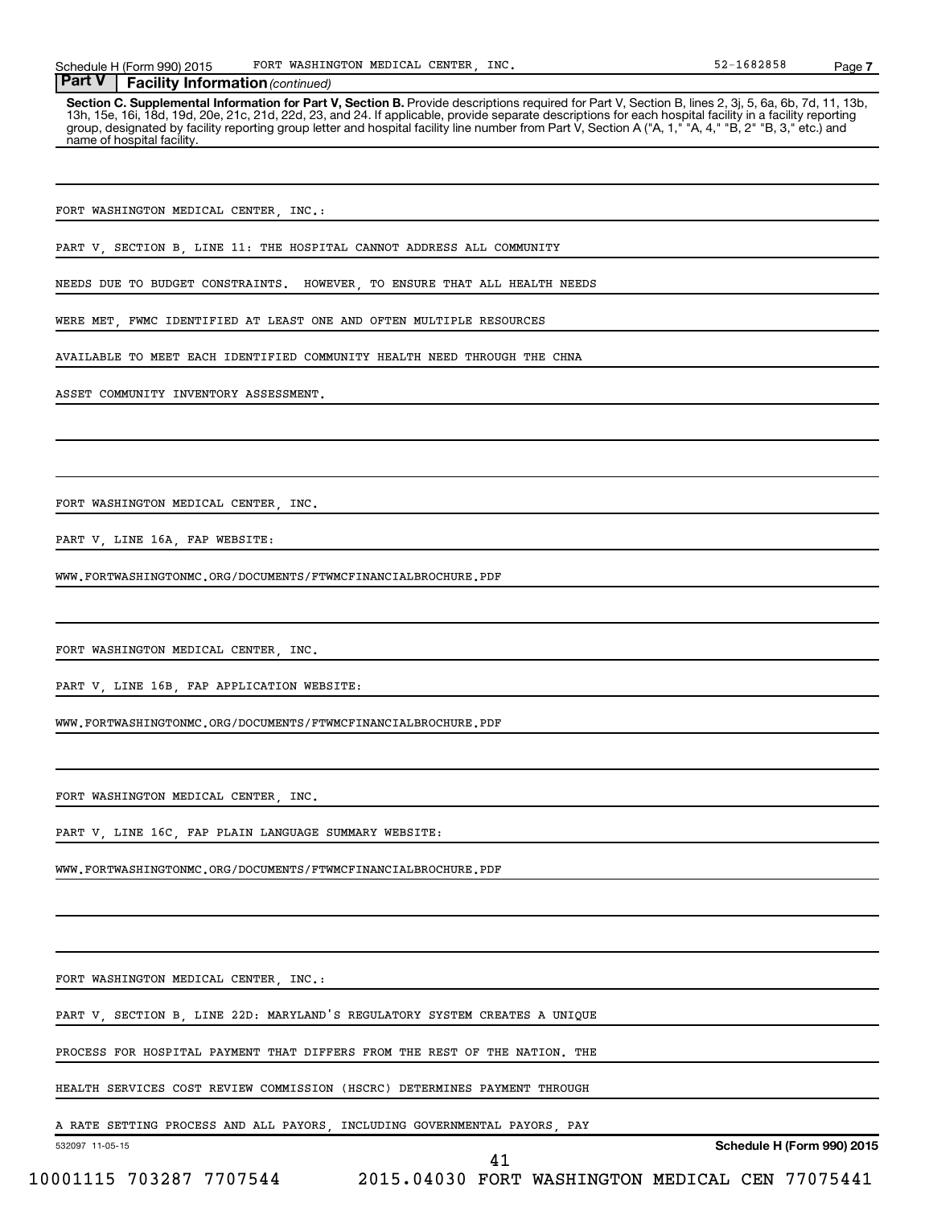**Part V | Facility Information** *(continued)*

**Section C. Supplemental Information for Part V, Section B.** Provide descriptions required for Part V, Section B, lines 2, 3j, 5, 6a, 6b, 7d, 11, 13b, 13h, 15e, 16i, 18d, 19d, 20e, 21c, 21d, 22d, 23, and 24. If applicable, provide separate descriptions for each hospital facility in a facility reporting group, designated by facility reporting group letter and hospital facility line number from Part V, Section A ("A, 1," "A, 4," "B, 2" "B, 3," etc.) and name of hospital facility.

FORT WASHINGTON MEDICAL CENTER, INC.:

PART V, SECTION B, LINE 11: THE HOSPITAL CANNOT ADDRESS ALL COMMUNITY NEEDS DUE TO BUDGET CONSTRAINTS. HOWEVER, TO ENSURE THAT ALL HEALTH NEEDS WERE MET, FWMC IDENTIFIED AT LEAST ONE AND OFTEN MULTIPLE RESOURCES AVAILABLE TO MEET EACH IDENTIFIED COMMUNITY HEALTH NEED THROUGH THE CHNA ASSET COMMUNITY INVENTORY ASSESSMENT.

FORT WASHINGTON MEDICAL CENTER, INC.

PART V, LINE 16A, FAP WEBSITE:

WWW.FORTWASHINGTONMC.ORG/DOCUMENTS/FTWMCFINANCIALBROCHURE.PDF

FORT WASHINGTON MEDICAL CENTER, INC.

PART V, LINE 16B, FAP APPLICATION WEBSITE:

WWW.FORTWASHINGTONMC.ORG/DOCUMENTS/FTWMCFINANCIALBROCHURE.PDF

FORT WASHINGTON MEDICAL CENTER, INC.

PART V, LINE 16C, FAP PLAIN LANGUAGE SUMMARY WEBSITE:

WWW.FORTWASHINGTONMC.ORG/DOCUMENTS/FTWMCFINANCIALBROCHURE.PDF

FORT WASHINGTON MEDICAL CENTER, INC.:

PART V, SECTION B, LINE 22D: MARYLAND'S REGULATORY SYSTEM CREATES A UNIQUE PROCESS FOR HOSPITAL PAYMENT THAT DIFFERS FROM THE REST OF THE NATION. THE HEALTH SERVICES COST REVIEW COMMISSION (HSCRC) DETERMINES PAYMENT THROUGH A RATE SETTING PROCESS AND ALL PAYORS, INCLUDING GOVERNMENTAL PAYORS, PAY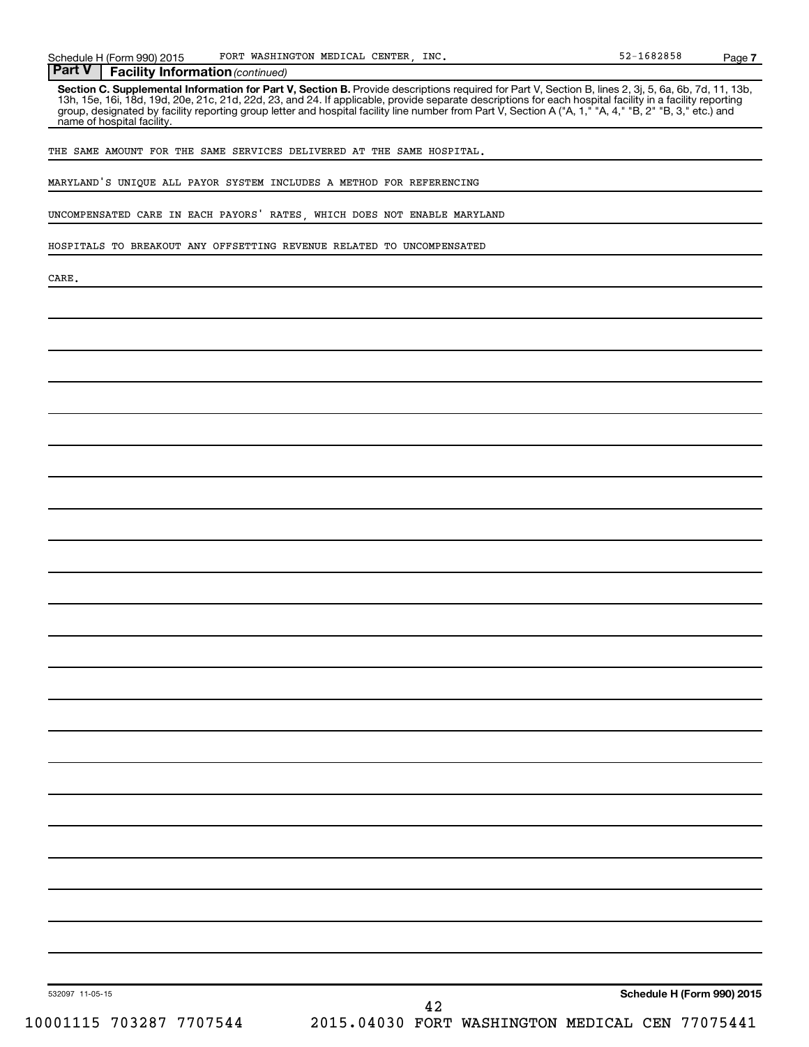Schedule H (Form 990) 2015 FORT WASHINGTON MEDICAL CENTER, INC. 52-1682858 Page 7

**Part V Facility Information** *(continued)*

**Section C. Supplemental Information for Part V, Section B.** Provide descriptions required for Part V, Section B, lines 2, 3j, 5, 6a, 6b, 7d, 11, 13b, 13h, 15e, 16i, 18d, 19d, 20e, 21c, 21d, 22d, 23, and 24. If applicable, provide separate descriptions for each hospital facility in a facility reporting group, designated by facility reporting group letter and hospital facility line number from Part V, Section A ("A, 1," "A, 4," "B, 2" "B, 3," etc.) and name of hospital facility.

THE SAME AMOUNT FOR THE SAME SERVICES DELIVERED AT THE SAME HOSPITAL.

MARYLAND'S UNIQUE ALL PAYOR SYSTEM INCLUDES A METHOD FOR REFERENCING

UNCOMPENSATED CARE IN EACH PAYORS' RATES, WHICH DOES NOT ENABLE MARYLAND

HOSPITALS TO BREAKOUT ANY OFFSETTING REVENUE RELATED TO UNCOMPENSATED

CARE.

532097 11-05-15 **Schedule H (Form 990) 2015**

10001115 703287 7707544 2015.04030 FORT WASHINGTON MEDICAL CEN 77075441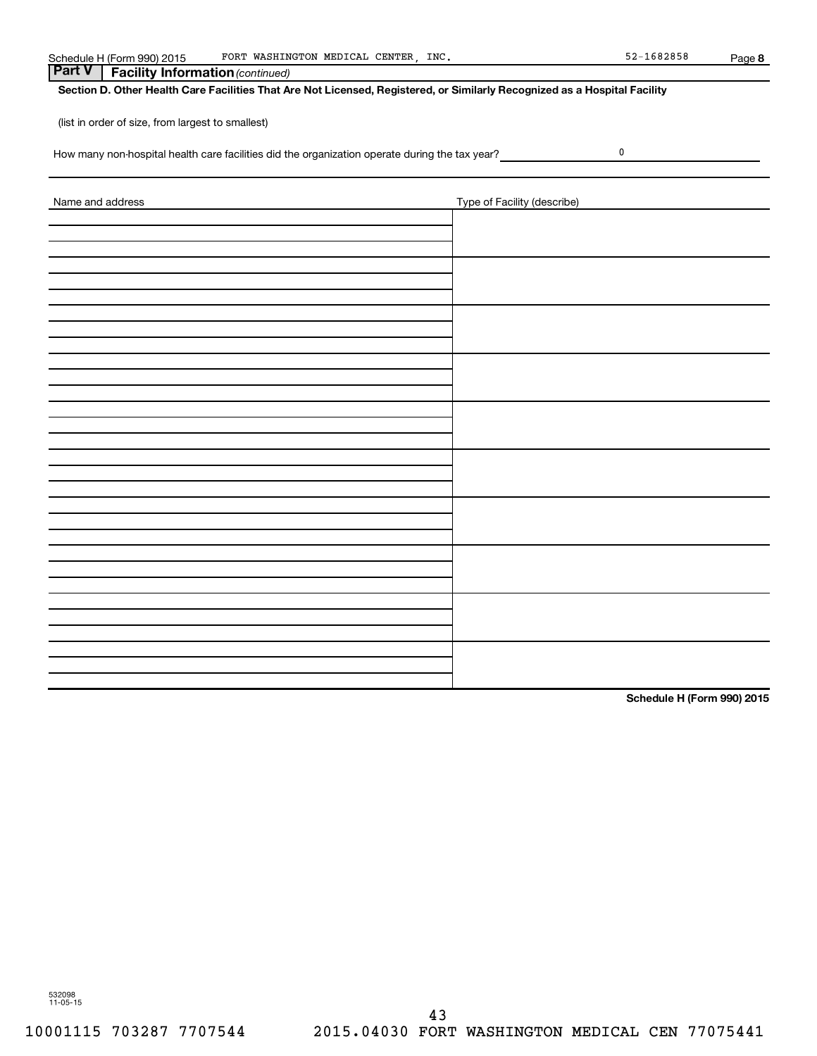Schedule H (Form 990) 2015 FORT WASHINGTON MEDICAL CENTER, INC. 52-1682858 Page **8**

## Part V Facility Information *(continued)*

**Section D. Other Health Care Facilities That Are Not Licensed, Registered, or Similarly Recognized as a Hospital Facility**

(list in order of size, from largest to smallest)

How many non-hospital health care facilities did the organization operate during the tax year? 0

| Name and address | Type of Facility (describe) |
|---|---|
| | |
| | |
| | |
| | |
| | |
| | |
| | |
| | |
| | |
| | |

**Schedule H (Form 990) 2015**

532098 11-05-15

10001115 703287 7707544 2015.04030 FORT WASHINGTON MEDICAL CEN 77075441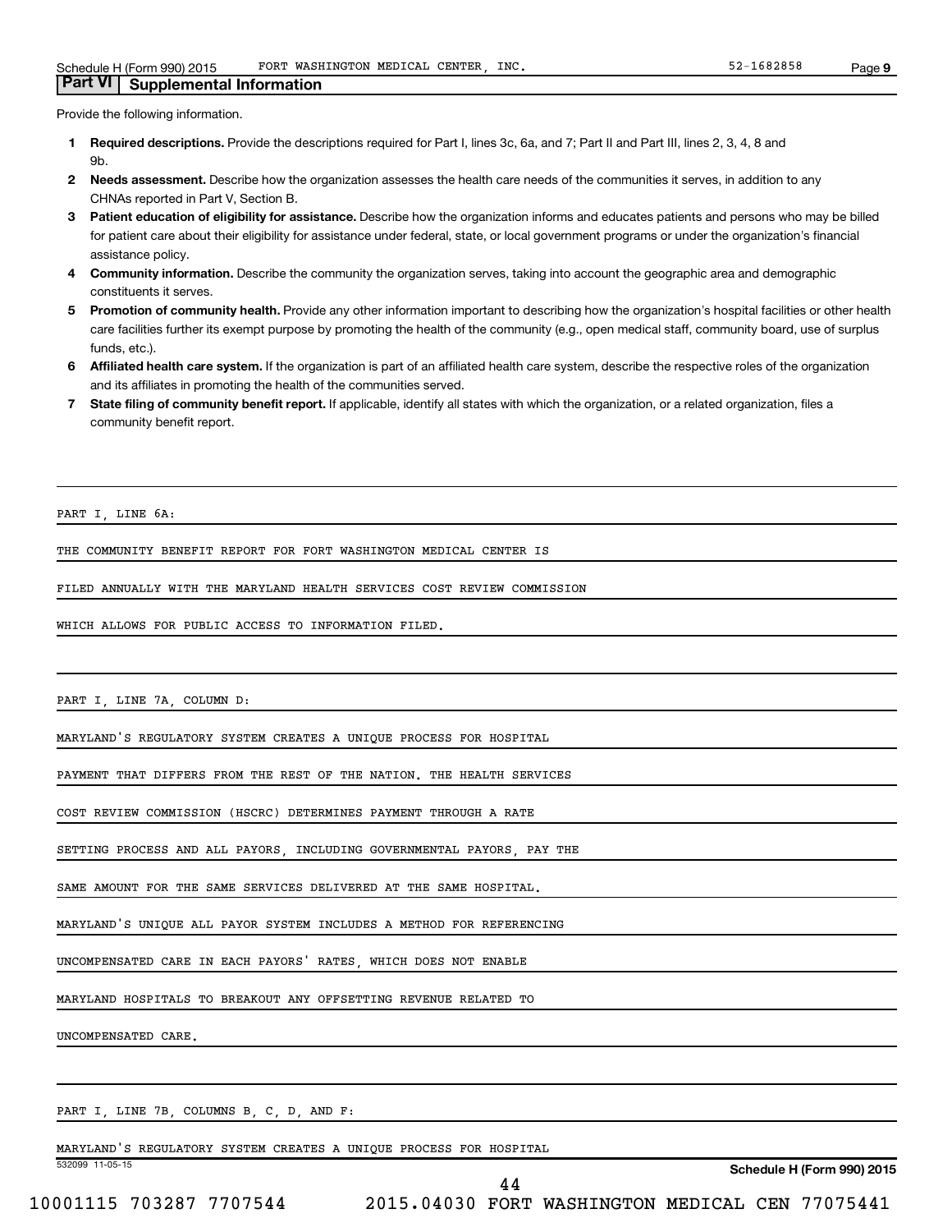## Part VI | Supplemental Information

Provide the following information.

1. **Required descriptions.** Provide the descriptions required for Part I, lines 3c, 6a, and 7; Part II and Part III, lines 2, 3, 4, 8 and 9b.
2. **Needs assessment.** Describe how the organization assesses the health care needs of the communities it serves, in addition to any CHNAs reported in Part V, Section B.
3. **Patient education of eligibility for assistance.** Describe how the organization informs and educates patients and persons who may be billed for patient care about their eligibility for assistance under federal, state, or local government programs or under the organization's financial assistance policy.
4. **Community information.** Describe the community the organization serves, taking into account the geographic area and demographic constituents it serves.
5. **Promotion of community health.** Provide any other information important to describing how the organization's hospital facilities or other health care facilities further its exempt purpose by promoting the health of the community (e.g., open medical staff, community board, use of surplus funds, etc.).
6. **Affiliated health care system.** If the organization is part of an affiliated health care system, describe the respective roles of the organization and its affiliates in promoting the health of the communities served.
7. **State filing of community benefit report.** If applicable, identify all states with which the organization, or a related organization, files a community benefit report.

PART I, LINE 6A:

THE COMMUNITY BENEFIT REPORT FOR FORT WASHINGTON MEDICAL CENTER IS FILED ANNUALLY WITH THE MARYLAND HEALTH SERVICES COST REVIEW COMMISSION WHICH ALLOWS FOR PUBLIC ACCESS TO INFORMATION FILED.

PART I, LINE 7A, COLUMN D:

MARYLAND'S REGULATORY SYSTEM CREATES A UNIQUE PROCESS FOR HOSPITAL PAYMENT THAT DIFFERS FROM THE REST OF THE NATION. THE HEALTH SERVICES COST REVIEW COMMISSION (HSCRC) DETERMINES PAYMENT THROUGH A RATE SETTING PROCESS AND ALL PAYORS, INCLUDING GOVERNMENTAL PAYORS, PAY THE SAME AMOUNT FOR THE SAME SERVICES DELIVERED AT THE SAME HOSPITAL. MARYLAND'S UNIQUE ALL PAYOR SYSTEM INCLUDES A METHOD FOR REFERENCING UNCOMPENSATED CARE IN EACH PAYORS' RATES, WHICH DOES NOT ENABLE MARYLAND HOSPITALS TO BREAKOUT ANY OFFSETTING REVENUE RELATED TO UNCOMPENSATED CARE.

PART I, LINE 7B, COLUMNS B, C, D, AND F:

MARYLAND'S REGULATORY SYSTEM CREATES A UNIQUE PROCESS FOR HOSPITAL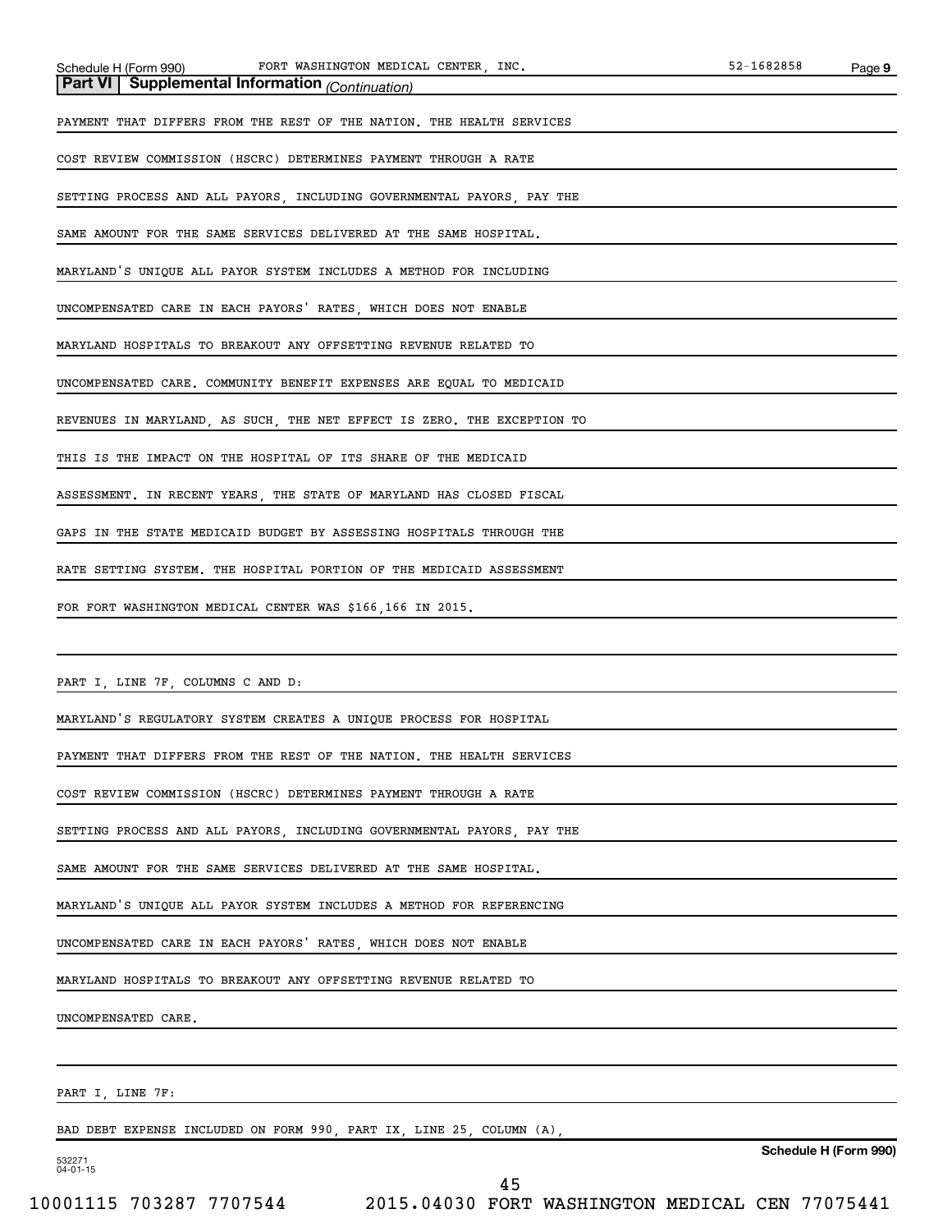**Part VI | Supplemental Information** *(Continuation)*

PAYMENT THAT DIFFERS FROM THE REST OF THE NATION. THE HEALTH SERVICES COST REVIEW COMMISSION (HSCRC) DETERMINES PAYMENT THROUGH A RATE SETTING PROCESS AND ALL PAYORS, INCLUDING GOVERNMENTAL PAYORS, PAY THE SAME AMOUNT FOR THE SAME SERVICES DELIVERED AT THE SAME HOSPITAL. MARYLAND'S UNIQUE ALL PAYOR SYSTEM INCLUDES A METHOD FOR INCLUDING UNCOMPENSATED CARE IN EACH PAYORS' RATES, WHICH DOES NOT ENABLE MARYLAND HOSPITALS TO BREAKOUT ANY OFFSETTING REVENUE RELATED TO UNCOMPENSATED CARE. COMMUNITY BENEFIT EXPENSES ARE EQUAL TO MEDICAID REVENUES IN MARYLAND, AS SUCH, THE NET EFFECT IS ZERO. THE EXCEPTION TO THIS IS THE IMPACT ON THE HOSPITAL OF ITS SHARE OF THE MEDICAID ASSESSMENT. IN RECENT YEARS, THE STATE OF MARYLAND HAS CLOSED FISCAL GAPS IN THE STATE MEDICAID BUDGET BY ASSESSING HOSPITALS THROUGH THE RATE SETTING SYSTEM. THE HOSPITAL PORTION OF THE MEDICAID ASSESSMENT FOR FORT WASHINGTON MEDICAL CENTER WAS $166,166 IN 2015.

PART I, LINE 7F, COLUMNS C AND D:

MARYLAND'S REGULATORY SYSTEM CREATES A UNIQUE PROCESS FOR HOSPITAL PAYMENT THAT DIFFERS FROM THE REST OF THE NATION. THE HEALTH SERVICES COST REVIEW COMMISSION (HSCRC) DETERMINES PAYMENT THROUGH A RATE SETTING PROCESS AND ALL PAYORS, INCLUDING GOVERNMENTAL PAYORS, PAY THE SAME AMOUNT FOR THE SAME SERVICES DELIVERED AT THE SAME HOSPITAL. MARYLAND'S UNIQUE ALL PAYOR SYSTEM INCLUDES A METHOD FOR REFERENCING UNCOMPENSATED CARE IN EACH PAYORS' RATES, WHICH DOES NOT ENABLE MARYLAND HOSPITALS TO BREAKOUT ANY OFFSETTING REVENUE RELATED TO UNCOMPENSATED CARE.

PART I, LINE 7F:

BAD DEBT EXPENSE INCLUDED ON FORM 990, PART IX, LINE 25, COLUMN (A),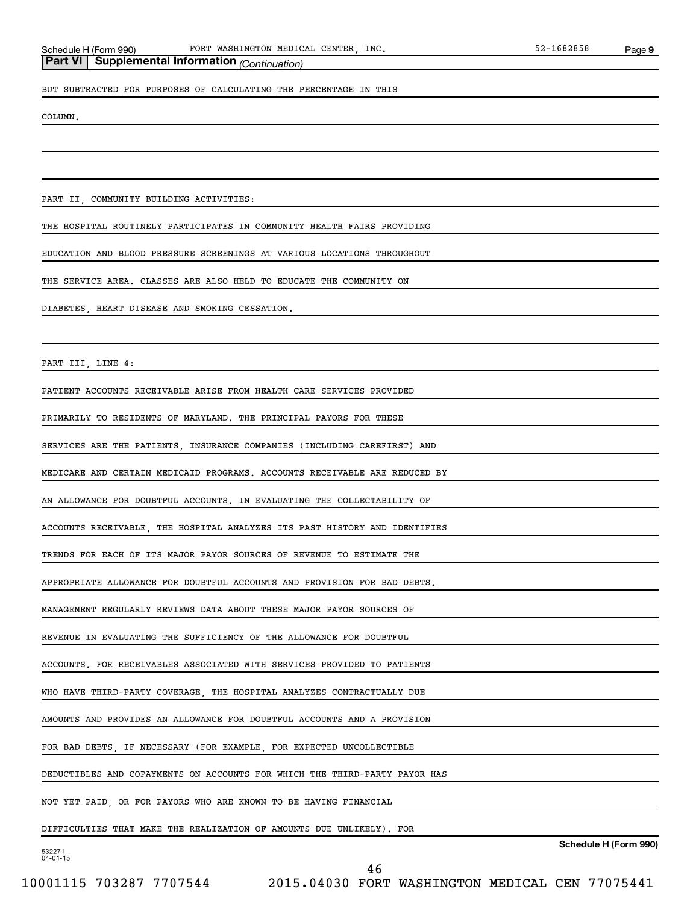**Part VI | Supplemental Information** *(Continuation)*

BUT SUBTRACTED FOR PURPOSES OF CALCULATING THE PERCENTAGE IN THIS COLUMN.

PART II, COMMUNITY BUILDING ACTIVITIES:

THE HOSPITAL ROUTINELY PARTICIPATES IN COMMUNITY HEALTH FAIRS PROVIDING EDUCATION AND BLOOD PRESSURE SCREENINGS AT VARIOUS LOCATIONS THROUGHOUT THE SERVICE AREA. CLASSES ARE ALSO HELD TO EDUCATE THE COMMUNITY ON DIABETES, HEART DISEASE AND SMOKING CESSATION.

PART III, LINE 4:

PATIENT ACCOUNTS RECEIVABLE ARISE FROM HEALTH CARE SERVICES PROVIDED PRIMARILY TO RESIDENTS OF MARYLAND. THE PRINCIPAL PAYORS FOR THESE SERVICES ARE THE PATIENTS, INSURANCE COMPANIES (INCLUDING CAREFIRST) AND MEDICARE AND CERTAIN MEDICAID PROGRAMS. ACCOUNTS RECEIVABLE ARE REDUCED BY AN ALLOWANCE FOR DOUBTFUL ACCOUNTS. IN EVALUATING THE COLLECTABILITY OF ACCOUNTS RECEIVABLE, THE HOSPITAL ANALYZES ITS PAST HISTORY AND IDENTIFIES TRENDS FOR EACH OF ITS MAJOR PAYOR SOURCES OF REVENUE TO ESTIMATE THE APPROPRIATE ALLOWANCE FOR DOUBTFUL ACCOUNTS AND PROVISION FOR BAD DEBTS. MANAGEMENT REGULARLY REVIEWS DATA ABOUT THESE MAJOR PAYOR SOURCES OF REVENUE IN EVALUATING THE SUFFICIENCY OF THE ALLOWANCE FOR DOUBTFUL ACCOUNTS. FOR RECEIVABLES ASSOCIATED WITH SERVICES PROVIDED TO PATIENTS WHO HAVE THIRD-PARTY COVERAGE, THE HOSPITAL ANALYZES CONTRACTUALLY DUE AMOUNTS AND PROVIDES AN ALLOWANCE FOR DOUBTFUL ACCOUNTS AND A PROVISION FOR BAD DEBTS, IF NECESSARY (FOR EXAMPLE, FOR EXPECTED UNCOLLECTIBLE DEDUCTIBLES AND COPAYMENTS ON ACCOUNTS FOR WHICH THE THIRD-PARTY PAYOR HAS NOT YET PAID, OR FOR PAYORS WHO ARE KNOWN TO BE HAVING FINANCIAL DIFFICULTIES THAT MAKE THE REALIZATION OF AMOUNTS DUE UNLIKELY). FOR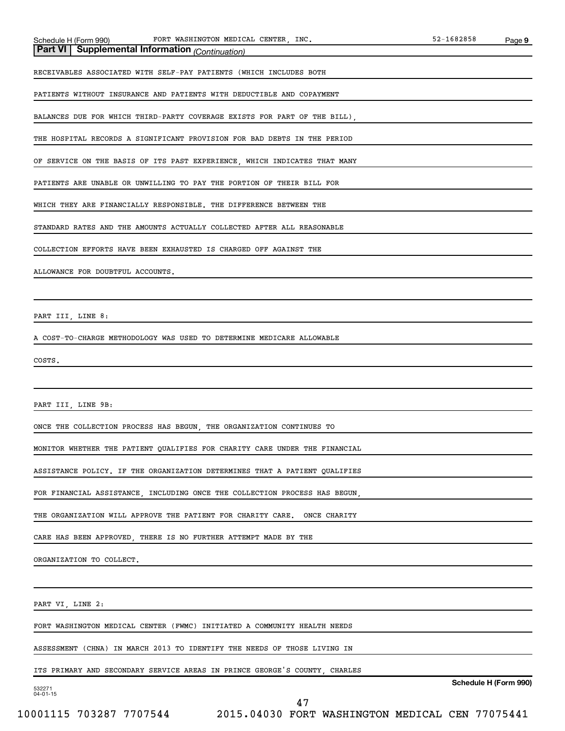**Part VI | Supplemental Information** *(Continuation)*

RECEIVABLES ASSOCIATED WITH SELF-PAY PATIENTS (WHICH INCLUDES BOTH PATIENTS WITHOUT INSURANCE AND PATIENTS WITH DEDUCTIBLE AND COPAYMENT BALANCES DUE FOR WHICH THIRD-PARTY COVERAGE EXISTS FOR PART OF THE BILL), THE HOSPITAL RECORDS A SIGNIFICANT PROVISION FOR BAD DEBTS IN THE PERIOD OF SERVICE ON THE BASIS OF ITS PAST EXPERIENCE, WHICH INDICATES THAT MANY PATIENTS ARE UNABLE OR UNWILLING TO PAY THE PORTION OF THEIR BILL FOR WHICH THEY ARE FINANCIALLY RESPONSIBLE. THE DIFFERENCE BETWEEN THE STANDARD RATES AND THE AMOUNTS ACTUALLY COLLECTED AFTER ALL REASONABLE COLLECTION EFFORTS HAVE BEEN EXHAUSTED IS CHARGED OFF AGAINST THE ALLOWANCE FOR DOUBTFUL ACCOUNTS.

PART III, LINE 8:

A COST-TO-CHARGE METHODOLOGY WAS USED TO DETERMINE MEDICARE ALLOWABLE COSTS.

PART III, LINE 9B:

ONCE THE COLLECTION PROCESS HAS BEGUN, THE ORGANIZATION CONTINUES TO MONITOR WHETHER THE PATIENT QUALIFIES FOR CHARITY CARE UNDER THE FINANCIAL ASSISTANCE POLICY. IF THE ORGANIZATION DETERMINES THAT A PATIENT QUALIFIES FOR FINANCIAL ASSISTANCE, INCLUDING ONCE THE COLLECTION PROCESS HAS BEGUN, THE ORGANIZATION WILL APPROVE THE PATIENT FOR CHARITY CARE. ONCE CHARITY CARE HAS BEEN APPROVED, THERE IS NO FURTHER ATTEMPT MADE BY THE ORGANIZATION TO COLLECT.

PART VI, LINE 2:

FORT WASHINGTON MEDICAL CENTER (FWMC) INITIATED A COMMUNITY HEALTH NEEDS ASSESSMENT (CHNA) IN MARCH 2013 TO IDENTIFY THE NEEDS OF THOSE LIVING IN ITS PRIMARY AND SECONDARY SERVICE AREAS IN PRINCE GEORGE'S COUNTY, CHARLES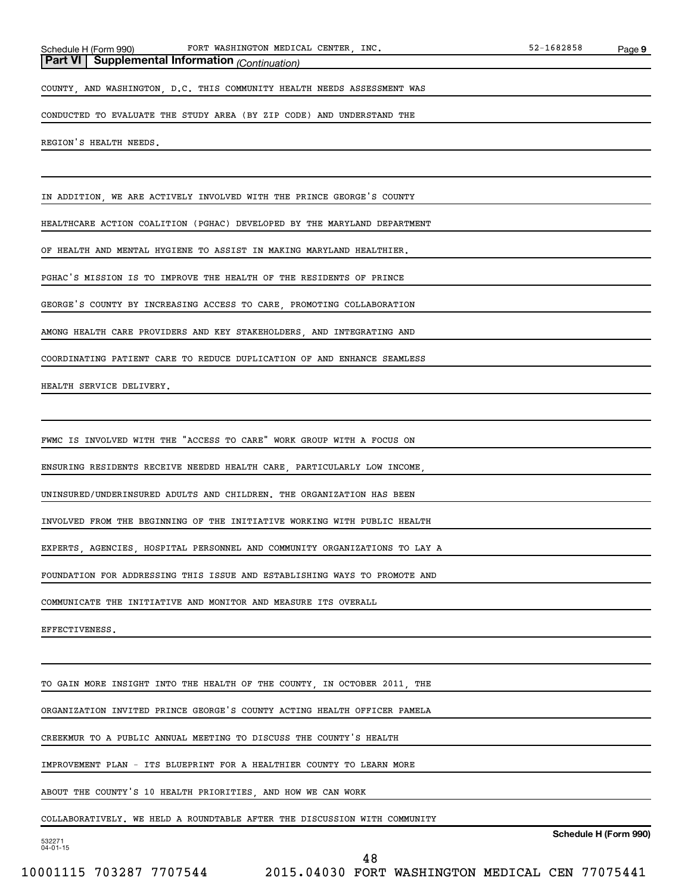**Part VI | Supplemental Information** *(Continuation)*

COUNTY, AND WASHINGTON, D.C. THIS COMMUNITY HEALTH NEEDS ASSESSMENT WAS CONDUCTED TO EVALUATE THE STUDY AREA (BY ZIP CODE) AND UNDERSTAND THE REGION'S HEALTH NEEDS.

IN ADDITION, WE ARE ACTIVELY INVOLVED WITH THE PRINCE GEORGE'S COUNTY HEALTHCARE ACTION COALITION (PGHAC) DEVELOPED BY THE MARYLAND DEPARTMENT OF HEALTH AND MENTAL HYGIENE TO ASSIST IN MAKING MARYLAND HEALTHIER. PGHAC'S MISSION IS TO IMPROVE THE HEALTH OF THE RESIDENTS OF PRINCE GEORGE'S COUNTY BY INCREASING ACCESS TO CARE, PROMOTING COLLABORATION AMONG HEALTH CARE PROVIDERS AND KEY STAKEHOLDERS, AND INTEGRATING AND COORDINATING PATIENT CARE TO REDUCE DUPLICATION OF AND ENHANCE SEAMLESS HEALTH SERVICE DELIVERY.

FWMC IS INVOLVED WITH THE "ACCESS TO CARE" WORK GROUP WITH A FOCUS ON ENSURING RESIDENTS RECEIVE NEEDED HEALTH CARE, PARTICULARLY LOW INCOME, UNINSURED/UNDERINSURED ADULTS AND CHILDREN. THE ORGANIZATION HAS BEEN INVOLVED FROM THE BEGINNING OF THE INITIATIVE WORKING WITH PUBLIC HEALTH EXPERTS, AGENCIES, HOSPITAL PERSONNEL AND COMMUNITY ORGANIZATIONS TO LAY A FOUNDATION FOR ADDRESSING THIS ISSUE AND ESTABLISHING WAYS TO PROMOTE AND COMMUNICATE THE INITIATIVE AND MONITOR AND MEASURE ITS OVERALL EFFECTIVENESS.

TO GAIN MORE INSIGHT INTO THE HEALTH OF THE COUNTY, IN OCTOBER 2011, THE ORGANIZATION INVITED PRINCE GEORGE'S COUNTY ACTING HEALTH OFFICER PAMELA CREEKMUR TO A PUBLIC ANNUAL MEETING TO DISCUSS THE COUNTY'S HEALTH IMPROVEMENT PLAN - ITS BLUEPRINT FOR A HEALTHIER COUNTY TO LEARN MORE ABOUT THE COUNTY'S 10 HEALTH PRIORITIES, AND HOW WE CAN WORK COLLABORATIVELY. WE HELD A ROUNDTABLE AFTER THE DISCUSSION WITH COMMUNITY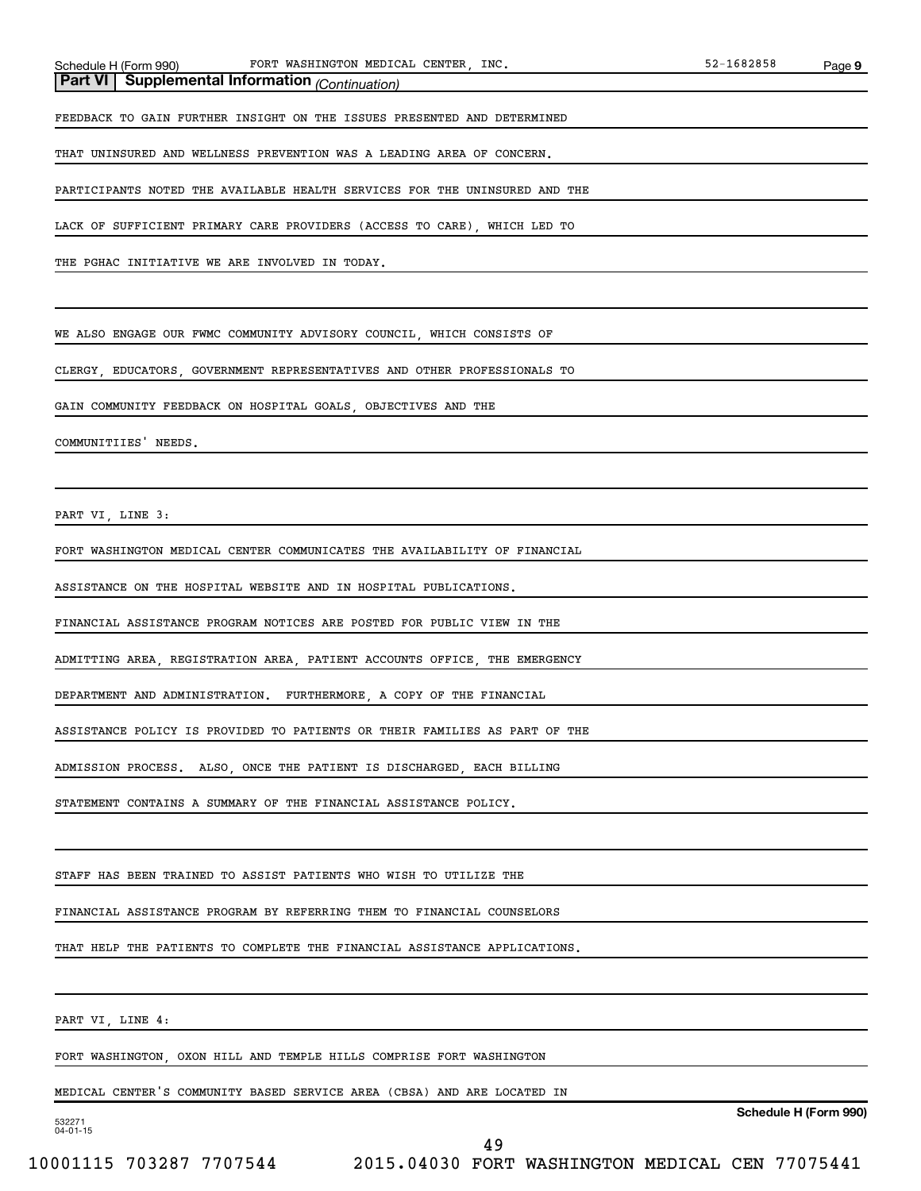**Part VI | Supplemental Information** *(Continuation)*

FEEDBACK TO GAIN FURTHER INSIGHT ON THE ISSUES PRESENTED AND DETERMINED THAT UNINSURED AND WELLNESS PREVENTION WAS A LEADING AREA OF CONCERN. PARTICIPANTS NOTED THE AVAILABLE HEALTH SERVICES FOR THE UNINSURED AND THE LACK OF SUFFICIENT PRIMARY CARE PROVIDERS (ACCESS TO CARE), WHICH LED TO THE PGHAC INITIATIVE WE ARE INVOLVED IN TODAY.

WE ALSO ENGAGE OUR FWMC COMMUNITY ADVISORY COUNCIL, WHICH CONSISTS OF CLERGY, EDUCATORS, GOVERNMENT REPRESENTATIVES AND OTHER PROFESSIONALS TO GAIN COMMUNITY FEEDBACK ON HOSPITAL GOALS, OBJECTIVES AND THE COMMUNITIIES' NEEDS.

PART VI, LINE 3:

FORT WASHINGTON MEDICAL CENTER COMMUNICATES THE AVAILABILITY OF FINANCIAL ASSISTANCE ON THE HOSPITAL WEBSITE AND IN HOSPITAL PUBLICATIONS. FINANCIAL ASSISTANCE PROGRAM NOTICES ARE POSTED FOR PUBLIC VIEW IN THE ADMITTING AREA, REGISTRATION AREA, PATIENT ACCOUNTS OFFICE, THE EMERGENCY DEPARTMENT AND ADMINISTRATION. FURTHERMORE, A COPY OF THE FINANCIAL ASSISTANCE POLICY IS PROVIDED TO PATIENTS OR THEIR FAMILIES AS PART OF THE ADMISSION PROCESS. ALSO, ONCE THE PATIENT IS DISCHARGED, EACH BILLING STATEMENT CONTAINS A SUMMARY OF THE FINANCIAL ASSISTANCE POLICY.

STAFF HAS BEEN TRAINED TO ASSIST PATIENTS WHO WISH TO UTILIZE THE FINANCIAL ASSISTANCE PROGRAM BY REFERRING THEM TO FINANCIAL COUNSELORS THAT HELP THE PATIENTS TO COMPLETE THE FINANCIAL ASSISTANCE APPLICATIONS.

PART VI, LINE 4:

FORT WASHINGTON, OXON HILL AND TEMPLE HILLS COMPRISE FORT WASHINGTON MEDICAL CENTER'S COMMUNITY BASED SERVICE AREA (CBSA) AND ARE LOCATED IN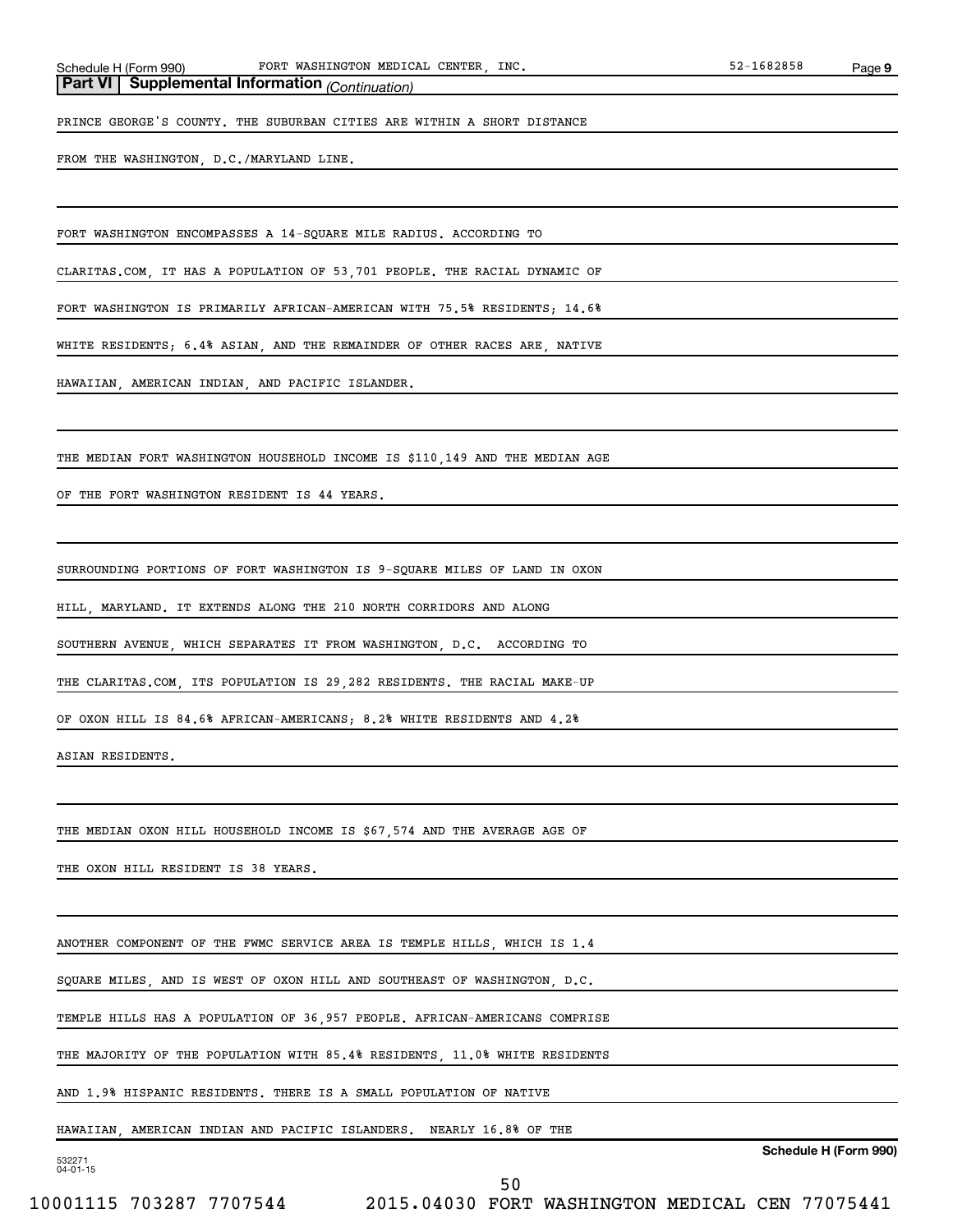**Part VI | Supplemental Information** *(Continuation)*

PRINCE GEORGE'S COUNTY. THE SUBURBAN CITIES ARE WITHIN A SHORT DISTANCE FROM THE WASHINGTON, D.C./MARYLAND LINE.

FORT WASHINGTON ENCOMPASSES A 14-SQUARE MILE RADIUS. ACCORDING TO CLARITAS.COM, IT HAS A POPULATION OF 53,701 PEOPLE. THE RACIAL DYNAMIC OF FORT WASHINGTON IS PRIMARILY AFRICAN-AMERICAN WITH 75.5% RESIDENTS; 14.6% WHITE RESIDENTS; 6.4% ASIAN, AND THE REMAINDER OF OTHER RACES ARE, NATIVE HAWAIIAN, AMERICAN INDIAN, AND PACIFIC ISLANDER.

THE MEDIAN FORT WASHINGTON HOUSEHOLD INCOME IS $110,149 AND THE MEDIAN AGE OF THE FORT WASHINGTON RESIDENT IS 44 YEARS.

SURROUNDING PORTIONS OF FORT WASHINGTON IS 9-SQUARE MILES OF LAND IN OXON HILL, MARYLAND. IT EXTENDS ALONG THE 210 NORTH CORRIDORS AND ALONG SOUTHERN AVENUE, WHICH SEPARATES IT FROM WASHINGTON, D.C. ACCORDING TO THE CLARITAS.COM, ITS POPULATION IS 29,282 RESIDENTS. THE RACIAL MAKE-UP OF OXON HILL IS 84.6% AFRICAN-AMERICANS; 8.2% WHITE RESIDENTS AND 4.2% ASIAN RESIDENTS.

THE MEDIAN OXON HILL HOUSEHOLD INCOME IS $67,574 AND THE AVERAGE AGE OF THE OXON HILL RESIDENT IS 38 YEARS.

ANOTHER COMPONENT OF THE FWMC SERVICE AREA IS TEMPLE HILLS, WHICH IS 1.4 SQUARE MILES, AND IS WEST OF OXON HILL AND SOUTHEAST OF WASHINGTON, D.C. TEMPLE HILLS HAS A POPULATION OF 36,957 PEOPLE. AFRICAN-AMERICANS COMPRISE THE MAJORITY OF THE POPULATION WITH 85.4% RESIDENTS, 11.0% WHITE RESIDENTS AND 1.9% HISPANIC RESIDENTS. THERE IS A SMALL POPULATION OF NATIVE HAWAIIAN, AMERICAN INDIAN AND PACIFIC ISLANDERS. NEARLY 16.8% OF THE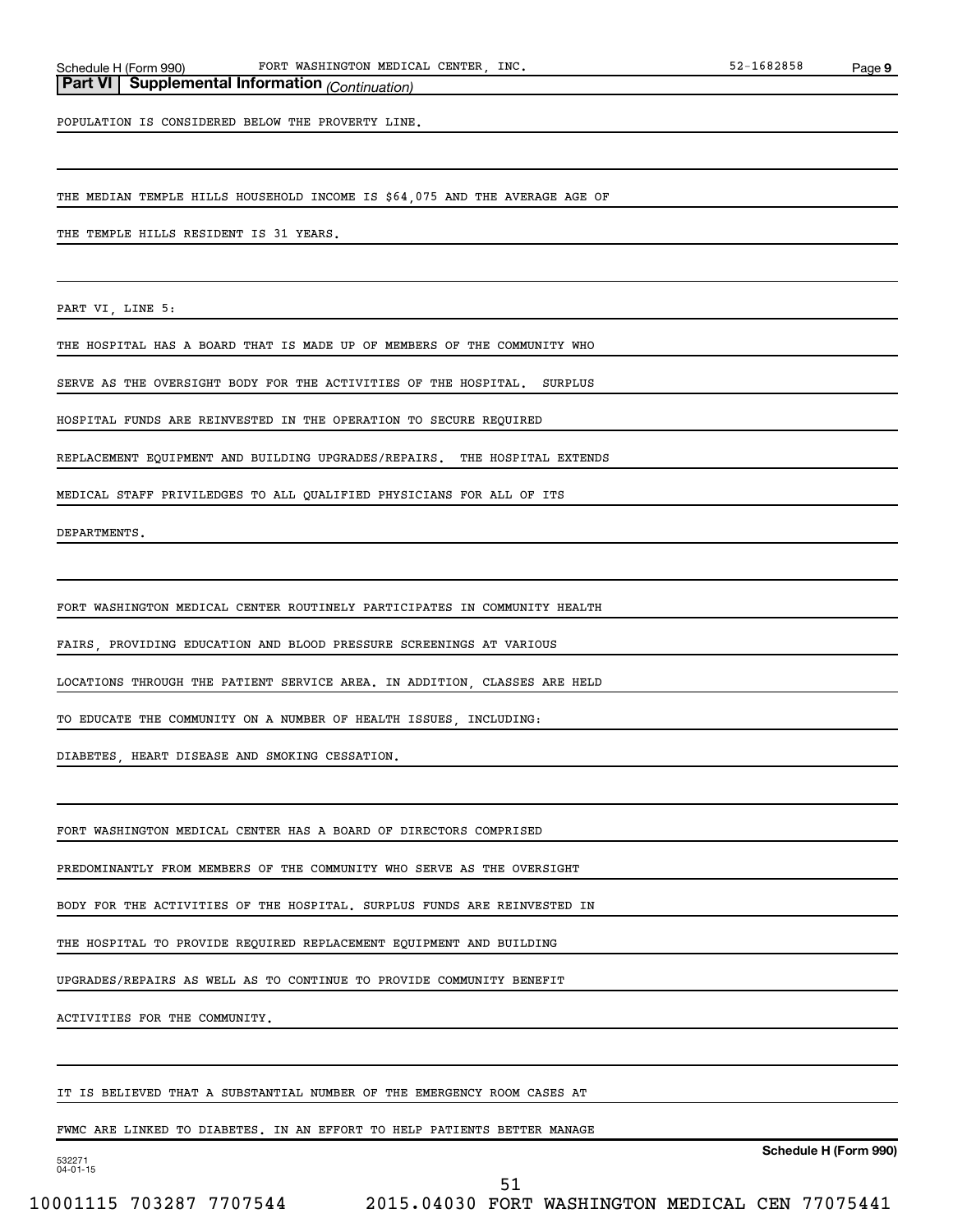**Part VI | Supplemental Information** *(Continuation)*

POPULATION IS CONSIDERED BELOW THE PROVERTY LINE.

THE MEDIAN TEMPLE HILLS HOUSEHOLD INCOME IS $64,075 AND THE AVERAGE AGE OF THE TEMPLE HILLS RESIDENT IS 31 YEARS.

PART VI, LINE 5:

THE HOSPITAL HAS A BOARD THAT IS MADE UP OF MEMBERS OF THE COMMUNITY WHO SERVE AS THE OVERSIGHT BODY FOR THE ACTIVITIES OF THE HOSPITAL. SURPLUS HOSPITAL FUNDS ARE REINVESTED IN THE OPERATION TO SECURE REQUIRED REPLACEMENT EQUIPMENT AND BUILDING UPGRADES/REPAIRS. THE HOSPITAL EXTENDS MEDICAL STAFF PRIVILEDGES TO ALL QUALIFIED PHYSICIANS FOR ALL OF ITS DEPARTMENTS.

FORT WASHINGTON MEDICAL CENTER ROUTINELY PARTICIPATES IN COMMUNITY HEALTH FAIRS, PROVIDING EDUCATION AND BLOOD PRESSURE SCREENINGS AT VARIOUS LOCATIONS THROUGH THE PATIENT SERVICE AREA. IN ADDITION, CLASSES ARE HELD TO EDUCATE THE COMMUNITY ON A NUMBER OF HEALTH ISSUES, INCLUDING: DIABETES, HEART DISEASE AND SMOKING CESSATION.

FORT WASHINGTON MEDICAL CENTER HAS A BOARD OF DIRECTORS COMPRISED PREDOMINANTLY FROM MEMBERS OF THE COMMUNITY WHO SERVE AS THE OVERSIGHT BODY FOR THE ACTIVITIES OF THE HOSPITAL. SURPLUS FUNDS ARE REINVESTED IN THE HOSPITAL TO PROVIDE REQUIRED REPLACEMENT EQUIPMENT AND BUILDING UPGRADES/REPAIRS AS WELL AS TO CONTINUE TO PROVIDE COMMUNITY BENEFIT ACTIVITIES FOR THE COMMUNITY.

IT IS BELIEVED THAT A SUBSTANTIAL NUMBER OF THE EMERGENCY ROOM CASES AT FWMC ARE LINKED TO DIABETES. IN AN EFFORT TO HELP PATIENTS BETTER MANAGE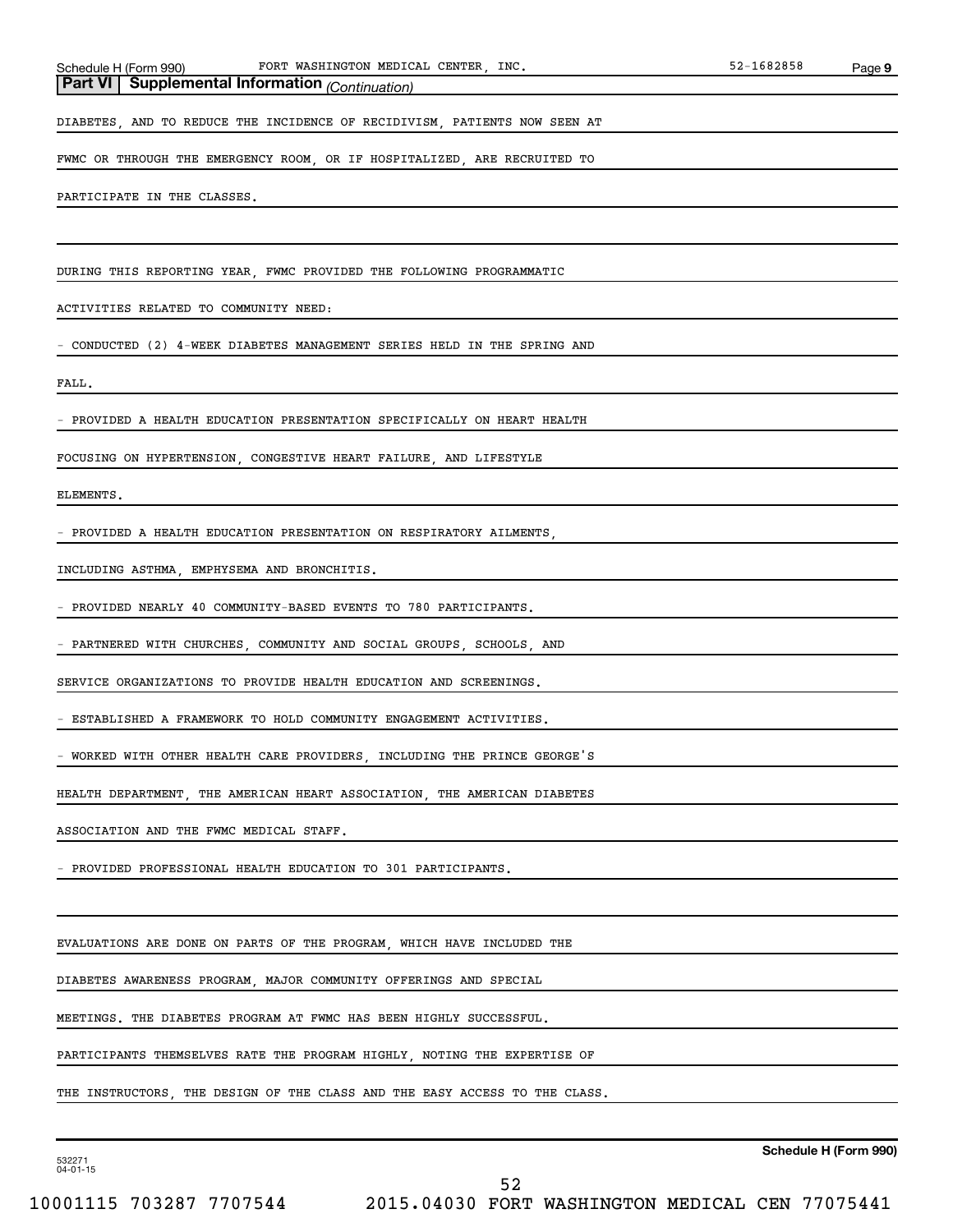**Part VI | Supplemental Information** *(Continuation)*

DIABETES, AND TO REDUCE THE INCIDENCE OF RECIDIVISM, PATIENTS NOW SEEN AT FWMC OR THROUGH THE EMERGENCY ROOM, OR IF HOSPITALIZED, ARE RECRUITED TO PARTICIPATE IN THE CLASSES.

DURING THIS REPORTING YEAR, FWMC PROVIDED THE FOLLOWING PROGRAMMATIC ACTIVITIES RELATED TO COMMUNITY NEED:

- CONDUCTED (2) 4-WEEK DIABETES MANAGEMENT SERIES HELD IN THE SPRING AND FALL.
- PROVIDED A HEALTH EDUCATION PRESENTATION SPECIFICALLY ON HEART HEALTH FOCUSING ON HYPERTENSION, CONGESTIVE HEART FAILURE, AND LIFESTYLE ELEMENTS.
- PROVIDED A HEALTH EDUCATION PRESENTATION ON RESPIRATORY AILMENTS, INCLUDING ASTHMA, EMPHYSEMA AND BRONCHITIS.
- PROVIDED NEARLY 40 COMMUNITY-BASED EVENTS TO 780 PARTICIPANTS.
- PARTNERED WITH CHURCHES, COMMUNITY AND SOCIAL GROUPS, SCHOOLS, AND SERVICE ORGANIZATIONS TO PROVIDE HEALTH EDUCATION AND SCREENINGS.
- ESTABLISHED A FRAMEWORK TO HOLD COMMUNITY ENGAGEMENT ACTIVITIES.
- WORKED WITH OTHER HEALTH CARE PROVIDERS, INCLUDING THE PRINCE GEORGE'S HEALTH DEPARTMENT, THE AMERICAN HEART ASSOCIATION, THE AMERICAN DIABETES ASSOCIATION AND THE FWMC MEDICAL STAFF.
- PROVIDED PROFESSIONAL HEALTH EDUCATION TO 301 PARTICIPANTS.

EVALUATIONS ARE DONE ON PARTS OF THE PROGRAM, WHICH HAVE INCLUDED THE DIABETES AWARENESS PROGRAM, MAJOR COMMUNITY OFFERINGS AND SPECIAL MEETINGS. THE DIABETES PROGRAM AT FWMC HAS BEEN HIGHLY SUCCESSFUL. PARTICIPANTS THEMSELVES RATE THE PROGRAM HIGHLY, NOTING THE EXPERTISE OF THE INSTRUCTORS, THE DESIGN OF THE CLASS AND THE EASY ACCESS TO THE CLASS.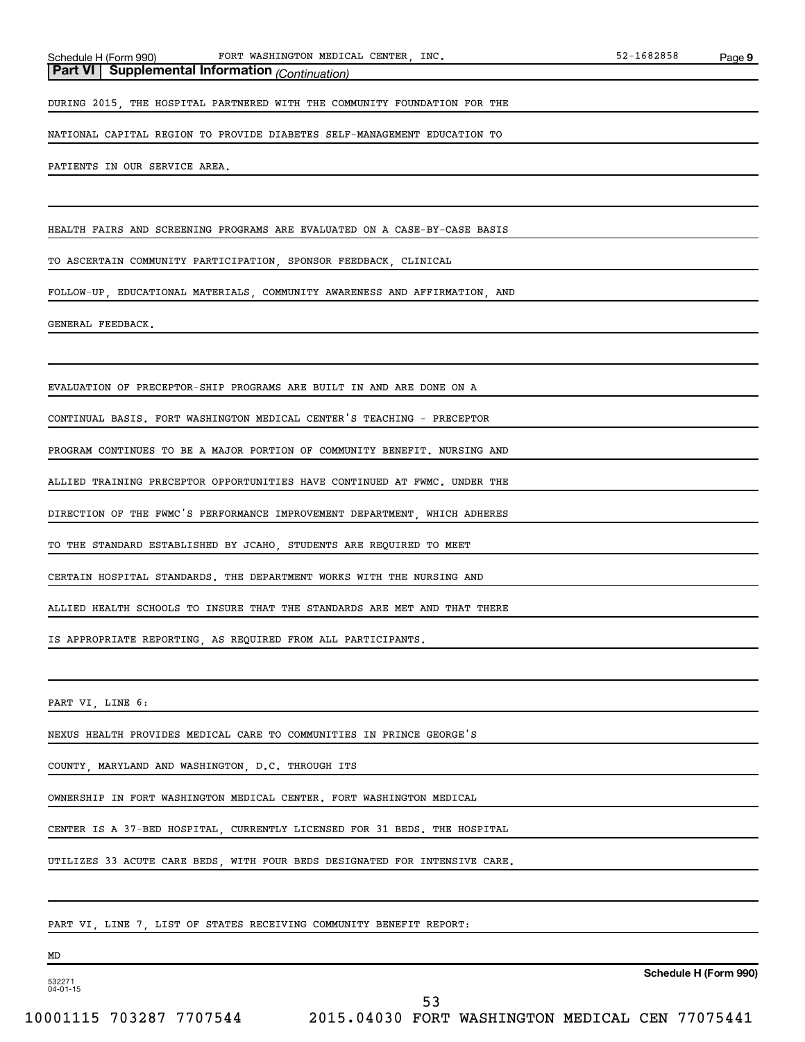**Part VI | Supplemental Information** *(Continuation)*

DURING 2015, THE HOSPITAL PARTNERED WITH THE COMMUNITY FOUNDATION FOR THE NATIONAL CAPITAL REGION TO PROVIDE DIABETES SELF-MANAGEMENT EDUCATION TO PATIENTS IN OUR SERVICE AREA.

HEALTH FAIRS AND SCREENING PROGRAMS ARE EVALUATED ON A CASE-BY-CASE BASIS TO ASCERTAIN COMMUNITY PARTICIPATION, SPONSOR FEEDBACK, CLINICAL FOLLOW-UP, EDUCATIONAL MATERIALS, COMMUNITY AWARENESS AND AFFIRMATION, AND GENERAL FEEDBACK.

EVALUATION OF PRECEPTOR-SHIP PROGRAMS ARE BUILT IN AND ARE DONE ON A CONTINUAL BASIS. FORT WASHINGTON MEDICAL CENTER'S TEACHING - PRECEPTOR PROGRAM CONTINUES TO BE A MAJOR PORTION OF COMMUNITY BENEFIT. NURSING AND ALLIED TRAINING PRECEPTOR OPPORTUNITIES HAVE CONTINUED AT FWMC. UNDER THE DIRECTION OF THE FWMC'S PERFORMANCE IMPROVEMENT DEPARTMENT, WHICH ADHERES TO THE STANDARD ESTABLISHED BY JCAHO, STUDENTS ARE REQUIRED TO MEET CERTAIN HOSPITAL STANDARDS. THE DEPARTMENT WORKS WITH THE NURSING AND ALLIED HEALTH SCHOOLS TO INSURE THAT THE STANDARDS ARE MET AND THAT THERE IS APPROPRIATE REPORTING, AS REQUIRED FROM ALL PARTICIPANTS.

PART VI, LINE 6:

NEXUS HEALTH PROVIDES MEDICAL CARE TO COMMUNITIES IN PRINCE GEORGE'S COUNTY, MARYLAND AND WASHINGTON, D.C. THROUGH ITS OWNERSHIP IN FORT WASHINGTON MEDICAL CENTER. FORT WASHINGTON MEDICAL CENTER IS A 37-BED HOSPITAL, CURRENTLY LICENSED FOR 31 BEDS. THE HOSPITAL UTILIZES 33 ACUTE CARE BEDS, WITH FOUR BEDS DESIGNATED FOR INTENSIVE CARE.

PART VI, LINE 7, LIST OF STATES RECEIVING COMMUNITY BENEFIT REPORT:

MD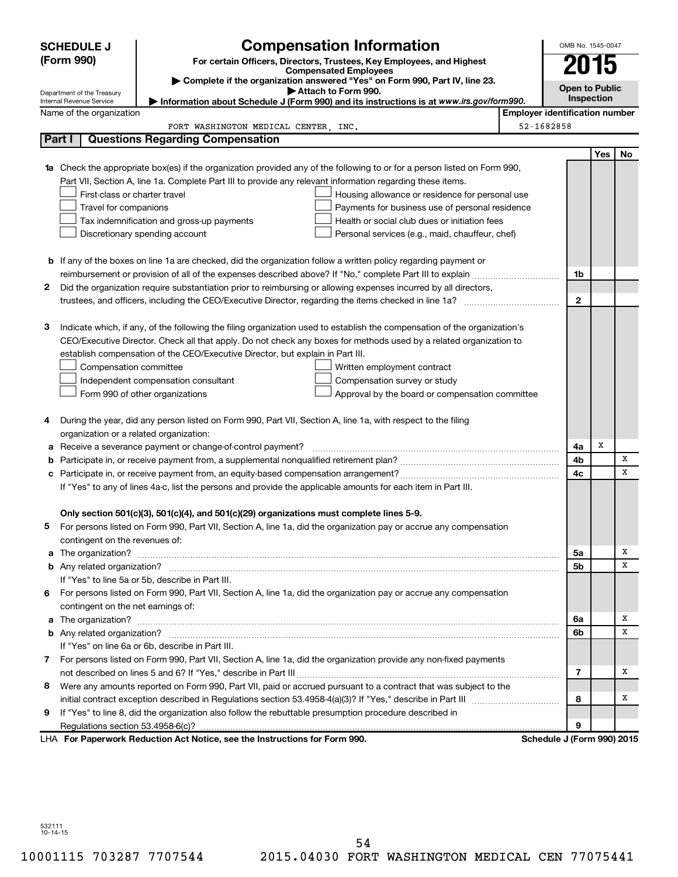**SCHEDULE J (Form 990)**

# Compensation Information

**For certain Officers, Directors, Trustees, Key Employees, and Highest Compensated Employees**

▶ Complete if the organization answered "Yes" on Form 990, Part IV, line 23.

▶ Attach to Form 990.

▶ Information about Schedule J (Form 990) and its instructions is at *www.irs.gov/form990.*

OMB No. 1545-0047

**2015**

**Open to Public Inspection**

Department of the Treasury
Internal Revenue Service

| Name of the organization | Employer identification number |
|---|---|
| FORT WASHINGTON MEDICAL CENTER, INC. | 52-1682858 |

## Part I Questions Regarding Compensation

| | | | Yes | No |
|---|---|---|---|---|
| **1a** | Check the appropriate box(es) if the organization provided any of the following to or for a person listed on Form 990, Part VII, Section A, line 1a. Complete Part III to provide any relevant information regarding these items.<br>☐ First-class or charter travel ☐ Housing allowance or residence for personal use<br>☐ Travel for companions ☐ Payments for business use of personal residence<br>☐ Tax indemnification and gross-up payments ☐ Health or social club dues or initiation fees<br>☐ Discretionary spending account ☐ Personal services (e.g., maid, chauffeur, chef) | | | |
| **b** | If any of the boxes on line 1a are checked, did the organization follow a written policy regarding payment or reimbursement or provision of all of the expenses described above? If "No," complete Part III to explain | 1b | | |
| **2** | Did the organization require substantiation prior to reimbursing or allowing expenses incurred by all directors, trustees, and officers, including the CEO/Executive Director, regarding the items checked in line 1a? | 2 | | |
| **3** | Indicate which, if any, of the following the filing organization used to establish the compensation of the organization's CEO/Executive Director. Check all that apply. Do not check any boxes for methods used by a related organization to establish compensation of the CEO/Executive Director, but explain in Part III.<br>☐ Compensation committee ☐ Written employment contract<br>☐ Independent compensation consultant ☐ Compensation survey or study<br>☐ Form 990 of other organizations ☐ Approval by the board or compensation committee | | | |
| **4** | During the year, did any person listed on Form 990, Part VII, Section A, line 1a, with respect to the filing organization or a related organization: | | | |
| **a** | Receive a severance payment or change-of-control payment? | 4a | X | |
| **b** | Participate in, or receive payment from, a supplemental nonqualified retirement plan? | 4b | | X |
| **c** | Participate in, or receive payment from, an equity-based compensation arrangement? | 4c | | X |
| | If "Yes" to any of lines 4a-c, list the persons and provide the applicable amounts for each item in Part III. | | | |
| | **Only section 501(c)(3), 501(c)(4), and 501(c)(29) organizations must complete lines 5-9.** | | | |
| **5** | For persons listed on Form 990, Part VII, Section A, line 1a, did the organization pay or accrue any compensation contingent on the revenues of: | | | |
| **a** | The organization? | 5a | | X |
| **b** | Any related organization? | 5b | | X |
| | If "Yes" to line 5a or 5b, describe in Part III. | | | |
| **6** | For persons listed on Form 990, Part VII, Section A, line 1a, did the organization pay or accrue any compensation contingent on the net earnings of: | | | |
| **a** | The organization? | 6a | | X |
| **b** | Any related organization? | 6b | | X |
| | If "Yes" on line 6a or 6b, describe in Part III. | | | |
| **7** | For persons listed on Form 990, Part VII, Section A, line 1a, did the organization provide any non-fixed payments not described on lines 5 and 6? If "Yes," describe in Part III | 7 | | X |
| **8** | Were any amounts reported on Form 990, Part VII, paid or accrued pursuant to a contract that was subject to the initial contract exception described in Regulations section 53.4958-4(a)(3)? If "Yes," describe in Part III | 8 | | X |
| **9** | If "Yes" to line 8, did the organization also follow the rebuttable presumption procedure described in Regulations section 53.4958-6(c)? | 9 | | |

LHA **For Paperwork Reduction Act Notice, see the Instructions for Form 990.** **Schedule J (Form 990) 2015**

532111
10-14-15

10001115 703287 7707544 2015.04030 FORT WASHINGTON MEDICAL CEN 77075441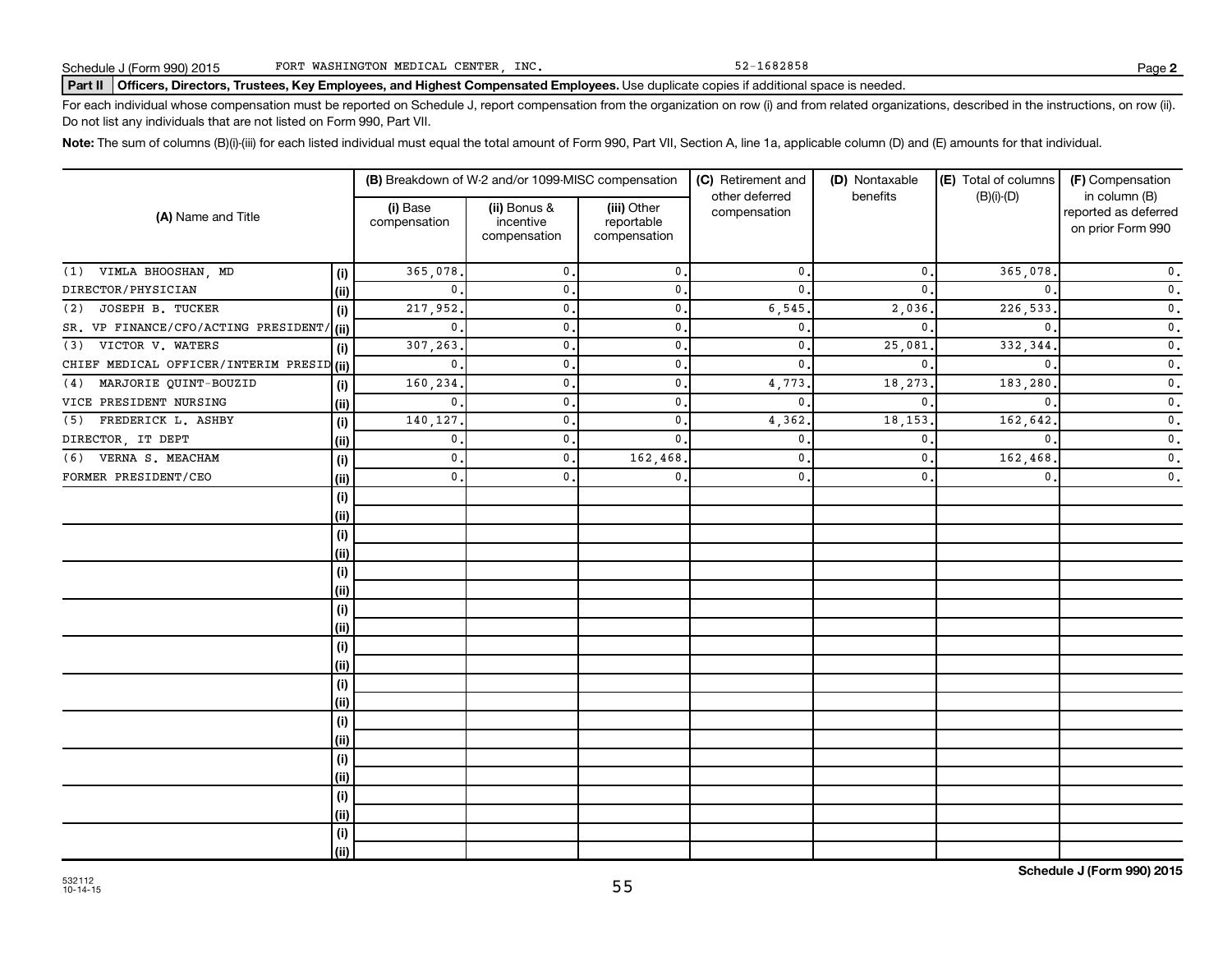Schedule J (Form 990) 2015 FORT WASHINGTON MEDICAL CENTER, INC. 52-1682858 Page **2**

**Part II** **Officers, Directors, Trustees, Key Employees, and Highest Compensated Employees.** Use duplicate copies if additional space is needed.

For each individual whose compensation must be reported on Schedule J, report compensation from the organization on row (i) and from related organizations, described in the instructions, on row (ii). Do not list any individuals that are not listed on Form 990, Part VII.

**Note:** The sum of columns (B)(i)-(iii) for each listed individual must equal the total amount of Form 990, Part VII, Section A, line 1a, applicable column (D) and (E) amounts for that individual.

| (A) Name and Title | | (B) Breakdown of W-2 and/or 1099-MISC compensation | | | (C) Retirement and other deferred compensation | (D) Nontaxable benefits | (E) Total of columns (B)(i)-(D) | (F) Compensation in column (B) reported as deferred on prior Form 990 |
|---|---|---|---|---|---|---|---|---|
| | | (i) Base compensation | (ii) Bonus & incentive compensation | (iii) Other reportable compensation | | | | |
| (1) VIMLA BHOOSHAN, MD | (i) | 365,078. | 0. | 0. | 0. | 0. | 365,078. | 0. |
| DIRECTOR/PHYSICIAN | (ii) | 0. | 0. | 0. | 0. | 0. | 0. | 0. |
| (2) JOSEPH B. TUCKER | (i) | 217,952. | 0. | 0. | 6,545. | 2,036. | 226,533. | 0. |
| SR. VP FINANCE/CFO/ACTING PRESIDENT/ | (ii) | 0. | 0. | 0. | 0. | 0. | 0. | 0. |
| (3) VICTOR V. WATERS | (i) | 307,263. | 0. | 0. | 0. | 25,081. | 332,344. | 0. |
| CHIEF MEDICAL OFFICER/INTERIM PRESID | (ii) | 0. | 0. | 0. | 0. | 0. | 0. | 0. |
| (4) MARJORIE QUINT-BOUZID | (i) | 160,234. | 0. | 0. | 4,773. | 18,273. | 183,280. | 0. |
| VICE PRESIDENT NURSING | (ii) | 0. | 0. | 0. | 0. | 0. | 0. | 0. |
| (5) FREDERICK L. ASHBY | (i) | 140,127. | 0. | 0. | 4,362. | 18,153. | 162,642. | 0. |
| DIRECTOR, IT DEPT | (ii) | 0. | 0. | 0. | 0. | 0. | 0. | 0. |
| (6) VERNA S. MEACHAM | (i) | 0. | 0. | 162,468. | 0. | 0. | 162,468. | 0. |
| FORMER PRESIDENT/CEO | (ii) | 0. | 0. | 0. | 0. | 0. | 0. | 0. |
| | (i) | | | | | | | |
| | (ii) | | | | | | | |
| | (i) | | | | | | | |
| | (ii) | | | | | | | |
| | (i) | | | | | | | |
| | (ii) | | | | | | | |
| | (i) | | | | | | | |
| | (ii) | | | | | | | |
| | (i) | | | | | | | |
| | (ii) | | | | | | | |
| | (i) | | | | | | | |
| | (ii) | | | | | | | |
| | (i) | | | | | | | |
| | (ii) | | | | | | | |
| | (i) | | | | | | | |
| | (ii) | | | | | | | |
| | (i) | | | | | | | |
| | (ii) | | | | | | | |
| | (i) | | | | | | | |
| | (ii) | | | | | | | |

532112
10-14-15

**Schedule J (Form 990) 2015**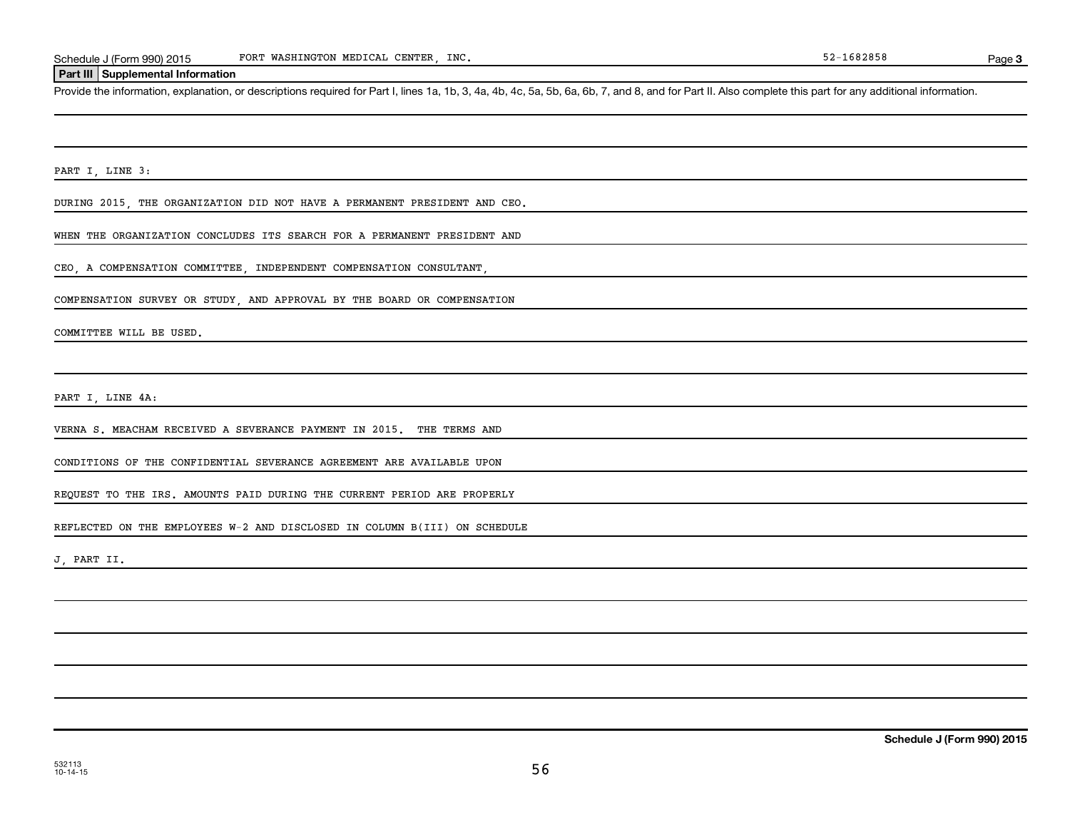Schedule J (Form 990) 2015 FORT WASHINGTON MEDICAL CENTER, INC. 52-1682858 Page **3**

## Part III Supplemental Information

Provide the information, explanation, or descriptions required for Part I, lines 1a, 1b, 3, 4a, 4b, 4c, 5a, 5b, 6a, 6b, 7, and 8, and for Part II. Also complete this part for any additional information.

PART I, LINE 3:

DURING 2015, THE ORGANIZATION DID NOT HAVE A PERMANENT PRESIDENT AND CEO.

WHEN THE ORGANIZATION CONCLUDES ITS SEARCH FOR A PERMANENT PRESIDENT AND

CEO, A COMPENSATION COMMITTEE, INDEPENDENT COMPENSATION CONSULTANT,

COMPENSATION SURVEY OR STUDY, AND APPROVAL BY THE BOARD OR COMPENSATION

COMMITTEE WILL BE USED.

PART I, LINE 4A:

VERNA S. MEACHAM RECEIVED A SEVERANCE PAYMENT IN 2015. THE TERMS AND

CONDITIONS OF THE CONFIDENTIAL SEVERANCE AGREEMENT ARE AVAILABLE UPON

REQUEST TO THE IRS. AMOUNTS PAID DURING THE CURRENT PERIOD ARE PROPERLY

REFLECTED ON THE EMPLOYEES W-2 AND DISCLOSED IN COLUMN B(III) ON SCHEDULE

J, PART II.

**Schedule J (Form 990) 2015**

532113
10-14-15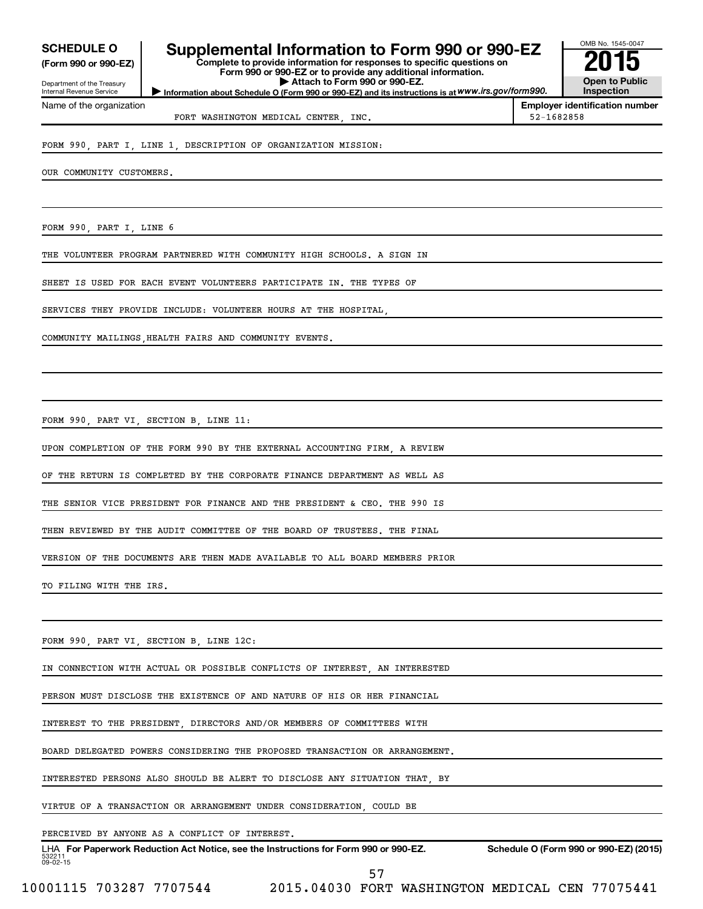**SCHEDULE O**
**(Form 990 or 990-EZ)**

Department of the Treasury
Internal Revenue Service

# Supplemental Information to Form 990 or 990-EZ

**Complete to provide information for responses to specific questions on Form 990 or 990-EZ or to provide any additional information.**
**▶ Attach to Form 990 or 990-EZ.**
**▶ Information about Schedule O (Form 990 or 990-EZ) and its instructions is at** ***www.irs.gov/form990.***

OMB No. 1545-0047
**2015**
**Open to Public Inspection**

| Name of the organization | Employer identification number |
|---|---|
| FORT WASHINGTON MEDICAL CENTER, INC. | 52-1682858 |

FORM 990, PART I, LINE 1, DESCRIPTION OF ORGANIZATION MISSION:

OUR COMMUNITY CUSTOMERS.

FORM 990, PART I, LINE 6

THE VOLUNTEER PROGRAM PARTNERED WITH COMMUNITY HIGH SCHOOLS. A SIGN IN SHEET IS USED FOR EACH EVENT VOLUNTEERS PARTICIPATE IN. THE TYPES OF SERVICES THEY PROVIDE INCLUDE: VOLUNTEER HOURS AT THE HOSPITAL, COMMUNITY MAILINGS,HEALTH FAIRS AND COMMUNITY EVENTS.

FORM 990, PART VI, SECTION B, LINE 11:

UPON COMPLETION OF THE FORM 990 BY THE EXTERNAL ACCOUNTING FIRM, A REVIEW OF THE RETURN IS COMPLETED BY THE CORPORATE FINANCE DEPARTMENT AS WELL AS THE SENIOR VICE PRESIDENT FOR FINANCE AND THE PRESIDENT & CEO. THE 990 IS THEN REVIEWED BY THE AUDIT COMMITTEE OF THE BOARD OF TRUSTEES. THE FINAL VERSION OF THE DOCUMENTS ARE THEN MADE AVAILABLE TO ALL BOARD MEMBERS PRIOR TO FILING WITH THE IRS.

FORM 990, PART VI, SECTION B, LINE 12C:

IN CONNECTION WITH ACTUAL OR POSSIBLE CONFLICTS OF INTEREST, AN INTERESTED PERSON MUST DISCLOSE THE EXISTENCE OF AND NATURE OF HIS OR HER FINANCIAL INTEREST TO THE PRESIDENT, DIRECTORS AND/OR MEMBERS OF COMMITTEES WITH BOARD DELEGATED POWERS CONSIDERING THE PROPOSED TRANSACTION OR ARRANGEMENT. INTERESTED PERSONS ALSO SHOULD BE ALERT TO DISCLOSE ANY SITUATION THAT, BY VIRTUE OF A TRANSACTION OR ARRANGEMENT UNDER CONSIDERATION, COULD BE PERCEIVED BY ANYONE AS A CONFLICT OF INTEREST.

LHA **For Paperwork Reduction Act Notice, see the Instructions for Form 990 or 990-EZ.** **Schedule O (Form 990 or 990-EZ) (2015)**
532211 09-02-15

10001115 703287 7707544 2015.04030 FORT WASHINGTON MEDICAL CEN 77075441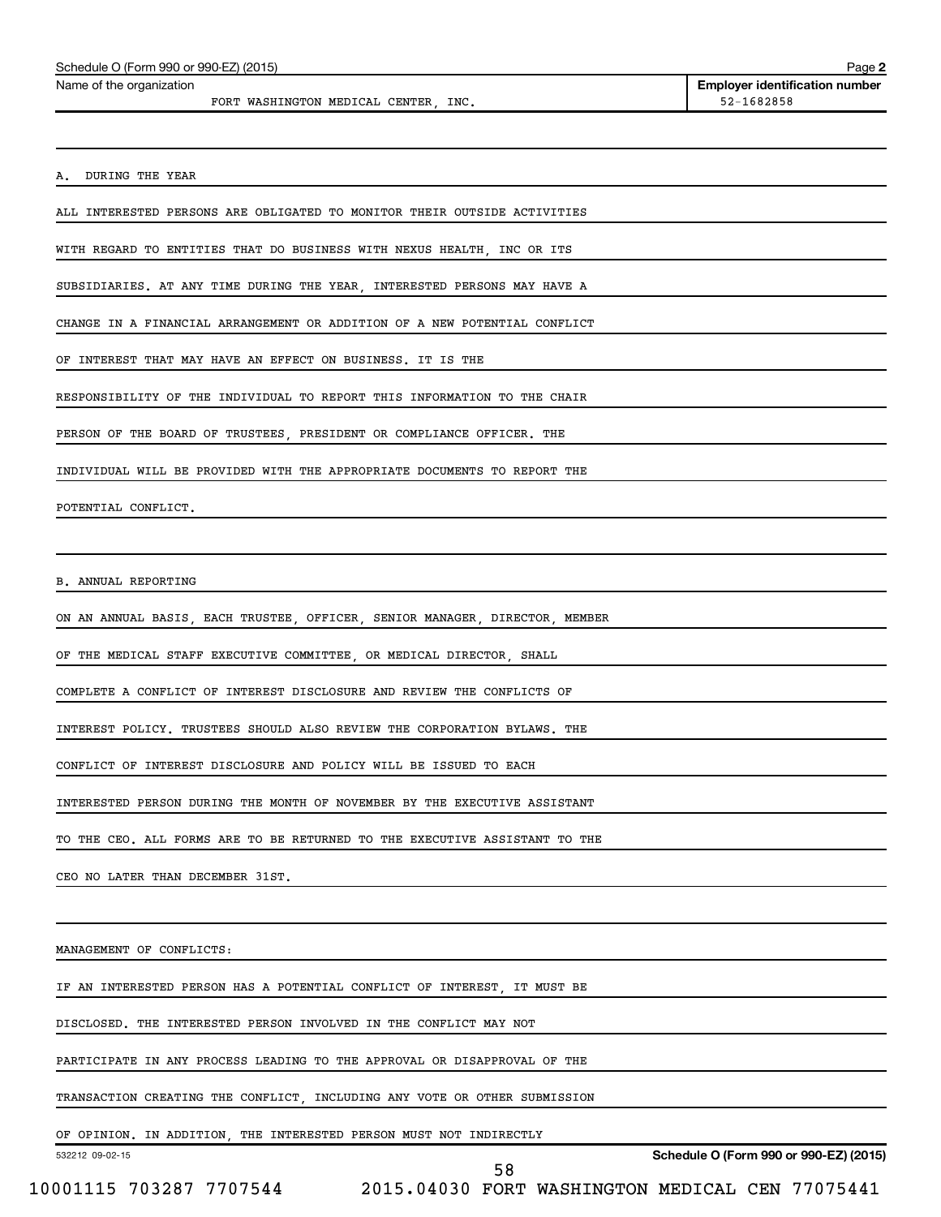Schedule O (Form 990 or 990-EZ) (2015)

Name of the organization: FORT WASHINGTON MEDICAL CENTER, INC.

Employer identification number: 52-1682858

A. DURING THE YEAR

ALL INTERESTED PERSONS ARE OBLIGATED TO MONITOR THEIR OUTSIDE ACTIVITIES WITH REGARD TO ENTITIES THAT DO BUSINESS WITH NEXUS HEALTH, INC OR ITS SUBSIDIARIES. AT ANY TIME DURING THE YEAR, INTERESTED PERSONS MAY HAVE A CHANGE IN A FINANCIAL ARRANGEMENT OR ADDITION OF A NEW POTENTIAL CONFLICT OF INTEREST THAT MAY HAVE AN EFFECT ON BUSINESS. IT IS THE RESPONSIBILITY OF THE INDIVIDUAL TO REPORT THIS INFORMATION TO THE CHAIR PERSON OF THE BOARD OF TRUSTEES, PRESIDENT OR COMPLIANCE OFFICER. THE INDIVIDUAL WILL BE PROVIDED WITH THE APPROPRIATE DOCUMENTS TO REPORT THE POTENTIAL CONFLICT.

B. ANNUAL REPORTING

ON AN ANNUAL BASIS, EACH TRUSTEE, OFFICER, SENIOR MANAGER, DIRECTOR, MEMBER OF THE MEDICAL STAFF EXECUTIVE COMMITTEE, OR MEDICAL DIRECTOR, SHALL COMPLETE A CONFLICT OF INTEREST DISCLOSURE AND REVIEW THE CONFLICTS OF INTEREST POLICY. TRUSTEES SHOULD ALSO REVIEW THE CORPORATION BYLAWS. THE CONFLICT OF INTEREST DISCLOSURE AND POLICY WILL BE ISSUED TO EACH INTERESTED PERSON DURING THE MONTH OF NOVEMBER BY THE EXECUTIVE ASSISTANT TO THE CEO. ALL FORMS ARE TO BE RETURNED TO THE EXECUTIVE ASSISTANT TO THE CEO NO LATER THAN DECEMBER 31ST.

MANAGEMENT OF CONFLICTS:

IF AN INTERESTED PERSON HAS A POTENTIAL CONFLICT OF INTEREST, IT MUST BE DISCLOSED. THE INTERESTED PERSON INVOLVED IN THE CONFLICT MAY NOT PARTICIPATE IN ANY PROCESS LEADING TO THE APPROVAL OR DISAPPROVAL OF THE TRANSACTION CREATING THE CONFLICT, INCLUDING ANY VOTE OR OTHER SUBMISSION OF OPINION. IN ADDITION, THE INTERESTED PERSON MUST NOT INDIRECTLY

532212 09-02-15

Schedule O (Form 990 or 990-EZ) (2015)

10001115 703287 7707544 2015.04030 FORT WASHINGTON MEDICAL CEN 77075441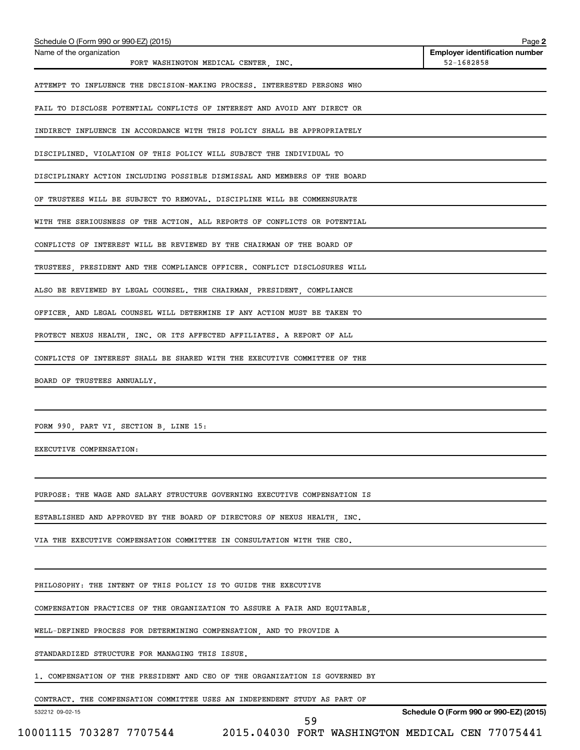Schedule O (Form 990 or 990-EZ) (2015)

Name of the organization: FORT WASHINGTON MEDICAL CENTER, INC.

Employer identification number: 52-1682858

ATTEMPT TO INFLUENCE THE DECISION-MAKING PROCESS. INTERESTED PERSONS WHO FAIL TO DISCLOSE POTENTIAL CONFLICTS OF INTEREST AND AVOID ANY DIRECT OR INDIRECT INFLUENCE IN ACCORDANCE WITH THIS POLICY SHALL BE APPROPRIATELY DISCIPLINED. VIOLATION OF THIS POLICY WILL SUBJECT THE INDIVIDUAL TO DISCIPLINARY ACTION INCLUDING POSSIBLE DISMISSAL AND MEMBERS OF THE BOARD OF TRUSTEES WILL BE SUBJECT TO REMOVAL. DISCIPLINE WILL BE COMMENSURATE WITH THE SERIOUSNESS OF THE ACTION. ALL REPORTS OF CONFLICTS OR POTENTIAL CONFLICTS OF INTEREST WILL BE REVIEWED BY THE CHAIRMAN OF THE BOARD OF TRUSTEES, PRESIDENT AND THE COMPLIANCE OFFICER. CONFLICT DISCLOSURES WILL ALSO BE REVIEWED BY LEGAL COUNSEL. THE CHAIRMAN, PRESIDENT, COMPLIANCE OFFICER, AND LEGAL COUNSEL WILL DETERMINE IF ANY ACTION MUST BE TAKEN TO PROTECT NEXUS HEALTH, INC. OR ITS AFFECTED AFFILIATES. A REPORT OF ALL CONFLICTS OF INTEREST SHALL BE SHARED WITH THE EXECUTIVE COMMITTEE OF THE BOARD OF TRUSTEES ANNUALLY.

FORM 990, PART VI, SECTION B, LINE 15:

EXECUTIVE COMPENSATION:

PURPOSE: THE WAGE AND SALARY STRUCTURE GOVERNING EXECUTIVE COMPENSATION IS ESTABLISHED AND APPROVED BY THE BOARD OF DIRECTORS OF NEXUS HEALTH, INC. VIA THE EXECUTIVE COMPENSATION COMMITTEE IN CONSULTATION WITH THE CEO.

PHILOSOPHY: THE INTENT OF THIS POLICY IS TO GUIDE THE EXECUTIVE COMPENSATION PRACTICES OF THE ORGANIZATION TO ASSURE A FAIR AND EQUITABLE, WELL-DEFINED PROCESS FOR DETERMINING COMPENSATION, AND TO PROVIDE A STANDARDIZED STRUCTURE FOR MANAGING THIS ISSUE.

1. COMPENSATION OF THE PRESIDENT AND CEO OF THE ORGANIZATION IS GOVERNED BY CONTRACT. THE COMPENSATION COMMITTEE USES AN INDEPENDENT STUDY AS PART OF

532212 09-02-15

Schedule O (Form 990 or 990-EZ) (2015)

10001115 703287 7707544 2015.04030 FORT WASHINGTON MEDICAL CEN 77075441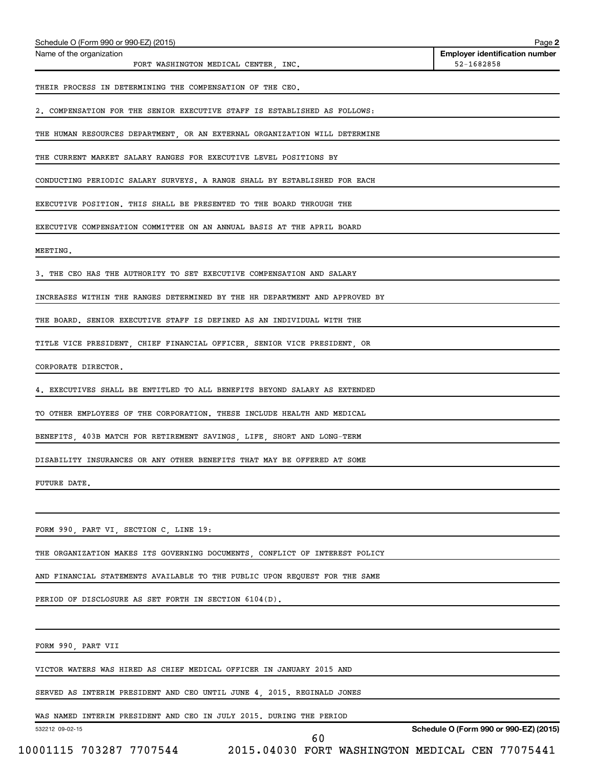Schedule O (Form 990 or 990-EZ) (2015) Page **2**

| Name of the organization | **Employer identification number** |
|---|---|
| FORT WASHINGTON MEDICAL CENTER, INC. | 52-1682858 |

THEIR PROCESS IN DETERMINING THE COMPENSATION OF THE CEO.

2. COMPENSATION FOR THE SENIOR EXECUTIVE STAFF IS ESTABLISHED AS FOLLOWS: THE HUMAN RESOURCES DEPARTMENT, OR AN EXTERNAL ORGANIZATION WILL DETERMINE THE CURRENT MARKET SALARY RANGES FOR EXECUTIVE LEVEL POSITIONS BY CONDUCTING PERIODIC SALARY SURVEYS. A RANGE SHALL BY ESTABLISHED FOR EACH EXECUTIVE POSITION. THIS SHALL BE PRESENTED TO THE BOARD THROUGH THE EXECUTIVE COMPENSATION COMMITTEE ON AN ANNUAL BASIS AT THE APRIL BOARD MEETING.

3. THE CEO HAS THE AUTHORITY TO SET EXECUTIVE COMPENSATION AND SALARY INCREASES WITHIN THE RANGES DETERMINED BY THE HR DEPARTMENT AND APPROVED BY THE BOARD. SENIOR EXECUTIVE STAFF IS DEFINED AS AN INDIVIDUAL WITH THE TITLE VICE PRESIDENT, CHIEF FINANCIAL OFFICER, SENIOR VICE PRESIDENT, OR CORPORATE DIRECTOR.

4. EXECUTIVES SHALL BE ENTITLED TO ALL BENEFITS BEYOND SALARY AS EXTENDED TO OTHER EMPLOYEES OF THE CORPORATION. THESE INCLUDE HEALTH AND MEDICAL BENEFITS, 403B MATCH FOR RETIREMENT SAVINGS, LIFE, SHORT AND LONG-TERM DISABILITY INSURANCES OR ANY OTHER BENEFITS THAT MAY BE OFFERED AT SOME FUTURE DATE.

FORM 990, PART VI, SECTION C, LINE 19:

THE ORGANIZATION MAKES ITS GOVERNING DOCUMENTS, CONFLICT OF INTEREST POLICY AND FINANCIAL STATEMENTS AVAILABLE TO THE PUBLIC UPON REQUEST FOR THE SAME PERIOD OF DISCLOSURE AS SET FORTH IN SECTION 6104(D).

FORM 990, PART VII

VICTOR WATERS WAS HIRED AS CHIEF MEDICAL OFFICER IN JANUARY 2015 AND SERVED AS INTERIM PRESIDENT AND CEO UNTIL JUNE 4, 2015. REGINALD JONES WAS NAMED INTERIM PRESIDENT AND CEO IN JULY 2015. DURING THE PERIOD

532212 09-02-15 **Schedule O (Form 990 or 990-EZ) (2015)**

10001115 703287 7707544 2015.04030 FORT WASHINGTON MEDICAL CEN 77075441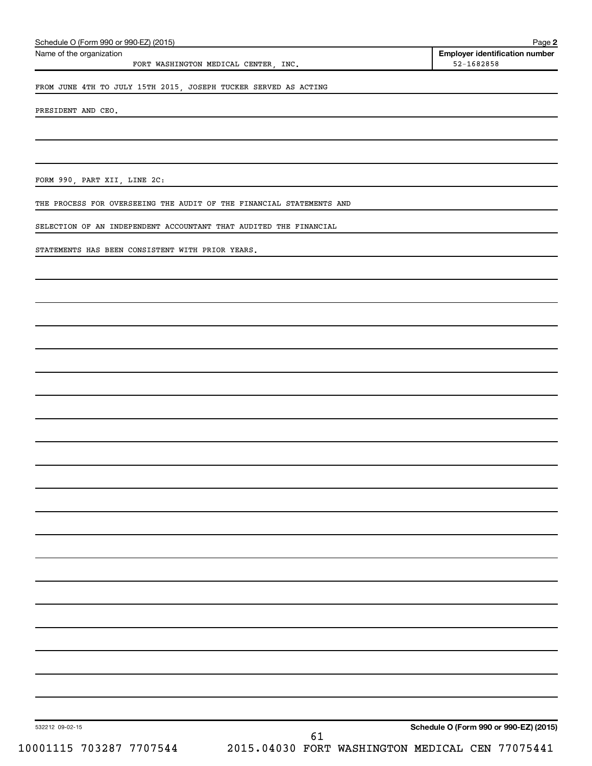Schedule O (Form 990 or 990-EZ) (2015) Page **2**

| Name of the organization | Employer identification number |
| --- | --- |
| FORT WASHINGTON MEDICAL CENTER, INC. | 52-1682858 |

FROM JUNE 4TH TO JULY 15TH 2015, JOSEPH TUCKER SERVED AS ACTING PRESIDENT AND CEO.

FORM 990, PART XII, LINE 2C:

THE PROCESS FOR OVERSEEING THE AUDIT OF THE FINANCIAL STATEMENTS AND SELECTION OF AN INDEPENDENT ACCOUNTANT THAT AUDITED THE FINANCIAL STATEMENTS HAS BEEN CONSISTENT WITH PRIOR YEARS.

532212 09-02-15 **Schedule O (Form 990 or 990-EZ) (2015)**

10001115 703287 7707544 2015.04030 FORT WASHINGTON MEDICAL CEN 77075441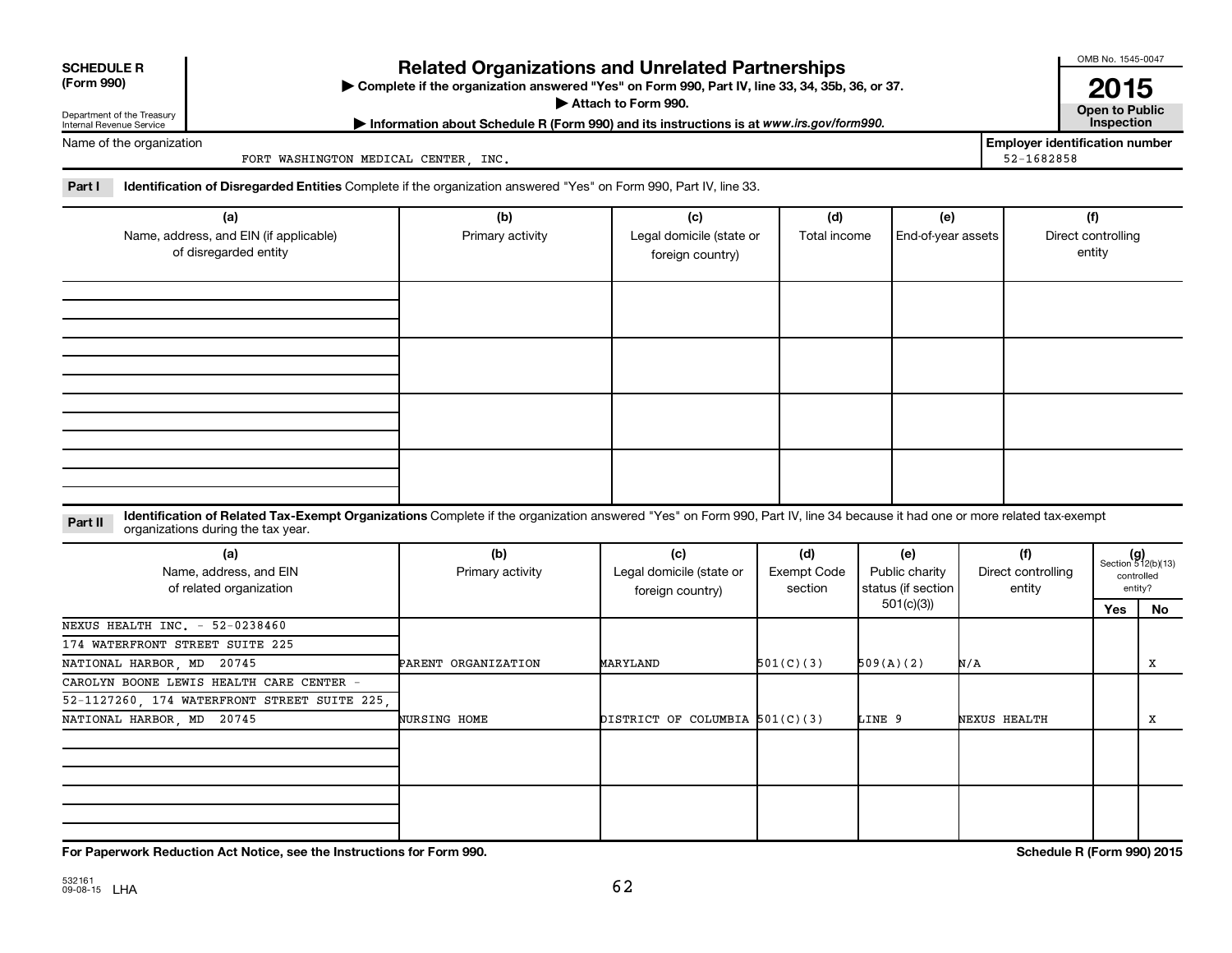**SCHEDULE R (Form 990)**

Department of the Treasury
Internal Revenue Service

# Related Organizations and Unrelated Partnerships

▶ Complete if the organization answered "Yes" on Form 990, Part IV, line 33, 34, 35b, 36, or 37.
▶ Attach to Form 990.
▶ Information about Schedule R (Form 990) and its instructions is at *www.irs.gov/form990.*

OMB No. 1545-0047
**2015**
**Open to Public Inspection**

Name of the organization: FORT WASHINGTON MEDICAL CENTER, INC.
**Employer identification number:** 52-1682858

**Part I** **Identification of Disregarded Entities** Complete if the organization answered "Yes" on Form 990, Part IV, line 33.

| (a) Name, address, and EIN (if applicable) of disregarded entity | (b) Primary activity | (c) Legal domicile (state or foreign country) | (d) Total income | (e) End-of-year assets | (f) Direct controlling entity |
|---|---|---|---|---|---|
| | | | | | |
| | | | | | |
| | | | | | |
| | | | | | |

**Part II** **Identification of Related Tax-Exempt Organizations** Complete if the organization answered "Yes" on Form 990, Part IV, line 34 because it had one or more related tax-exempt organizations during the tax year.

| (a) Name, address, and EIN of related organization | (b) Primary activity | (c) Legal domicile (state or foreign country) | (d) Exempt Code section | (e) Public charity status (if section 501(c)(3)) | (f) Direct controlling entity | (g) Section 512(b)(13) controlled entity? Yes | No |
|---|---|---|---|---|---|---|---|
| NEXUS HEALTH INC. - 52-0238460, 174 WATERFRONT STREET SUITE 225, NATIONAL HARBOR, MD 20745 | PARENT ORGANIZATION | MARYLAND | 501(C)(3) | 509(A)(2) | N/A | | X |
| CAROLYN BOONE LEWIS HEALTH CARE CENTER - 52-1127260, 174 WATERFRONT STREET SUITE 225, NATIONAL HARBOR, MD 20745 | NURSING HOME | DISTRICT OF COLUMBIA | 501(C)(3) | LINE 9 | NEXUS HEALTH | | X |
| | | | | | | | |
| | | | | | | | |

**For Paperwork Reduction Act Notice, see the Instructions for Form 990.** **Schedule R (Form 990) 2015**

532161 09-08-15 LHA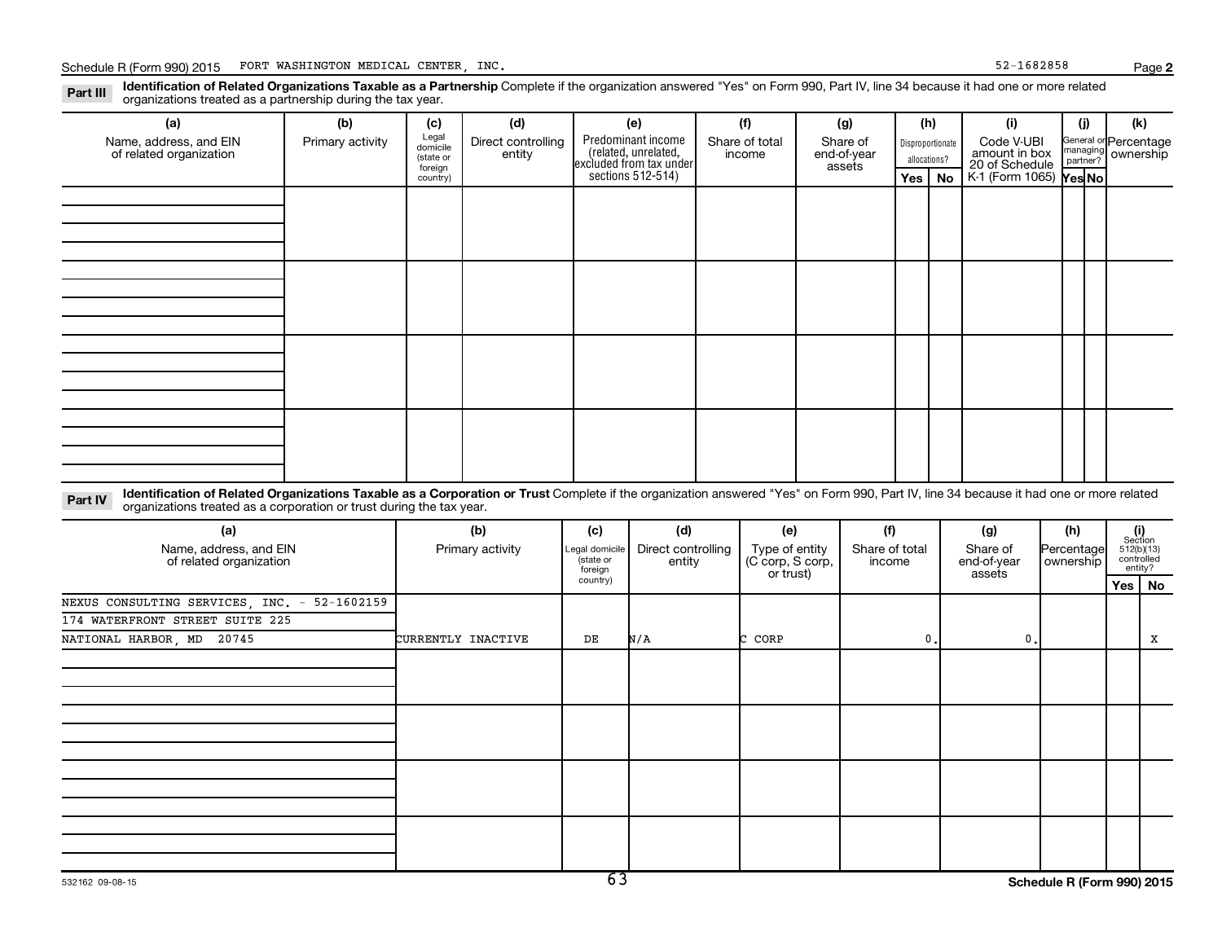Schedule R (Form 990) 2015 FORT WASHINGTON MEDICAL CENTER, INC. 52-1682858

**Part III Identification of Related Organizations Taxable as a Partnership** Complete if the organization answered "Yes" on Form 990, Part IV, line 34 because it had one or more related organizations treated as a partnership during the tax year.

| (a) Name, address, and EIN of related organization | (b) Primary activity | (c) Legal domicile (state or foreign country) | (d) Direct controlling entity | (e) Predominant income (related, unrelated, excluded from tax under sections 512-514) | (f) Share of total income | (g) Share of end-of-year assets | (h) Disproportionate allocations? Yes | No | (i) Code V-UBI amount in box 20 of Schedule K-1 (Form 1065) | (j) General or managing partner? Yes | No | (k) Percentage ownership |
|---|---|---|---|---|---|---|---|---|---|---|---|---|
| | | | | | | | | | | | | |
| | | | | | | | | | | | | |
| | | | | | | | | | | | | |
| | | | | | | | | | | | | |

**Part IV Identification of Related Organizations Taxable as a Corporation or Trust** Complete if the organization answered "Yes" on Form 990, Part IV, line 34 because it had one or more related organizations treated as a corporation or trust during the tax year.

| (a) Name, address, and EIN of related organization | (b) Primary activity | (c) Legal domicile (state or foreign country) | (d) Direct controlling entity | (e) Type of entity (C corp, S corp, or trust) | (f) Share of total income | (g) Share of end-of-year assets | (h) Percentage ownership | (i) Section 512(b)(13) controlled entity? Yes | No |
|---|---|---|---|---|---|---|---|---|---|
| NEXUS CONSULTING SERVICES, INC. - 52-1602159<br>174 WATERFRONT STREET SUITE 225<br>NATIONAL HARBOR, MD 20745 | CURRENTLY INACTIVE | DE | N/A | C CORP | 0. | 0. | | | X |
| | | | | | | | | | |
| | | | | | | | | | |
| | | | | | | | | | |
| | | | | | | | | | |

532162 09-08-15

Schedule R (Form 990) 2015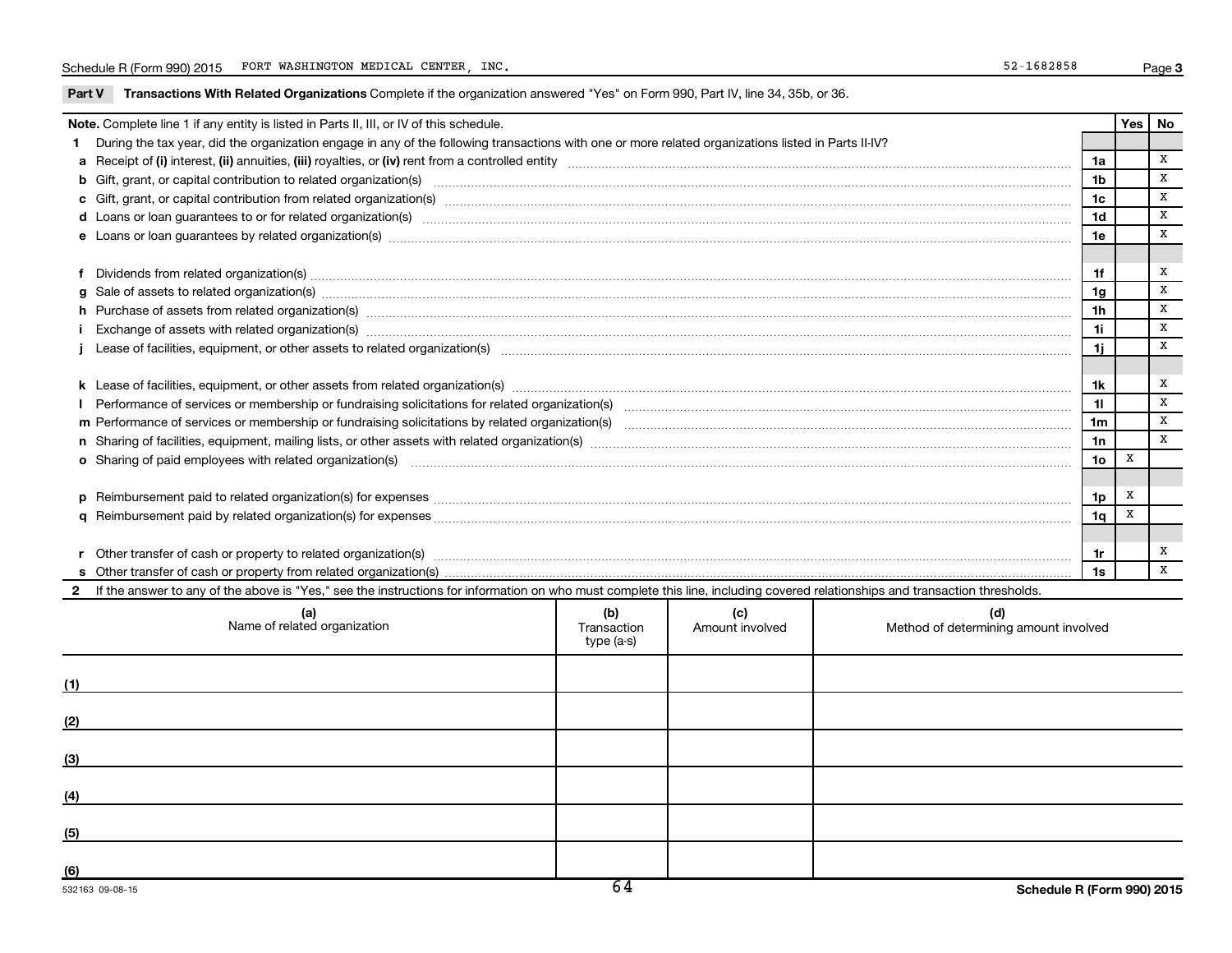Schedule R (Form 990) 2015 FORT WASHINGTON MEDICAL CENTER, INC. 52-1682858

## Part V Transactions With Related Organizations

Complete if the organization answered "Yes" on Form 990, Part IV, line 34, 35b, or 36.

**Note.** Complete line 1 if any entity is listed in Parts II, III, or IV of this schedule.

| | | Line | Yes | No |
|---|---|---|---|---|
| **1** | During the tax year, did the organization engage in any of the following transactions with one or more related organizations listed in Parts II-IV? | | | |
| **a** | Receipt of **(i)** interest, **(ii)** annuities, **(iii)** royalties, or **(iv)** rent from a controlled entity | 1a | | X |
| **b** | Gift, grant, or capital contribution to related organization(s) | 1b | | X |
| **c** | Gift, grant, or capital contribution from related organization(s) | 1c | | X |
| **d** | Loans or loan guarantees to or for related organization(s) | 1d | | X |
| **e** | Loans or loan guarantees by related organization(s) | 1e | | X |
| **f** | Dividends from related organization(s) | 1f | | X |
| **g** | Sale of assets to related organization(s) | 1g | | X |
| **h** | Purchase of assets from related organization(s) | 1h | | X |
| **i** | Exchange of assets with related organization(s) | 1i | | X |
| **j** | Lease of facilities, equipment, or other assets to related organization(s) | 1j | | X |
| **k** | Lease of facilities, equipment, or other assets from related organization(s) | 1k | | X |
| **l** | Performance of services or membership or fundraising solicitations for related organization(s) | 1l | | X |
| **m** | Performance of services or membership or fundraising solicitations by related organization(s) | 1m | | X |
| **n** | Sharing of facilities, equipment, mailing lists, or other assets with related organization(s) | 1n | | X |
| **o** | Sharing of paid employees with related organization(s) | 1o | X | |
| **p** | Reimbursement paid to related organization(s) for expenses | 1p | X | |
| **q** | Reimbursement paid by related organization(s) for expenses | 1q | X | |
| **r** | Other transfer of cash or property to related organization(s) | 1r | | X |
| **s** | Other transfer of cash or property from related organization(s) | 1s | | X |

**2** If the answer to any of the above is "Yes," see the instructions for information on who must complete this line, including covered relationships and transaction thresholds.

| | (a) Name of related organization | (b) Transaction type (a-s) | (c) Amount involved | (d) Method of determining amount involved |
|---|---|---|---|---|
| (1) | | | | |
| (2) | | | | |
| (3) | | | | |
| (4) | | | | |
| (5) | | | | |
| (6) | | | | |

532163 09-08-15 **Schedule R (Form 990) 2015**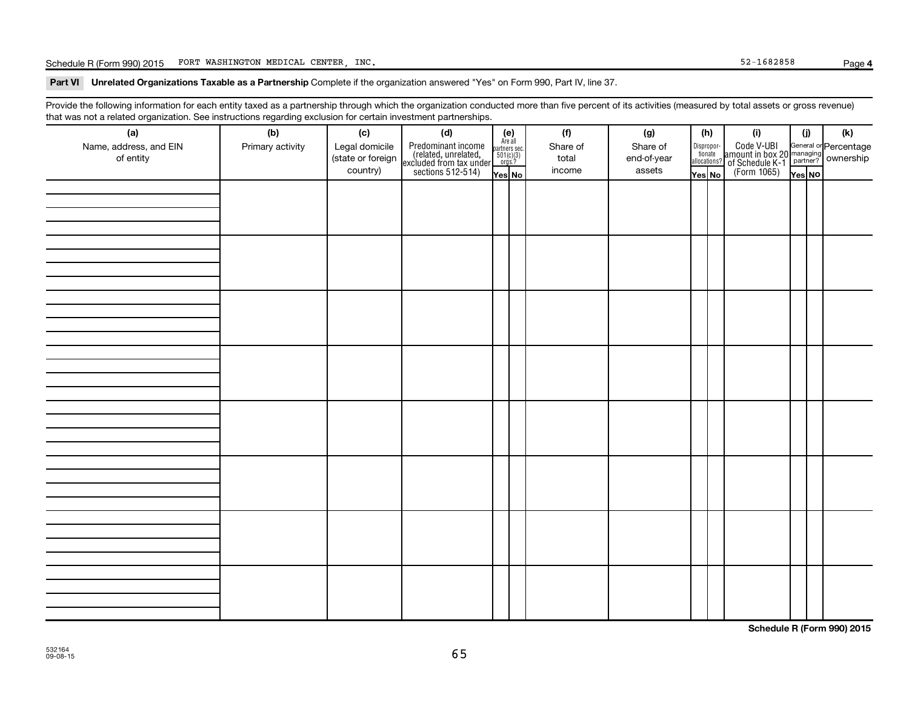Schedule R (Form 990) 2015 FORT WASHINGTON MEDICAL CENTER, INC. 52-1682858

**Part VI Unrelated Organizations Taxable as a Partnership** Complete if the organization answered "Yes" on Form 990, Part IV, line 37.

Provide the following information for each entity taxed as a partnership through which the organization conducted more than five percent of its activities (measured by total assets or gross revenue) that was not a related organization. See instructions regarding exclusion for certain investment partnerships.

| (a) Name, address, and EIN of entity | (b) Primary activity | (c) Legal domicile (state or foreign country) | (d) Predominant income (related, unrelated, excluded from tax under sections 512-514) | (e) Are all partners sec. 501(c)(3) orgs.? Yes | (e) No | (f) Share of total income | (g) Share of end-of-year assets | (h) Disproportionate allocations? Yes | (h) No | (i) Code V-UBI amount in box 20 of Schedule K-1 (Form 1065) | (j) General or managing partner? Yes | (j) No | (k) Percentage ownership |
|---|---|---|---|---|---|---|---|---|---|---|---|---|---|
| | | | | | | | | | | | | | |
| | | | | | | | | | | | | | |
| | | | | | | | | | | | | | |
| | | | | | | | | | | | | | |
| | | | | | | | | | | | | | |
| | | | | | | | | | | | | | |
| | | | | | | | | | | | | | |
| | | | | | | | | | | | | | |

**Schedule R (Form 990) 2015**

532164
09-08-15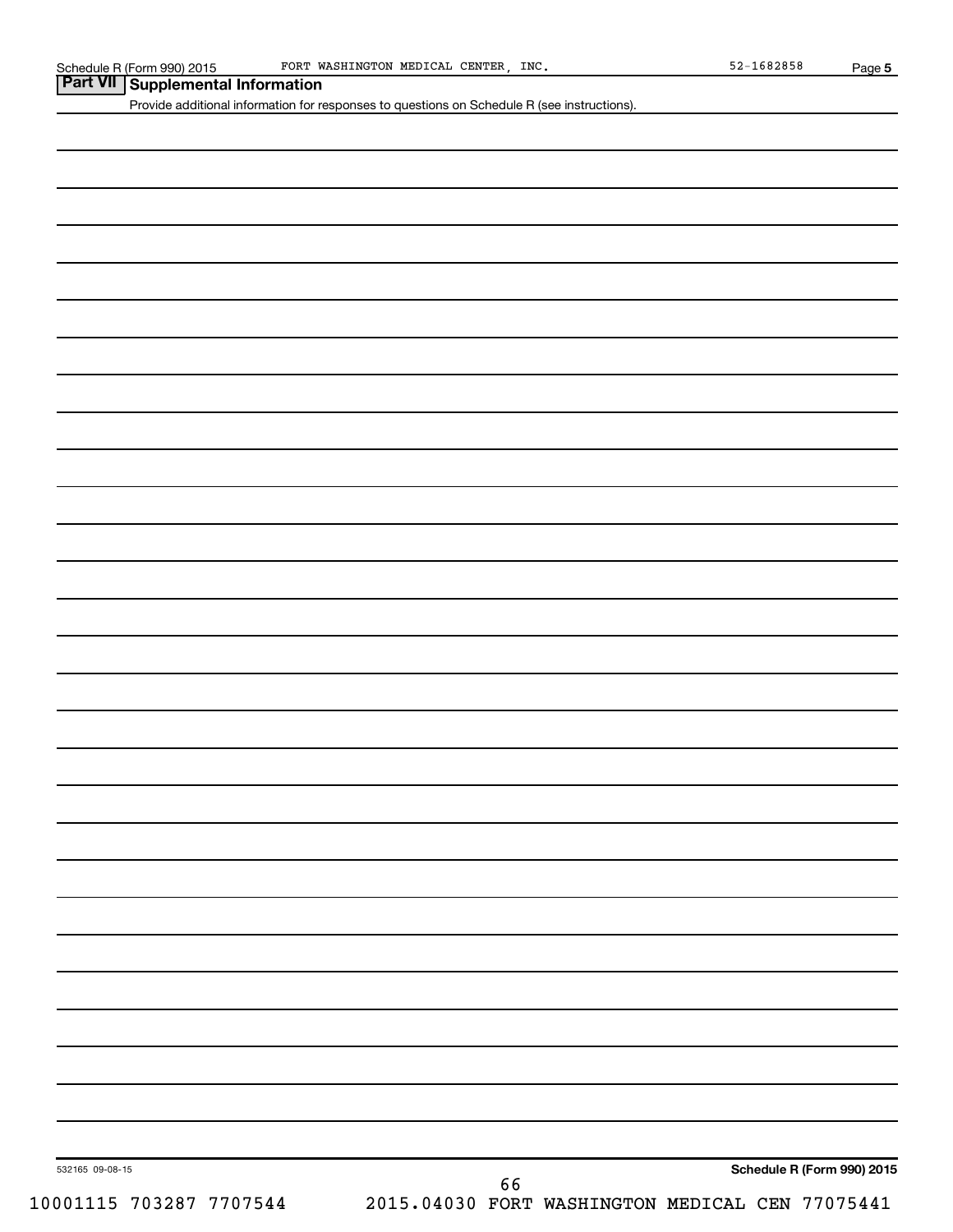## Part VII Supplemental Information

Provide additional information for responses to questions on Schedule R (see instructions).